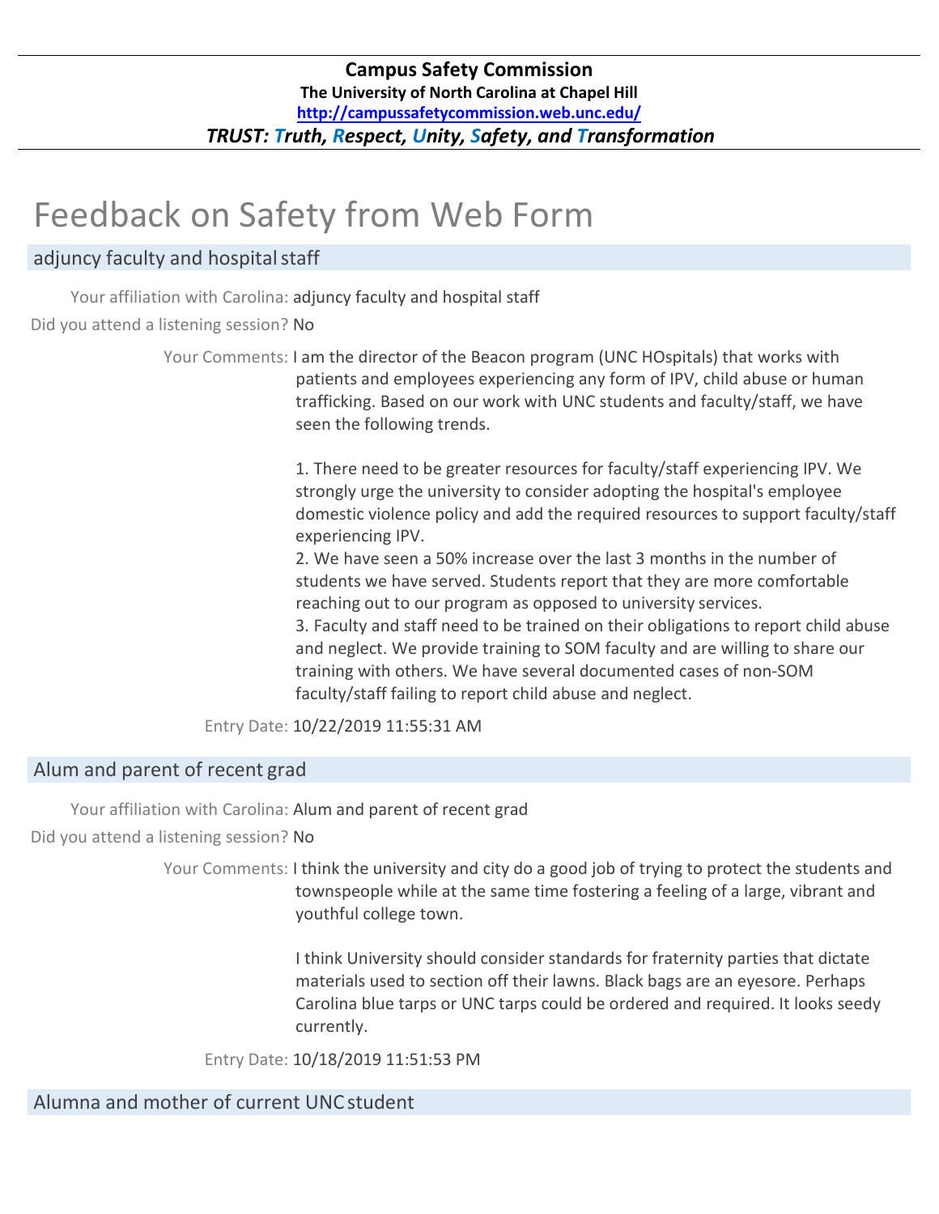**Campus Safety Commission**
**The University of North Carolina at Chapel Hill**
**http://campussafetycommission.web.unc.edu/**
***TRUST: Truth, Respect, Unity, Safety, and Transformation***

# Feedback on Safety from Web Form

## adjuncy faculty and hospital staff

Your affiliation with Carolina: adjuncy faculty and hospital staff

Did you attend a listening session? No

Your Comments: I am the director of the Beacon program (UNC HOspitals) that works with patients and employees experiencing any form of IPV, child abuse or human trafficking. Based on our work with UNC students and faculty/staff, we have seen the following trends.

1. There need to be greater resources for faculty/staff experiencing IPV. We strongly urge the university to consider adopting the hospital's employee domestic violence policy and add the required resources to support faculty/staff experiencing IPV.
2. We have seen a 50% increase over the last 3 months in the number of students we have served. Students report that they are more comfortable reaching out to our program as opposed to university services.
3. Faculty and staff need to be trained on their obligations to report child abuse and neglect. We provide training to SOM faculty and are willing to share our training with others. We have several documented cases of non-SOM faculty/staff failing to report child abuse and neglect.

Entry Date: 10/22/2019 11:55:31 AM

## Alum and parent of recent grad

Your affiliation with Carolina: Alum and parent of recent grad

Did you attend a listening session? No

Your Comments: I think the university and city do a good job of trying to protect the students and townspeople while at the same time fostering a feeling of a large, vibrant and youthful college town.

I think University should consider standards for fraternity parties that dictate materials used to section off their lawns. Black bags are an eyesore. Perhaps Carolina blue tarps or UNC tarps could be ordered and required. It looks seedy currently.

Entry Date: 10/18/2019 11:51:53 PM

## Alumna and mother of current UNC student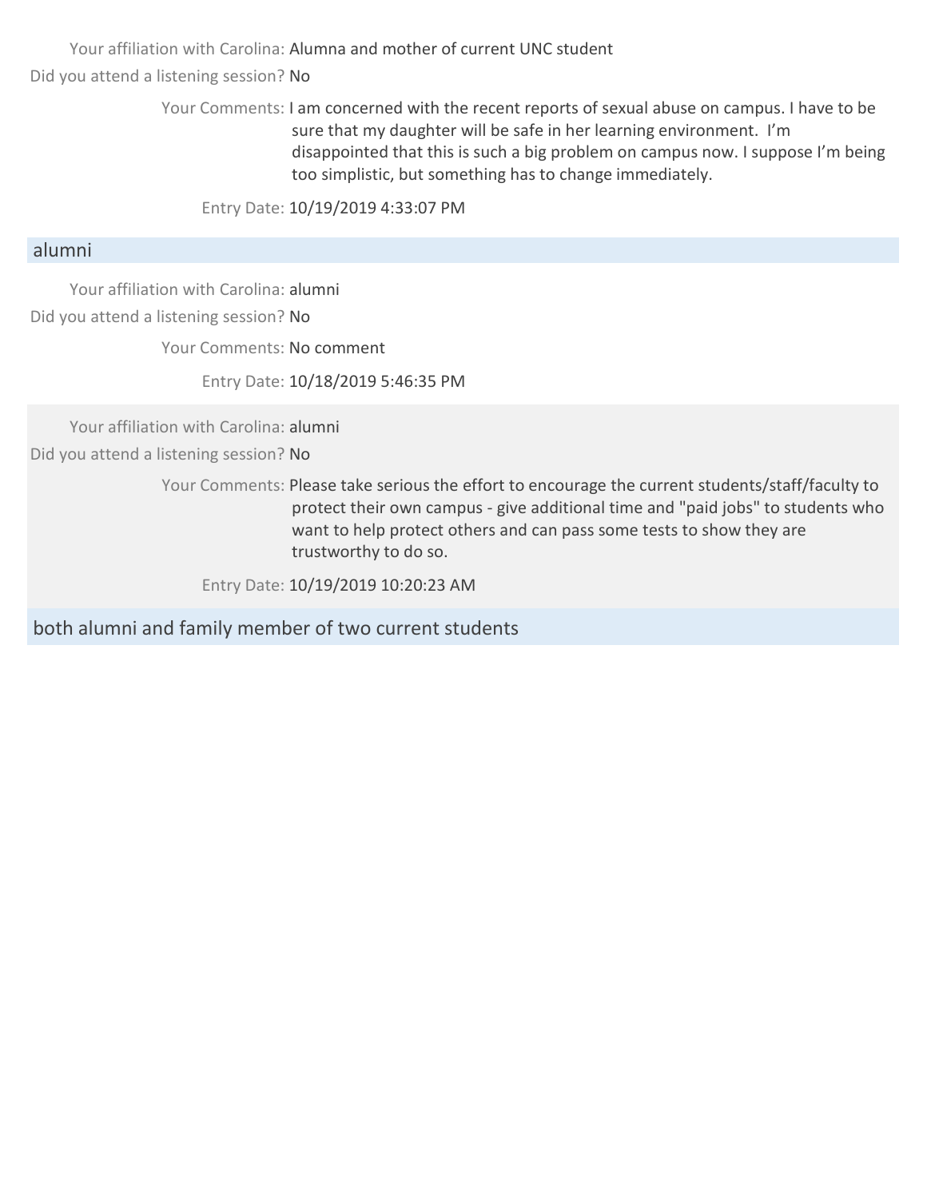Your affiliation with Carolina: Alumna and mother of current UNC student

Did you attend a listening session? No

Your Comments: I am concerned with the recent reports of sexual abuse on campus. I have to be sure that my daughter will be safe in her learning environment. I'm disappointed that this is such a big problem on campus now. I suppose I'm being too simplistic, but something has to change immediately.

Entry Date: 10/19/2019 4:33:07 PM

## alumni

Your affiliation with Carolina: alumni

Did you attend a listening session? No

Your Comments: No comment

Entry Date: 10/18/2019 5:46:35 PM

Your affiliation with Carolina: alumni

Did you attend a listening session? No

Your Comments: Please take serious the effort to encourage the current students/staff/faculty to protect their own campus - give additional time and "paid jobs" to students who want to help protect others and can pass some tests to show they are trustworthy to do so.

Entry Date: 10/19/2019 10:20:23 AM

## both alumni and family member of two current students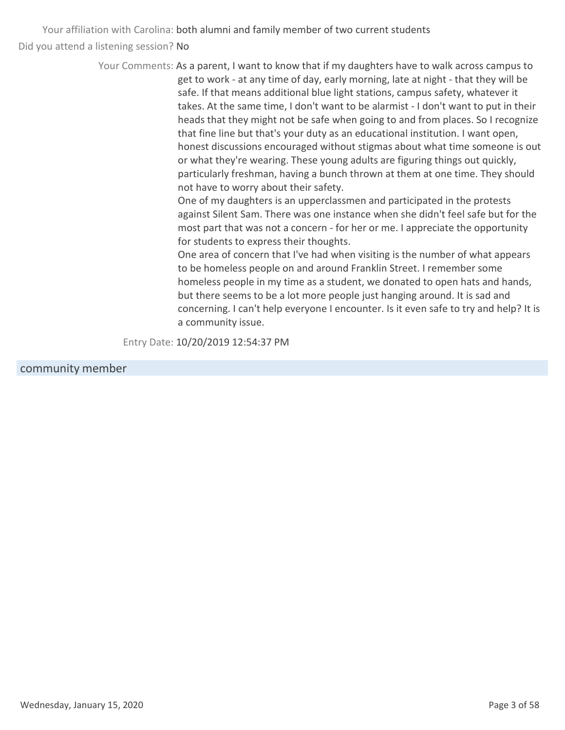Your affiliation with Carolina: both alumni and family member of two current students

Did you attend a listening session? No

Your Comments: As a parent, I want to know that if my daughters have to walk across campus to get to work - at any time of day, early morning, late at night - that they will be safe. If that means additional blue light stations, campus safety, whatever it takes. At the same time, I don't want to be alarmist - I don't want to put in their heads that they might not be safe when going to and from places. So I recognize that fine line but that's your duty as an educational institution. I want open, honest discussions encouraged without stigmas about what time someone is out or what they're wearing. These young adults are figuring things out quickly, particularly freshman, having a bunch thrown at them at one time. They should not have to worry about their safety.

One of my daughters is an upperclassmen and participated in the protests against Silent Sam. There was one instance when she didn't feel safe but for the most part that was not a concern - for her or me. I appreciate the opportunity for students to express their thoughts.

One area of concern that I've had when visiting is the number of what appears to be homeless people on and around Franklin Street. I remember some homeless people in my time as a student, we donated to open hats and hands, but there seems to be a lot more people just hanging around. It is sad and concerning. I can't help everyone I encounter. Is it even safe to try and help? It is a community issue.

Entry Date: 10/20/2019 12:54:37 PM

## community member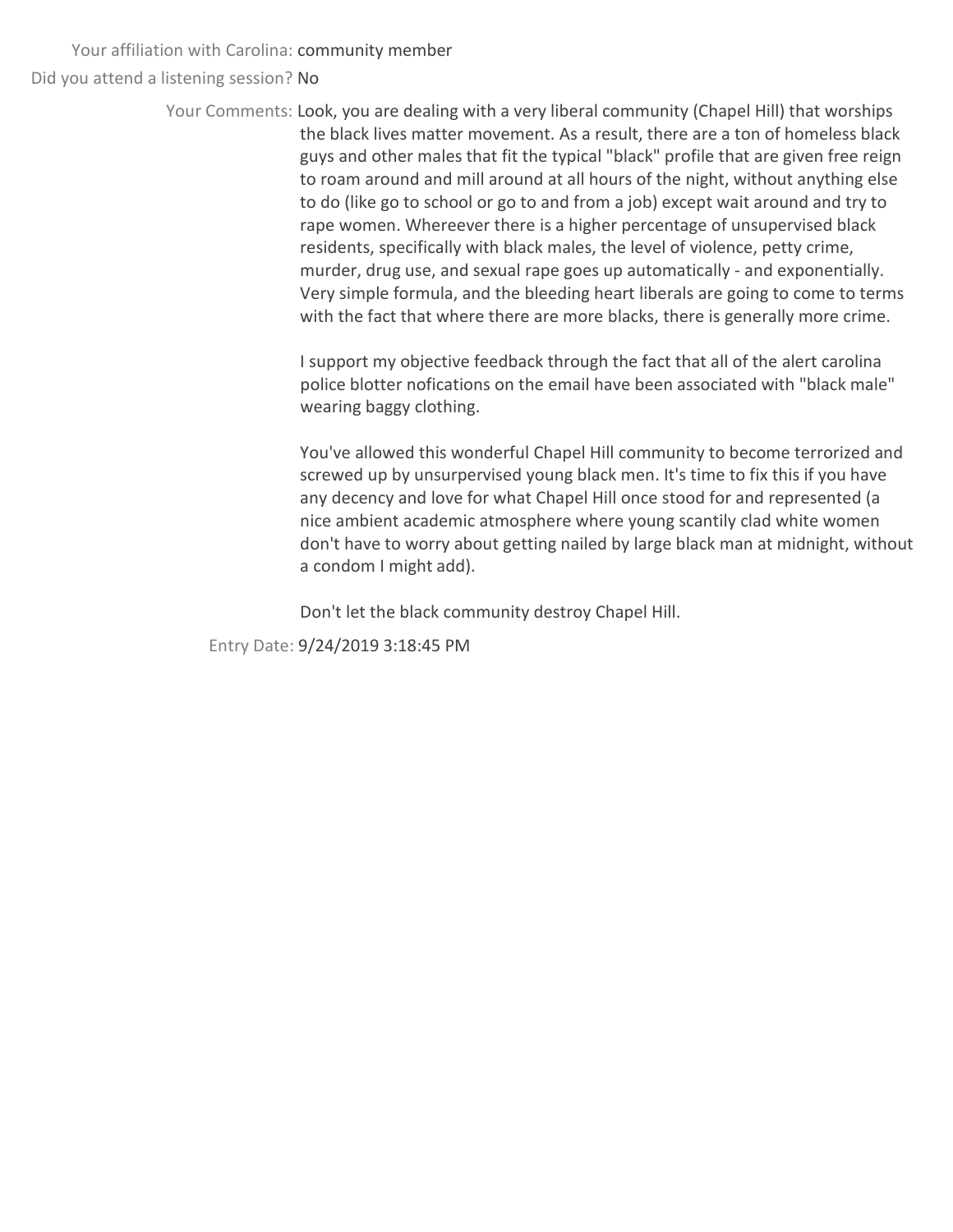Your affiliation with Carolina: community member

Did you attend a listening session? No

Your Comments: Look, you are dealing with a very liberal community (Chapel Hill) that worships the black lives matter movement. As a result, there are a ton of homeless black guys and other males that fit the typical "black" profile that are given free reign to roam around and mill around at all hours of the night, without anything else to do (like go to school or go to and from a job) except wait around and try to rape women. Whereever there is a higher percentage of unsupervised black residents, specifically with black males, the level of violence, petty crime, murder, drug use, and sexual rape goes up automatically - and exponentially. Very simple formula, and the bleeding heart liberals are going to come to terms with the fact that where there are more blacks, there is generally more crime.

I support my objective feedback through the fact that all of the alert carolina police blotter nofications on the email have been associated with "black male" wearing baggy clothing.

You've allowed this wonderful Chapel Hill community to become terrorized and screwed up by unsurpervised young black men. It's time to fix this if you have any decency and love for what Chapel Hill once stood for and represented (a nice ambient academic atmosphere where young scantily clad white women don't have to worry about getting nailed by large black man at midnight, without a condom I might add).

Don't let the black community destroy Chapel Hill.

Entry Date: 9/24/2019 3:18:45 PM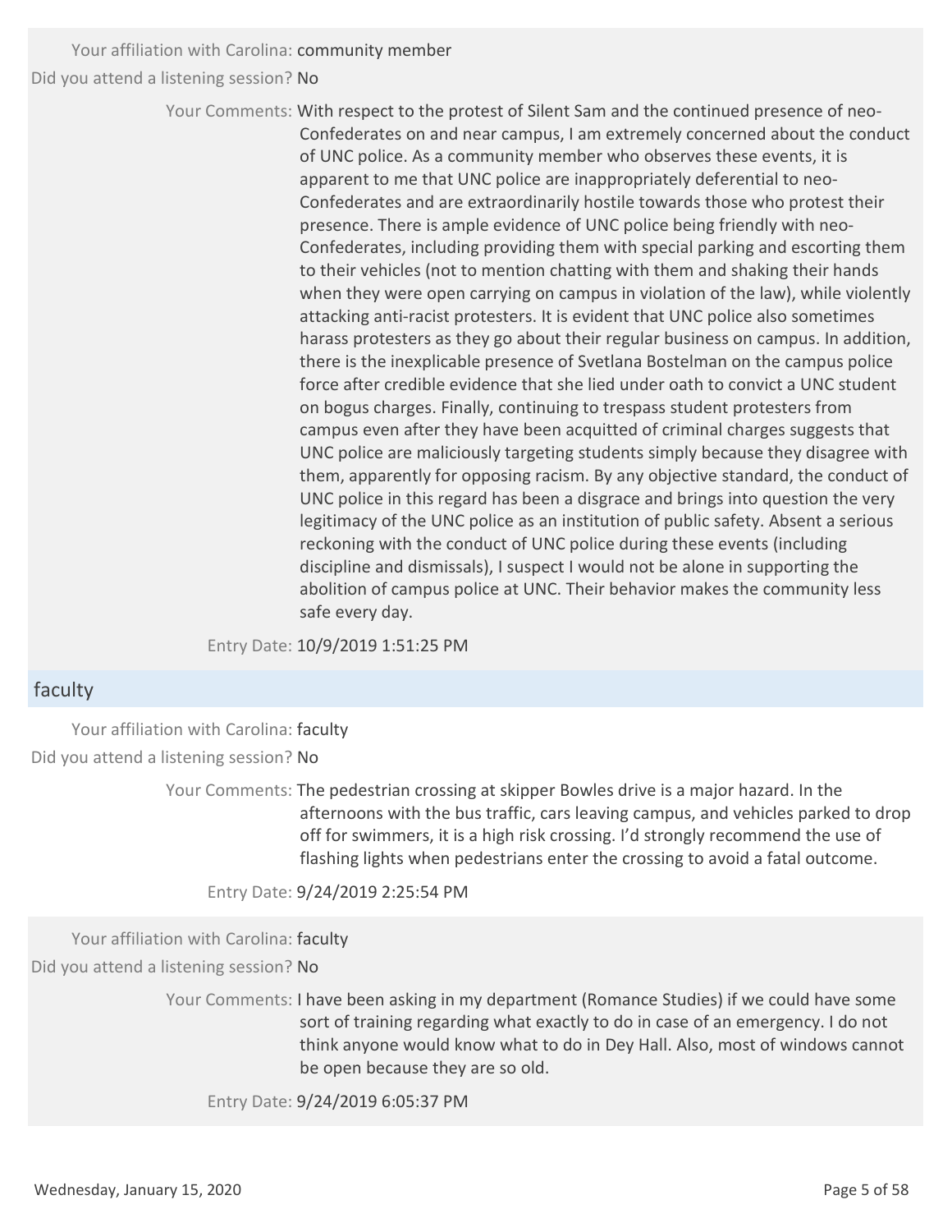Your affiliation with Carolina: community member

Did you attend a listening session? No

Your Comments: With respect to the protest of Silent Sam and the continued presence of neo-Confederates on and near campus, I am extremely concerned about the conduct of UNC police. As a community member who observes these events, it is apparent to me that UNC police are inappropriately deferential to neo-Confederates and are extraordinarily hostile towards those who protest their presence. There is ample evidence of UNC police being friendly with neo-Confederates, including providing them with special parking and escorting them to their vehicles (not to mention chatting with them and shaking their hands when they were open carrying on campus in violation of the law), while violently attacking anti-racist protesters. It is evident that UNC police also sometimes harass protesters as they go about their regular business on campus. In addition, there is the inexplicable presence of Svetlana Bostelman on the campus police force after credible evidence that she lied under oath to convict a UNC student on bogus charges. Finally, continuing to trespass student protesters from campus even after they have been acquitted of criminal charges suggests that UNC police are maliciously targeting students simply because they disagree with them, apparently for opposing racism. By any objective standard, the conduct of UNC police in this regard has been a disgrace and brings into question the very legitimacy of the UNC police as an institution of public safety. Absent a serious reckoning with the conduct of UNC police during these events (including discipline and dismissals), I suspect I would not be alone in supporting the abolition of campus police at UNC. Their behavior makes the community less safe every day.

Entry Date: 10/9/2019 1:51:25 PM

## faculty

Your affiliation with Carolina: faculty

Did you attend a listening session? No

Your Comments: The pedestrian crossing at skipper Bowles drive is a major hazard. In the afternoons with the bus traffic, cars leaving campus, and vehicles parked to drop off for swimmers, it is a high risk crossing. I'd strongly recommend the use of flashing lights when pedestrians enter the crossing to avoid a fatal outcome.

Entry Date: 9/24/2019 2:25:54 PM

Your affiliation with Carolina: faculty

Did you attend a listening session? No

Your Comments: I have been asking in my department (Romance Studies) if we could have some sort of training regarding what exactly to do in case of an emergency. I do not think anyone would know what to do in Dey Hall. Also, most of windows cannot be open because they are so old.

Entry Date: 9/24/2019 6:05:37 PM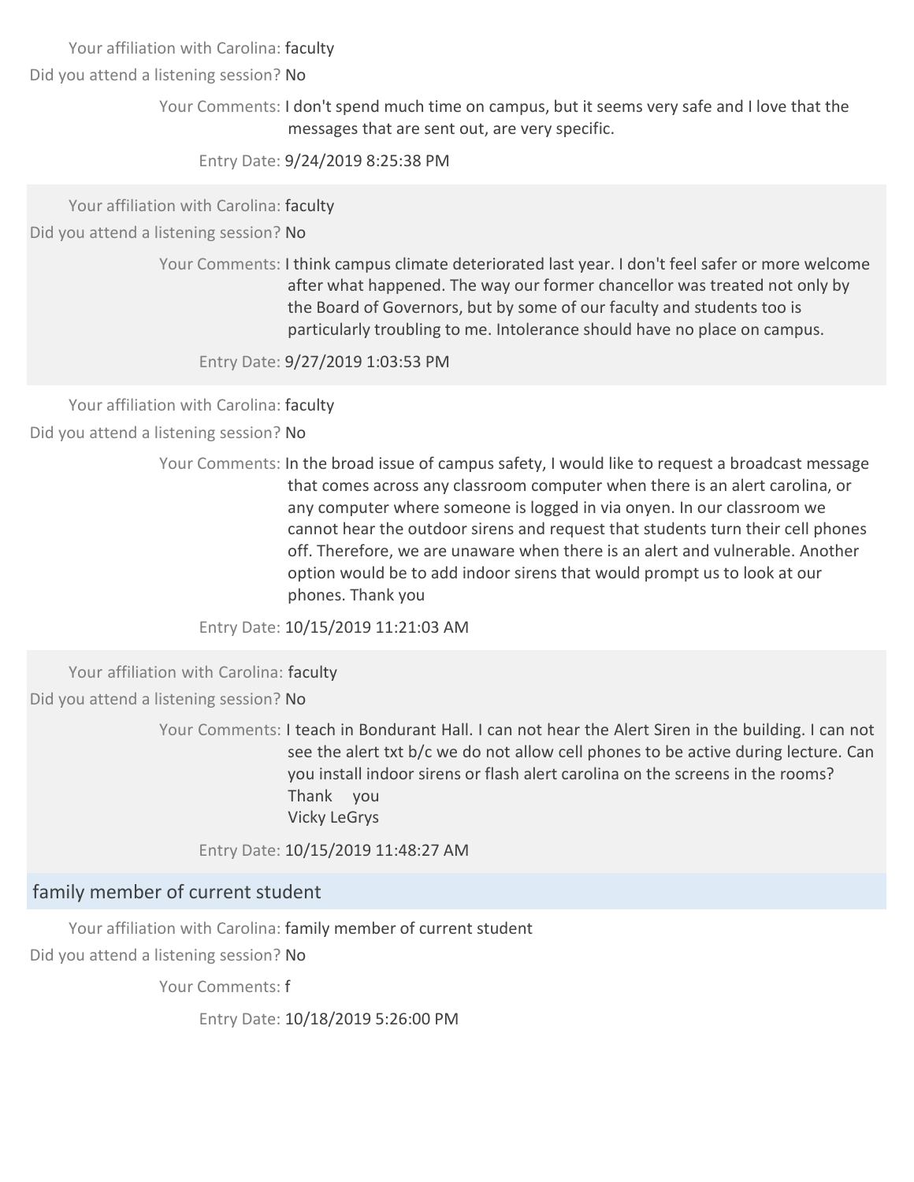Your affiliation with Carolina: faculty

Did you attend a listening session? No

Your Comments: I don't spend much time on campus, but it seems very safe and I love that the messages that are sent out, are very specific.

Entry Date: 9/24/2019 8:25:38 PM

---

Your affiliation with Carolina: faculty

Did you attend a listening session? No

Your Comments: I think campus climate deteriorated last year. I don't feel safer or more welcome after what happened. The way our former chancellor was treated not only by the Board of Governors, but by some of our faculty and students too is particularly troubling to me. Intolerance should have no place on campus.

Entry Date: 9/27/2019 1:03:53 PM

---

Your affiliation with Carolina: faculty

Did you attend a listening session? No

Your Comments: In the broad issue of campus safety, I would like to request a broadcast message that comes across any classroom computer when there is an alert carolina, or any computer where someone is logged in via onyen. In our classroom we cannot hear the outdoor sirens and request that students turn their cell phones off. Therefore, we are unaware when there is an alert and vulnerable. Another option would be to add indoor sirens that would prompt us to look at our phones. Thank you

Entry Date: 10/15/2019 11:21:03 AM

---

Your affiliation with Carolina: faculty

Did you attend a listening session? No

Your Comments: I teach in Bondurant Hall. I can not hear the Alert Siren in the building. I can not see the alert txt b/c we do not allow cell phones to be active during lecture. Can you install indoor sirens or flash alert carolina on the screens in the rooms?
Thank you
Vicky LeGrys

Entry Date: 10/15/2019 11:48:27 AM

## family member of current student

Your affiliation with Carolina: family member of current student

Did you attend a listening session? No

Your Comments: f

Entry Date: 10/18/2019 5:26:00 PM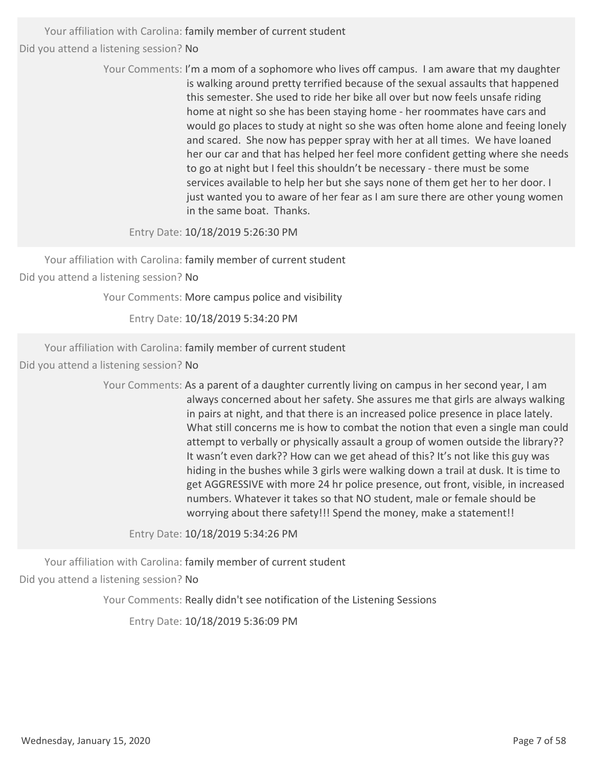Your affiliation with Carolina: family member of current student

Did you attend a listening session? No

Your Comments: I'm a mom of a sophomore who lives off campus. I am aware that my daughter is walking around pretty terrified because of the sexual assaults that happened this semester. She used to ride her bike all over but now feels unsafe riding home at night so she has been staying home - her roommates have cars and would go places to study at night so she was often home alone and feeing lonely and scared. She now has pepper spray with her at all times. We have loaned her our car and that has helped her feel more confident getting where she needs to go at night but I feel this shouldn't be necessary - there must be some services available to help her but she says none of them get her to her door. I just wanted you to aware of her fear as I am sure there are other young women in the same boat. Thanks.

Entry Date: 10/18/2019 5:26:30 PM

---

Your affiliation with Carolina: family member of current student

Did you attend a listening session? No

Your Comments: More campus police and visibility

Entry Date: 10/18/2019 5:34:20 PM

---

Your affiliation with Carolina: family member of current student

Did you attend a listening session? No

Your Comments: As a parent of a daughter currently living on campus in her second year, I am always concerned about her safety. She assures me that girls are always walking in pairs at night, and that there is an increased police presence in place lately. What still concerns me is how to combat the notion that even a single man could attempt to verbally or physically assault a group of women outside the library?? It wasn't even dark?? How can we get ahead of this? It's not like this guy was hiding in the bushes while 3 girls were walking down a trail at dusk. It is time to get AGGRESSIVE with more 24 hr police presence, out front, visible, in increased numbers. Whatever it takes so that NO student, male or female should be worrying about there safety!!! Spend the money, make a statement!!

Entry Date: 10/18/2019 5:34:26 PM

---

Your affiliation with Carolina: family member of current student

Did you attend a listening session? No

Your Comments: Really didn't see notification of the Listening Sessions

Entry Date: 10/18/2019 5:36:09 PM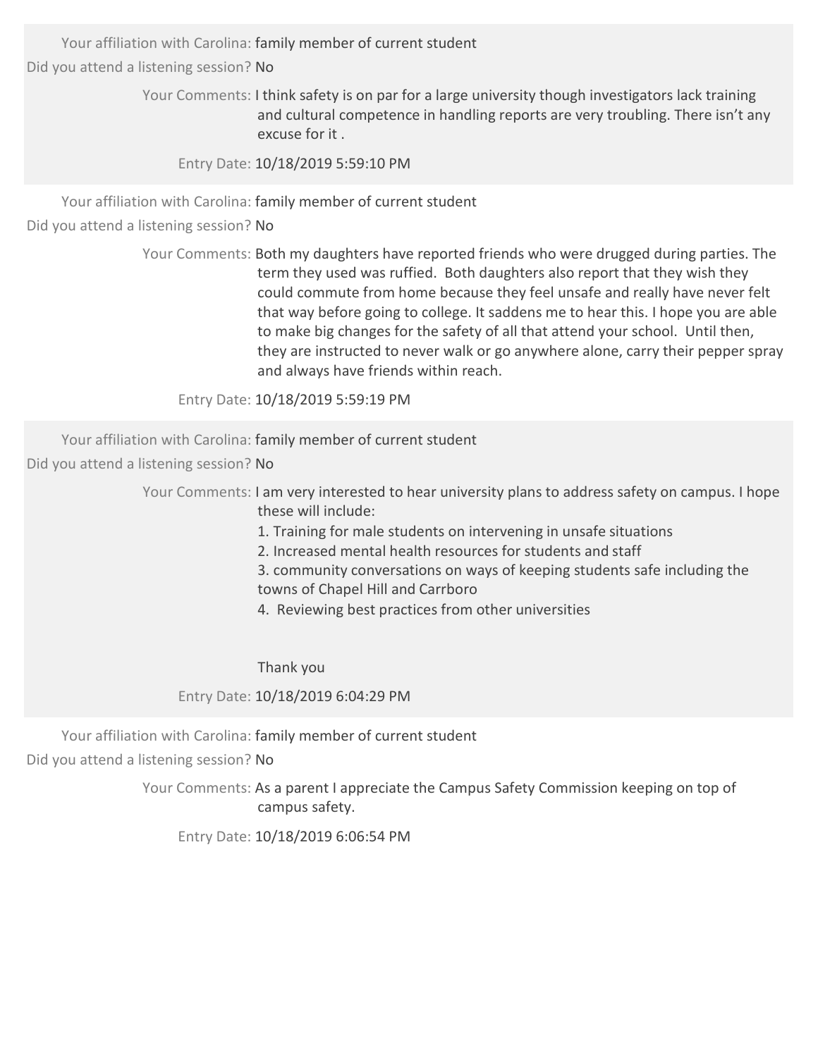Your affiliation with Carolina: family member of current student

Did you attend a listening session? No

Your Comments: I think safety is on par for a large university though investigators lack training and cultural competence in handling reports are very troubling. There isn't any excuse for it .

Entry Date: 10/18/2019 5:59:10 PM

Your affiliation with Carolina: family member of current student

Did you attend a listening session? No

Your Comments: Both my daughters have reported friends who were drugged during parties. The term they used was ruffied. Both daughters also report that they wish they could commute from home because they feel unsafe and really have never felt that way before going to college. It saddens me to hear this. I hope you are able to make big changes for the safety of all that attend your school. Until then, they are instructed to never walk or go anywhere alone, carry their pepper spray and always have friends within reach.

Entry Date: 10/18/2019 5:59:19 PM

Your affiliation with Carolina: family member of current student

Did you attend a listening session? No

Your Comments: I am very interested to hear university plans to address safety on campus. I hope these will include:

1. Training for male students on intervening in unsafe situations
2. Increased mental health resources for students and staff
3. community conversations on ways of keeping students safe including the towns of Chapel Hill and Carrboro
4. Reviewing best practices from other universities

Thank you

Entry Date: 10/18/2019 6:04:29 PM

Your affiliation with Carolina: family member of current student

Did you attend a listening session? No

Your Comments: As a parent I appreciate the Campus Safety Commission keeping on top of campus safety.

Entry Date: 10/18/2019 6:06:54 PM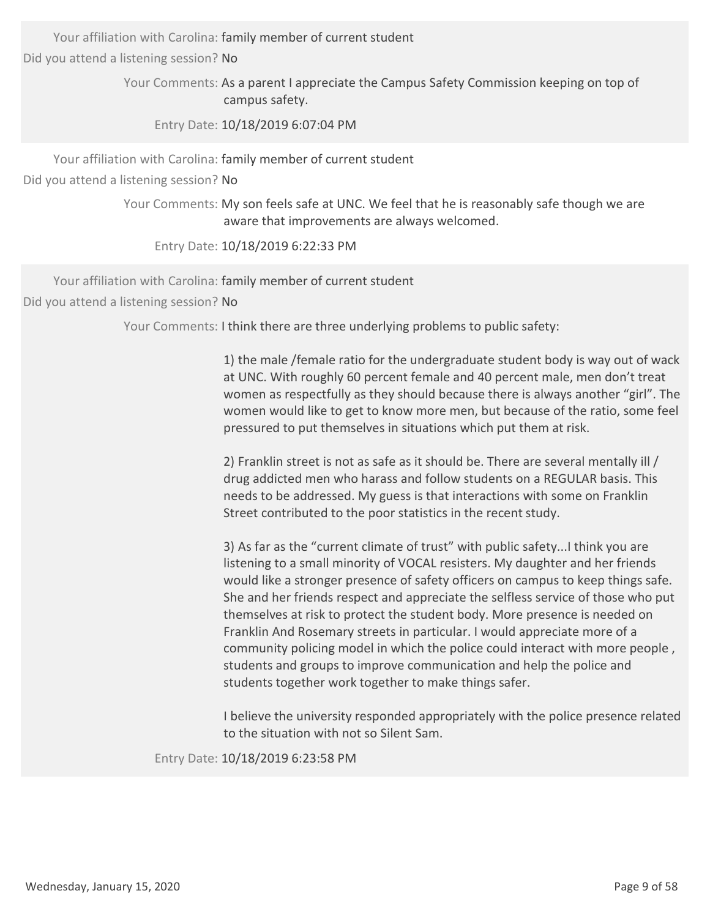Your affiliation with Carolina: family member of current student

Did you attend a listening session? No

Your Comments: As a parent I appreciate the Campus Safety Commission keeping on top of campus safety.

Entry Date: 10/18/2019 6:07:04 PM

---

Your affiliation with Carolina: family member of current student

Did you attend a listening session? No

Your Comments: My son feels safe at UNC. We feel that he is reasonably safe though we are aware that improvements are always welcomed.

Entry Date: 10/18/2019 6:22:33 PM

---

Your affiliation with Carolina: family member of current student

Did you attend a listening session? No

Your Comments: I think there are three underlying problems to public safety:

1) the male /female ratio for the undergraduate student body is way out of wack at UNC. With roughly 60 percent female and 40 percent male, men don't treat women as respectfully as they should because there is always another "girl". The women would like to get to know more men, but because of the ratio, some feel pressured to put themselves in situations which put them at risk.

2) Franklin street is not as safe as it should be. There are several mentally ill / drug addicted men who harass and follow students on a REGULAR basis. This needs to be addressed. My guess is that interactions with some on Franklin Street contributed to the poor statistics in the recent study.

3) As far as the "current climate of trust" with public safety...I think you are listening to a small minority of VOCAL resisters. My daughter and her friends would like a stronger presence of safety officers on campus to keep things safe. She and her friends respect and appreciate the selfless service of those who put themselves at risk to protect the student body. More presence is needed on Franklin And Rosemary streets in particular. I would appreciate more of a community policing model in which the police could interact with more people , students and groups to improve communication and help the police and students together work together to make things safer.

I believe the university responded appropriately with the police presence related to the situation with not so Silent Sam.

Entry Date: 10/18/2019 6:23:58 PM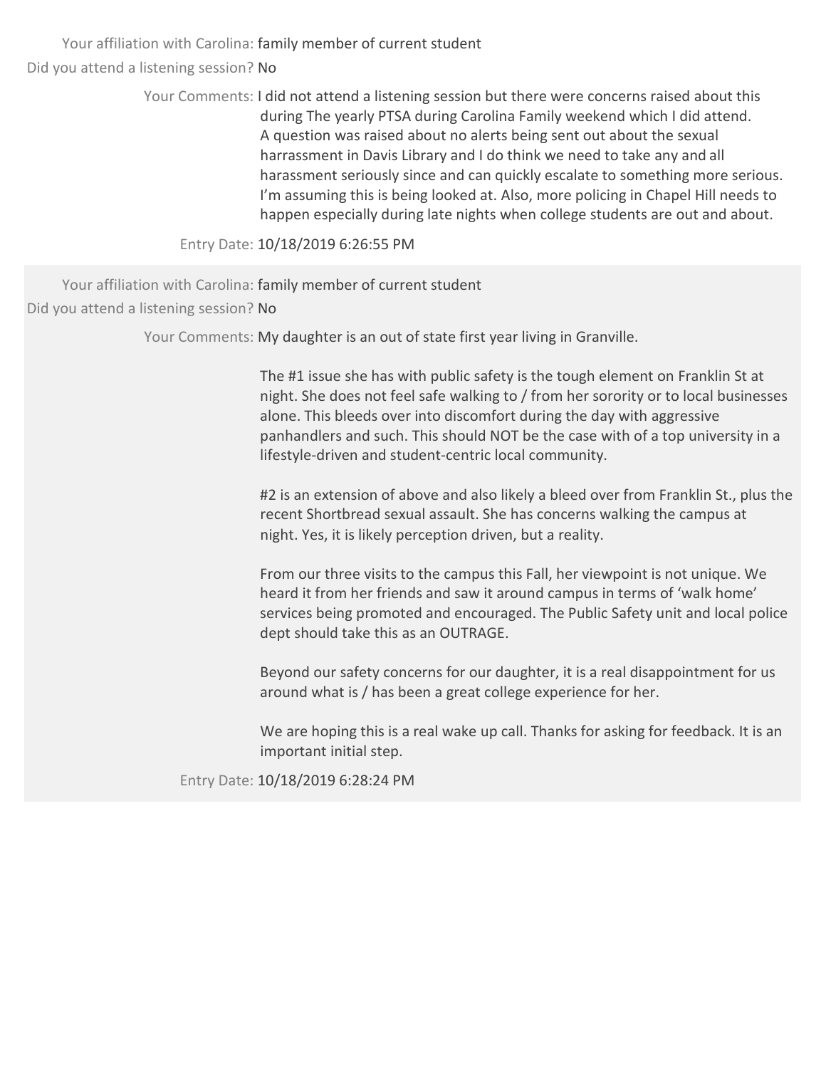Your affiliation with Carolina: family member of current student

Did you attend a listening session? No

Your Comments: I did not attend a listening session but there were concerns raised about this during The yearly PTSA during Carolina Family weekend which I did attend. A question was raised about no alerts being sent out about the sexual harrassment in Davis Library and I do think we need to take any and all harassment seriously since and can quickly escalate to something more serious. I'm assuming this is being looked at. Also, more policing in Chapel Hill needs to happen especially during late nights when college students are out and about.

Entry Date: 10/18/2019 6:26:55 PM

---

Your affiliation with Carolina: family member of current student

Did you attend a listening session? No

Your Comments: My daughter is an out of state first year living in Granville.

The #1 issue she has with public safety is the tough element on Franklin St at night. She does not feel safe walking to / from her sorority or to local businesses alone. This bleeds over into discomfort during the day with aggressive panhandlers and such. This should NOT be the case with of a top university in a lifestyle-driven and student-centric local community.

#2 is an extension of above and also likely a bleed over from Franklin St., plus the recent Shortbread sexual assault. She has concerns walking the campus at night. Yes, it is likely perception driven, but a reality.

From our three visits to the campus this Fall, her viewpoint is not unique. We heard it from her friends and saw it around campus in terms of 'walk home' services being promoted and encouraged. The Public Safety unit and local police dept should take this as an OUTRAGE.

Beyond our safety concerns for our daughter, it is a real disappointment for us around what is / has been a great college experience for her.

We are hoping this is a real wake up call. Thanks for asking for feedback. It is an important initial step.

Entry Date: 10/18/2019 6:28:24 PM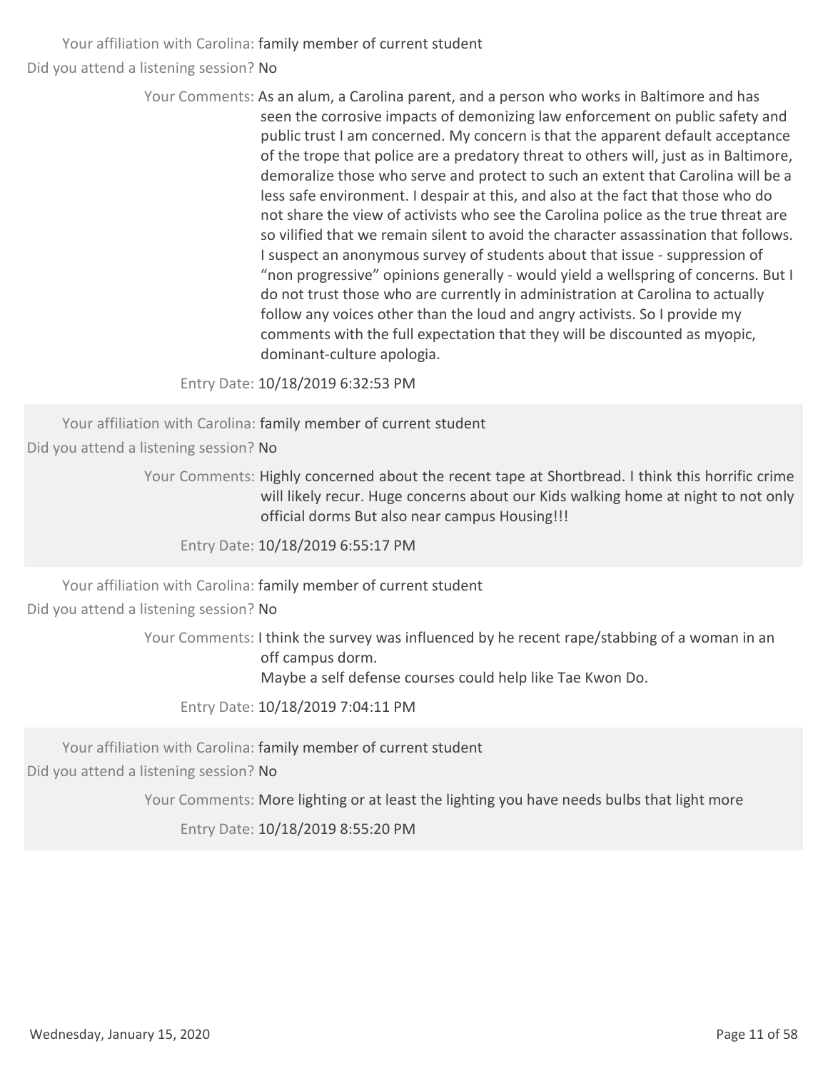Your affiliation with Carolina: family member of current student

Did you attend a listening session? No

Your Comments: As an alum, a Carolina parent, and a person who works in Baltimore and has seen the corrosive impacts of demonizing law enforcement on public safety and public trust I am concerned. My concern is that the apparent default acceptance of the trope that police are a predatory threat to others will, just as in Baltimore, demoralize those who serve and protect to such an extent that Carolina will be a less safe environment. I despair at this, and also at the fact that those who do not share the view of activists who see the Carolina police as the true threat are so vilified that we remain silent to avoid the character assassination that follows. I suspect an anonymous survey of students about that issue - suppression of "non progressive" opinions generally - would yield a wellspring of concerns. But I do not trust those who are currently in administration at Carolina to actually follow any voices other than the loud and angry activists. So I provide my comments with the full expectation that they will be discounted as myopic, dominant-culture apologia.

Entry Date: 10/18/2019 6:32:53 PM

---

Your affiliation with Carolina: family member of current student

Did you attend a listening session? No

Your Comments: Highly concerned about the recent tape at Shortbread. I think this horrific crime will likely recur. Huge concerns about our Kids walking home at night to not only official dorms But also near campus Housing!!!

Entry Date: 10/18/2019 6:55:17 PM

---

Your affiliation with Carolina: family member of current student

Did you attend a listening session? No

Your Comments: I think the survey was influenced by he recent rape/stabbing of a woman in an off campus dorm.
Maybe a self defense courses could help like Tae Kwon Do.

Entry Date: 10/18/2019 7:04:11 PM

---

Your affiliation with Carolina: family member of current student

Did you attend a listening session? No

Your Comments: More lighting or at least the lighting you have needs bulbs that light more

Entry Date: 10/18/2019 8:55:20 PM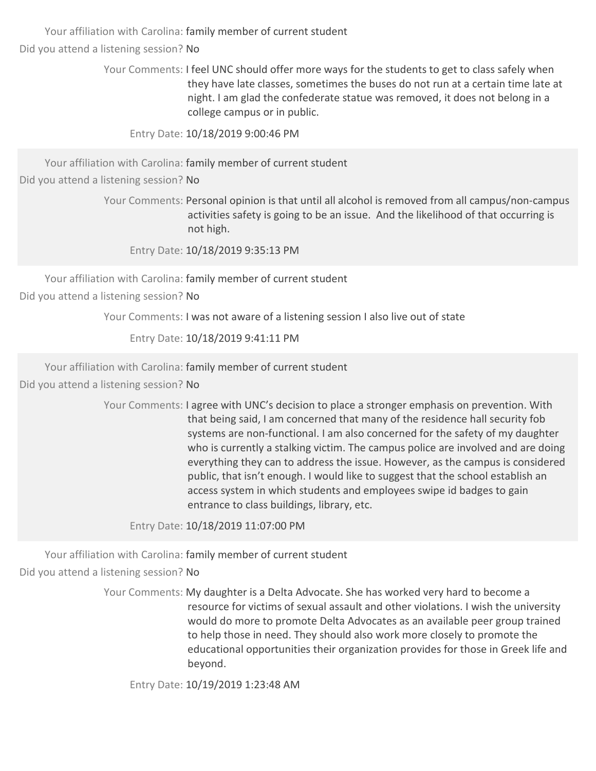Your affiliation with Carolina: family member of current student

Did you attend a listening session? No

Your Comments: I feel UNC should offer more ways for the students to get to class safely when they have late classes, sometimes the buses do not run at a certain time late at night. I am glad the confederate statue was removed, it does not belong in a college campus or in public.

Entry Date: 10/18/2019 9:00:46 PM

---

Your affiliation with Carolina: family member of current student

Did you attend a listening session? No

Your Comments: Personal opinion is that until all alcohol is removed from all campus/non-campus activities safety is going to be an issue. And the likelihood of that occurring is not high.

Entry Date: 10/18/2019 9:35:13 PM

---

Your affiliation with Carolina: family member of current student

Did you attend a listening session? No

Your Comments: I was not aware of a listening session I also live out of state

Entry Date: 10/18/2019 9:41:11 PM

---

Your affiliation with Carolina: family member of current student

Did you attend a listening session? No

Your Comments: I agree with UNC's decision to place a stronger emphasis on prevention. With that being said, I am concerned that many of the residence hall security fob systems are non-functional. I am also concerned for the safety of my daughter who is currently a stalking victim. The campus police are involved and are doing everything they can to address the issue. However, as the campus is considered public, that isn't enough. I would like to suggest that the school establish an access system in which students and employees swipe id badges to gain entrance to class buildings, library, etc.

Entry Date: 10/18/2019 11:07:00 PM

---

Your affiliation with Carolina: family member of current student

Did you attend a listening session? No

Your Comments: My daughter is a Delta Advocate. She has worked very hard to become a resource for victims of sexual assault and other violations. I wish the university would do more to promote Delta Advocates as an available peer group trained to help those in need. They should also work more closely to promote the educational opportunities their organization provides for those in Greek life and beyond.

Entry Date: 10/19/2019 1:23:48 AM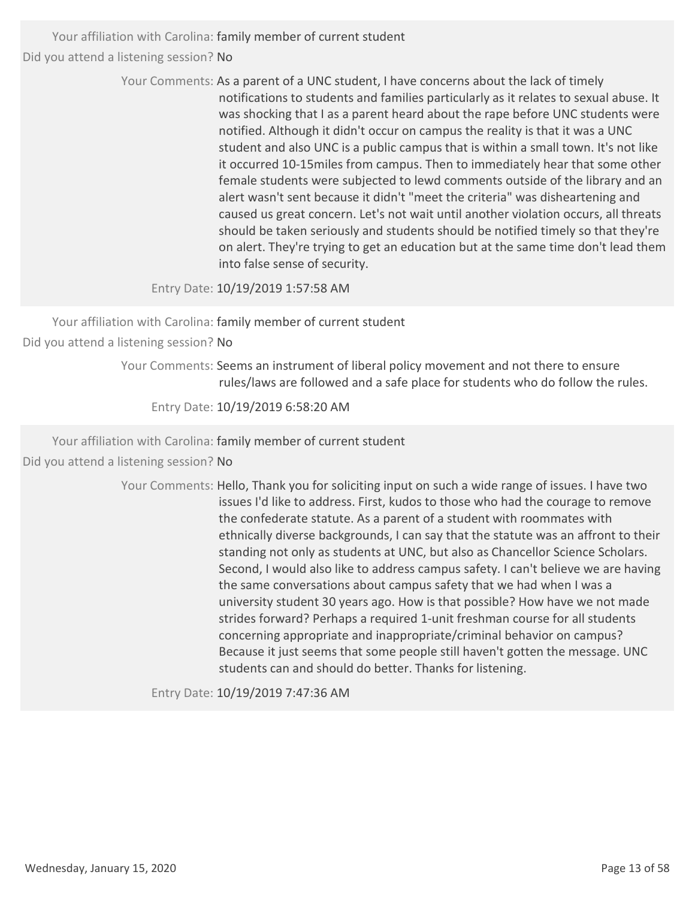Your affiliation with Carolina: family member of current student

Did you attend a listening session? No

Your Comments: As a parent of a UNC student, I have concerns about the lack of timely notifications to students and families particularly as it relates to sexual abuse. It was shocking that I as a parent heard about the rape before UNC students were notified. Although it didn't occur on campus the reality is that it was a UNC student and also UNC is a public campus that is within a small town. It's not like it occurred 10-15miles from campus. Then to immediately hear that some other female students were subjected to lewd comments outside of the library and an alert wasn't sent because it didn't "meet the criteria" was disheartening and caused us great concern. Let's not wait until another violation occurs, all threats should be taken seriously and students should be notified timely so that they're on alert. They're trying to get an education but at the same time don't lead them into false sense of security.

Entry Date: 10/19/2019 1:57:58 AM

---

Your affiliation with Carolina: family member of current student

Did you attend a listening session? No

Your Comments: Seems an instrument of liberal policy movement and not there to ensure rules/laws are followed and a safe place for students who do follow the rules.

Entry Date: 10/19/2019 6:58:20 AM

---

Your affiliation with Carolina: family member of current student

Did you attend a listening session? No

Your Comments: Hello, Thank you for soliciting input on such a wide range of issues. I have two issues I'd like to address. First, kudos to those who had the courage to remove the confederate statute. As a parent of a student with roommates with ethnically diverse backgrounds, I can say that the statute was an affront to their standing not only as students at UNC, but also as Chancellor Science Scholars. Second, I would also like to address campus safety. I can't believe we are having the same conversations about campus safety that we had when I was a university student 30 years ago. How is that possible? How have we not made strides forward? Perhaps a required 1-unit freshman course for all students concerning appropriate and inappropriate/criminal behavior on campus? Because it just seems that some people still haven't gotten the message. UNC students can and should do better. Thanks for listening.

Entry Date: 10/19/2019 7:47:36 AM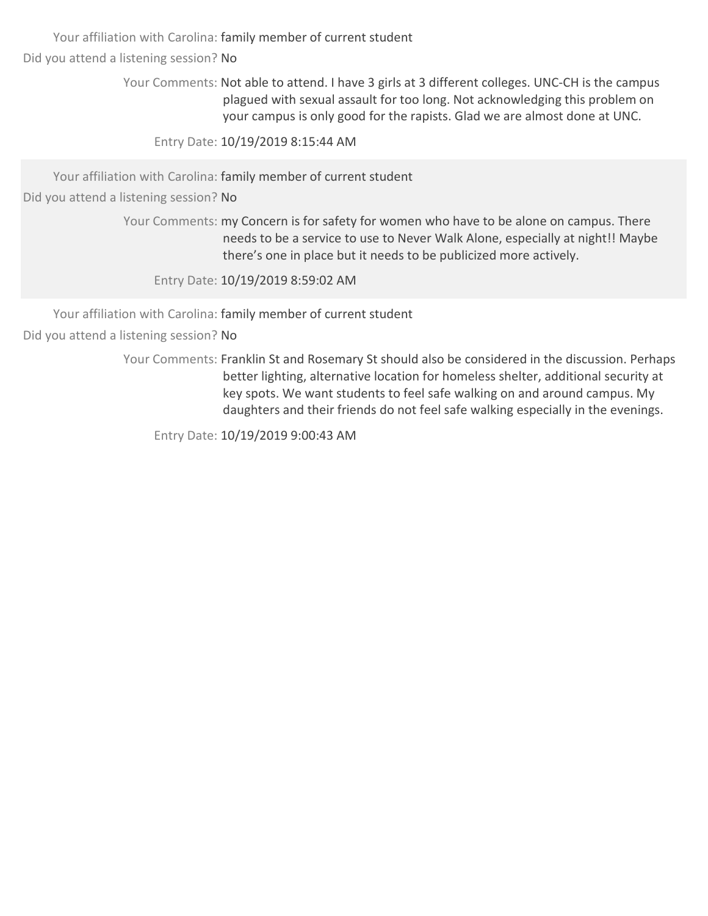Your affiliation with Carolina: family member of current student

Did you attend a listening session? No

Your Comments: Not able to attend. I have 3 girls at 3 different colleges. UNC-CH is the campus plagued with sexual assault for too long. Not acknowledging this problem on your campus is only good for the rapists. Glad we are almost done at UNC.

Entry Date: 10/19/2019 8:15:44 AM

Your affiliation with Carolina: family member of current student

Did you attend a listening session? No

Your Comments: my Concern is for safety for women who have to be alone on campus. There needs to be a service to use to Never Walk Alone, especially at night!! Maybe there's one in place but it needs to be publicized more actively.

Entry Date: 10/19/2019 8:59:02 AM

Your affiliation with Carolina: family member of current student

Did you attend a listening session? No

Your Comments: Franklin St and Rosemary St should also be considered in the discussion. Perhaps better lighting, alternative location for homeless shelter, additional security at key spots. We want students to feel safe walking on and around campus. My daughters and their friends do not feel safe walking especially in the evenings.

Entry Date: 10/19/2019 9:00:43 AM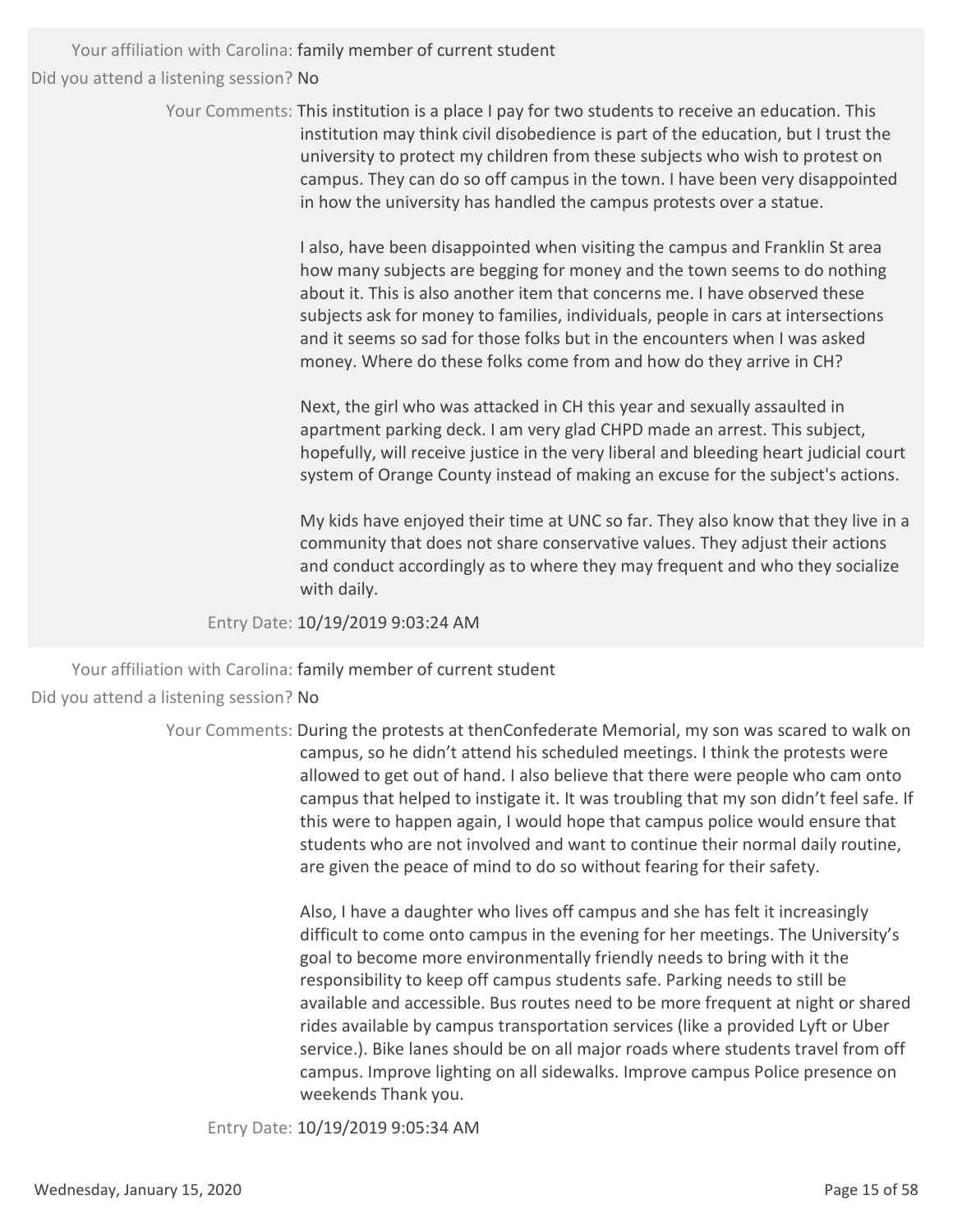Your affiliation with Carolina: family member of current student

Did you attend a listening session? No

Your Comments: This institution is a place I pay for two students to receive an education. This institution may think civil disobedience is part of the education, but I trust the university to protect my children from these subjects who wish to protest on campus. They can do so off campus in the town. I have been very disappointed in how the university has handled the campus protests over a statue.

I also, have been disappointed when visiting the campus and Franklin St area how many subjects are begging for money and the town seems to do nothing about it. This is also another item that concerns me. I have observed these subjects ask for money to families, individuals, people in cars at intersections and it seems so sad for those folks but in the encounters when I was asked money. Where do these folks come from and how do they arrive in CH?

Next, the girl who was attacked in CH this year and sexually assaulted in apartment parking deck. I am very glad CHPD made an arrest. This subject, hopefully, will receive justice in the very liberal and bleeding heart judicial court system of Orange County instead of making an excuse for the subject's actions.

My kids have enjoyed their time at UNC so far. They also know that they live in a community that does not share conservative values. They adjust their actions and conduct accordingly as to where they may frequent and who they socialize with daily.

Entry Date: 10/19/2019 9:03:24 AM

---

Your affiliation with Carolina: family member of current student

Did you attend a listening session? No

Your Comments: During the protests at thenConfederate Memorial, my son was scared to walk on campus, so he didn't attend his scheduled meetings. I think the protests were allowed to get out of hand. I also believe that there were people who cam onto campus that helped to instigate it. It was troubling that my son didn't feel safe. If this were to happen again, I would hope that campus police would ensure that students who are not involved and want to continue their normal daily routine, are given the peace of mind to do so without fearing for their safety.

Also, I have a daughter who lives off campus and she has felt it increasingly difficult to come onto campus in the evening for her meetings. The University's goal to become more environmentally friendly needs to bring with it the responsibility to keep off campus students safe. Parking needs to still be available and accessible. Bus routes need to be more frequent at night or shared rides available by campus transportation services (like a provided Lyft or Uber service.). Bike lanes should be on all major roads where students travel from off campus. Improve lighting on all sidewalks. Improve campus Police presence on weekends Thank you.

Entry Date: 10/19/2019 9:05:34 AM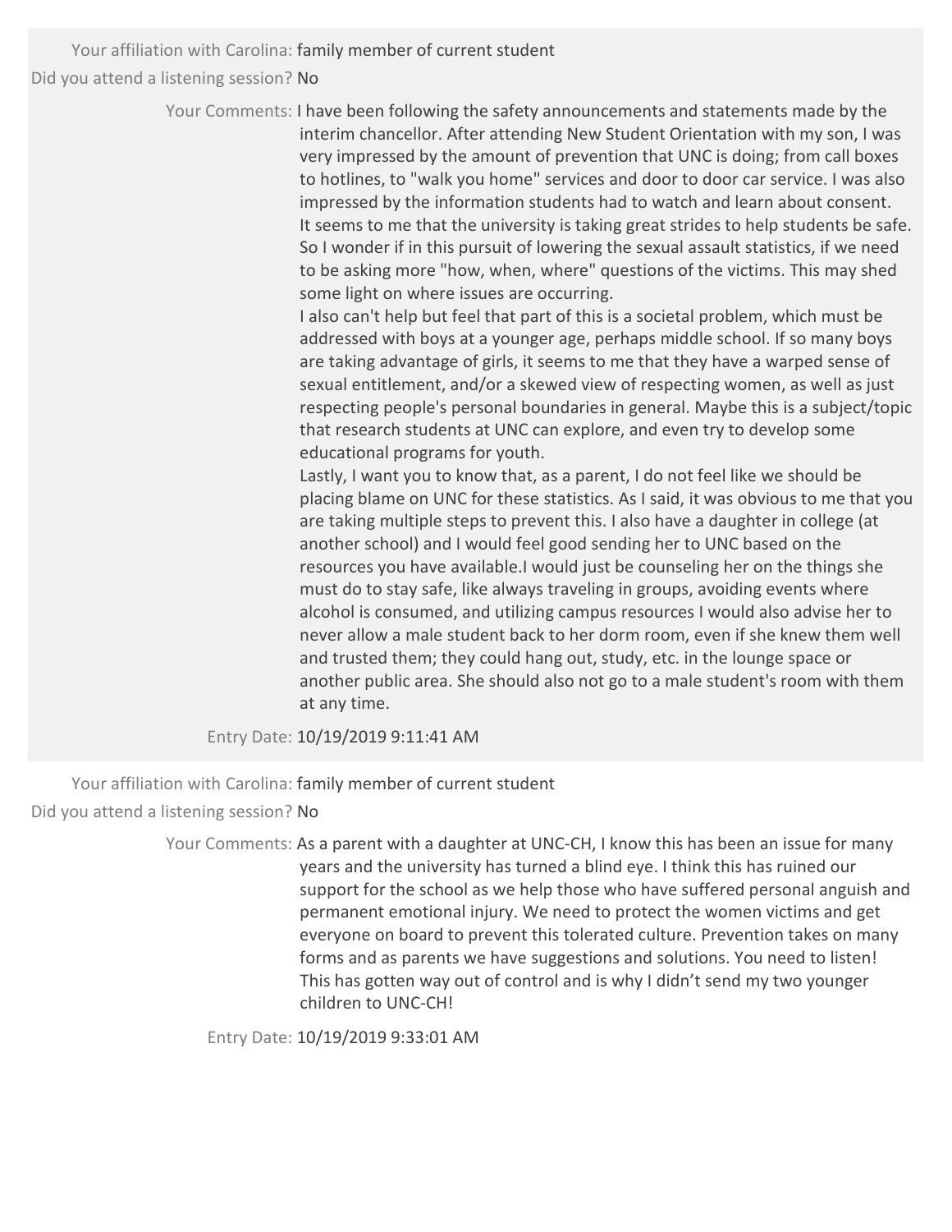Your affiliation with Carolina: family member of current student

Did you attend a listening session? No

Your Comments: I have been following the safety announcements and statements made by the interim chancellor. After attending New Student Orientation with my son, I was very impressed by the amount of prevention that UNC is doing; from call boxes to hotlines, to "walk you home" services and door to door car service. I was also impressed by the information students had to watch and learn about consent. It seems to me that the university is taking great strides to help students be safe. So I wonder if in this pursuit of lowering the sexual assault statistics, if we need to be asking more "how, when, where" questions of the victims. This may shed some light on where issues are occurring.

I also can't help but feel that part of this is a societal problem, which must be addressed with boys at a younger age, perhaps middle school. If so many boys are taking advantage of girls, it seems to me that they have a warped sense of sexual entitlement, and/or a skewed view of respecting women, as well as just respecting people's personal boundaries in general. Maybe this is a subject/topic that research students at UNC can explore, and even try to develop some educational programs for youth.

Lastly, I want you to know that, as a parent, I do not feel like we should be placing blame on UNC for these statistics. As I said, it was obvious to me that you are taking multiple steps to prevent this. I also have a daughter in college (at another school) and I would feel good sending her to UNC based on the resources you have available.I would just be counseling her on the things she must do to stay safe, like always traveling in groups, avoiding events where alcohol is consumed, and utilizing campus resources I would also advise her to never allow a male student back to her dorm room, even if she knew them well and trusted them; they could hang out, study, etc. in the lounge space or another public area. She should also not go to a male student's room with them at any time.

Entry Date: 10/19/2019 9:11:41 AM

Your affiliation with Carolina: family member of current student

Did you attend a listening session? No

Your Comments: As a parent with a daughter at UNC-CH, I know this has been an issue for many years and the university has turned a blind eye. I think this has ruined our support for the school as we help those who have suffered personal anguish and permanent emotional injury. We need to protect the women victims and get everyone on board to prevent this tolerated culture. Prevention takes on many forms and as parents we have suggestions and solutions. You need to listen! This has gotten way out of control and is why I didn't send my two younger children to UNC-CH!

Entry Date: 10/19/2019 9:33:01 AM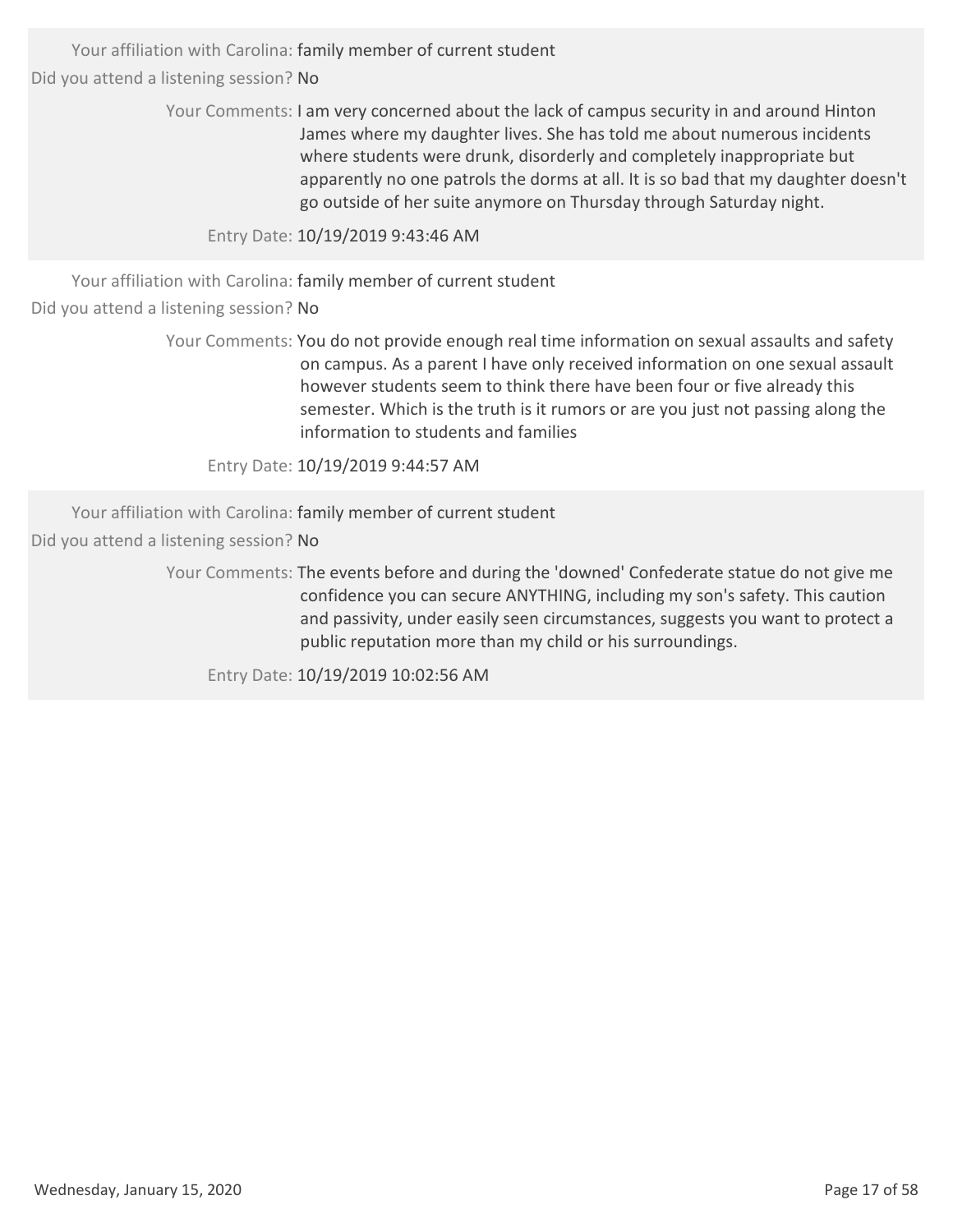Your affiliation with Carolina: family member of current student

Did you attend a listening session? No

Your Comments: I am very concerned about the lack of campus security in and around Hinton James where my daughter lives. She has told me about numerous incidents where students were drunk, disorderly and completely inappropriate but apparently no one patrols the dorms at all. It is so bad that my daughter doesn't go outside of her suite anymore on Thursday through Saturday night.

Entry Date: 10/19/2019 9:43:46 AM

---

Your affiliation with Carolina: family member of current student

Did you attend a listening session? No

Your Comments: You do not provide enough real time information on sexual assaults and safety on campus. As a parent I have only received information on one sexual assault however students seem to think there have been four or five already this semester. Which is the truth is it rumors or are you just not passing along the information to students and families

Entry Date: 10/19/2019 9:44:57 AM

---

Your affiliation with Carolina: family member of current student

Did you attend a listening session? No

Your Comments: The events before and during the 'downed' Confederate statue do not give me confidence you can secure ANYTHING, including my son's safety. This caution and passivity, under easily seen circumstances, suggests you want to protect a public reputation more than my child or his surroundings.

Entry Date: 10/19/2019 10:02:56 AM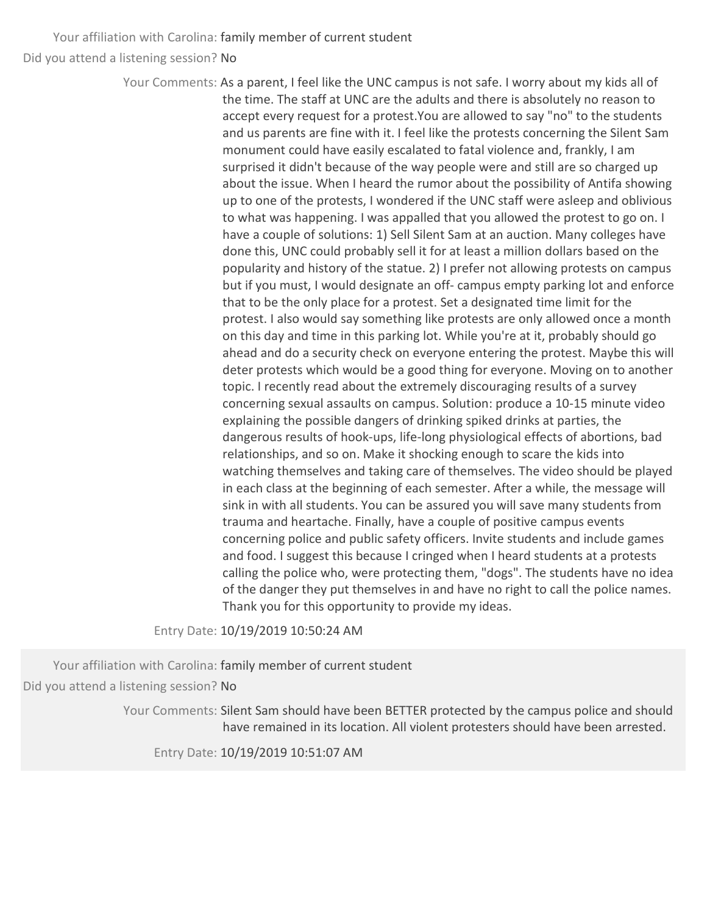Your affiliation with Carolina: family member of current student

Did you attend a listening session? No

Your Comments: As a parent, I feel like the UNC campus is not safe. I worry about my kids all of the time. The staff at UNC are the adults and there is absolutely no reason to accept every request for a protest.You are allowed to say "no" to the students and us parents are fine with it. I feel like the protests concerning the Silent Sam monument could have easily escalated to fatal violence and, frankly, I am surprised it didn't because of the way people were and still are so charged up about the issue. When I heard the rumor about the possibility of Antifa showing up to one of the protests, I wondered if the UNC staff were asleep and oblivious to what was happening. I was appalled that you allowed the protest to go on. I have a couple of solutions: 1) Sell Silent Sam at an auction. Many colleges have done this, UNC could probably sell it for at least a million dollars based on the popularity and history of the statue. 2) I prefer not allowing protests on campus but if you must, I would designate an off- campus empty parking lot and enforce that to be the only place for a protest. Set a designated time limit for the protest. I also would say something like protests are only allowed once a month on this day and time in this parking lot. While you're at it, probably should go ahead and do a security check on everyone entering the protest. Maybe this will deter protests which would be a good thing for everyone. Moving on to another topic. I recently read about the extremely discouraging results of a survey concerning sexual assaults on campus. Solution: produce a 10-15 minute video explaining the possible dangers of drinking spiked drinks at parties, the dangerous results of hook-ups, life-long physiological effects of abortions, bad relationships, and so on. Make it shocking enough to scare the kids into watching themselves and taking care of themselves. The video should be played in each class at the beginning of each semester. After a while, the message will sink in with all students. You can be assured you will save many students from trauma and heartache. Finally, have a couple of positive campus events concerning police and public safety officers. Invite students and include games and food. I suggest this because I cringed when I heard students at a protests calling the police who, were protecting them, "dogs". The students have no idea of the danger they put themselves in and have no right to call the police names. Thank you for this opportunity to provide my ideas.

Entry Date: 10/19/2019 10:50:24 AM

Your affiliation with Carolina: family member of current student

Did you attend a listening session? No

Your Comments: Silent Sam should have been BETTER protected by the campus police and should have remained in its location. All violent protesters should have been arrested.

Entry Date: 10/19/2019 10:51:07 AM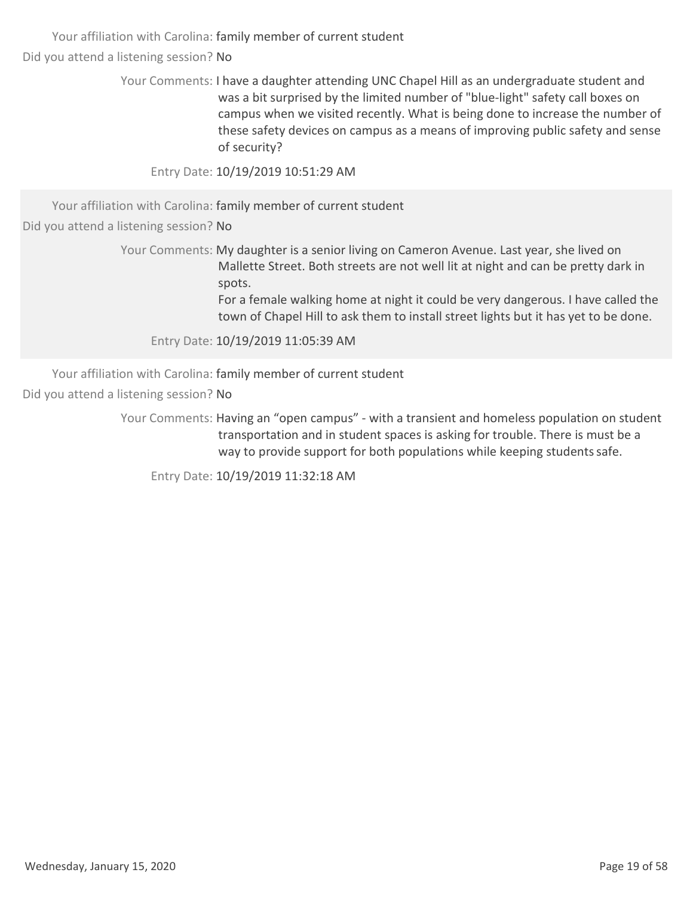Your affiliation with Carolina: family member of current student

Did you attend a listening session? No

Your Comments: I have a daughter attending UNC Chapel Hill as an undergraduate student and was a bit surprised by the limited number of "blue-light" safety call boxes on campus when we visited recently. What is being done to increase the number of these safety devices on campus as a means of improving public safety and sense of security?

Entry Date: 10/19/2019 10:51:29 AM

---

Your affiliation with Carolina: family member of current student

Did you attend a listening session? No

Your Comments: My daughter is a senior living on Cameron Avenue. Last year, she lived on Mallette Street. Both streets are not well lit at night and can be pretty dark in spots.
For a female walking home at night it could be very dangerous. I have called the town of Chapel Hill to ask them to install street lights but it has yet to be done.

Entry Date: 10/19/2019 11:05:39 AM

---

Your affiliation with Carolina: family member of current student

Did you attend a listening session? No

Your Comments: Having an "open campus" - with a transient and homeless population on student transportation and in student spaces is asking for trouble. There is must be a way to provide support for both populations while keeping students safe.

Entry Date: 10/19/2019 11:32:18 AM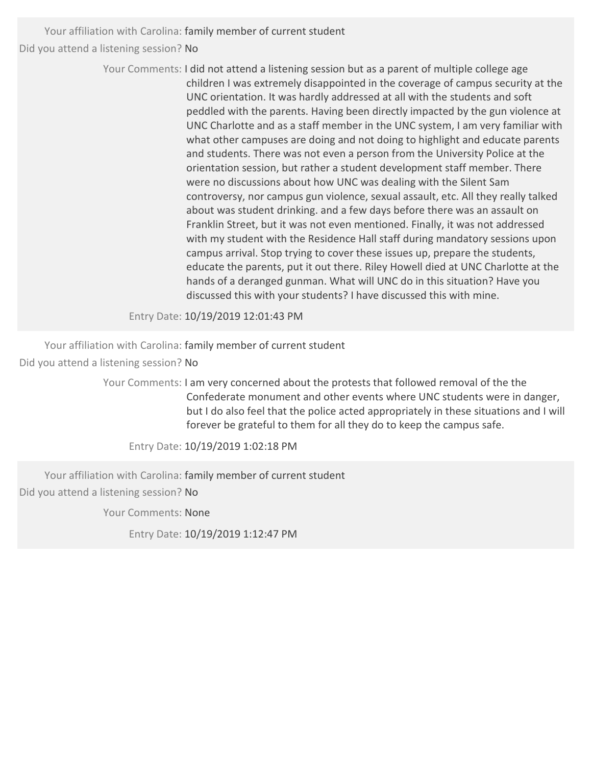Your affiliation with Carolina: family member of current student

Did you attend a listening session? No

Your Comments: I did not attend a listening session but as a parent of multiple college age children I was extremely disappointed in the coverage of campus security at the UNC orientation. It was hardly addressed at all with the students and soft peddled with the parents. Having been directly impacted by the gun violence at UNC Charlotte and as a staff member in the UNC system, I am very familiar with what other campuses are doing and not doing to highlight and educate parents and students. There was not even a person from the University Police at the orientation session, but rather a student development staff member. There were no discussions about how UNC was dealing with the Silent Sam controversy, nor campus gun violence, sexual assault, etc. All they really talked about was student drinking. and a few days before there was an assault on Franklin Street, but it was not even mentioned. Finally, it was not addressed with my student with the Residence Hall staff during mandatory sessions upon campus arrival. Stop trying to cover these issues up, prepare the students, educate the parents, put it out there. Riley Howell died at UNC Charlotte at the hands of a deranged gunman. What will UNC do in this situation? Have you discussed this with your students? I have discussed this with mine.

Entry Date: 10/19/2019 12:01:43 PM

---

Your affiliation with Carolina: family member of current student

Did you attend a listening session? No

Your Comments: I am very concerned about the protests that followed removal of the the Confederate monument and other events where UNC students were in danger, but I do also feel that the police acted appropriately in these situations and I will forever be grateful to them for all they do to keep the campus safe.

Entry Date: 10/19/2019 1:02:18 PM

---

Your affiliation with Carolina: family member of current student

Did you attend a listening session? No

Your Comments: None

Entry Date: 10/19/2019 1:12:47 PM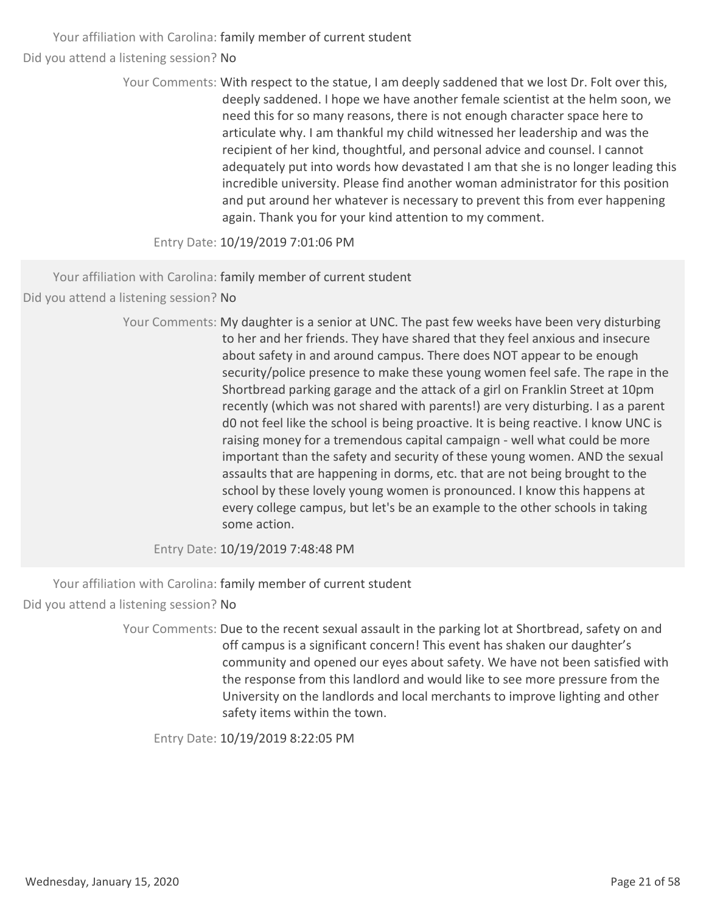Your affiliation with Carolina: family member of current student

Did you attend a listening session? No

Your Comments: With respect to the statue, I am deeply saddened that we lost Dr. Folt over this, deeply saddened. I hope we have another female scientist at the helm soon, we need this for so many reasons, there is not enough character space here to articulate why. I am thankful my child witnessed her leadership and was the recipient of her kind, thoughtful, and personal advice and counsel. I cannot adequately put into words how devastated I am that she is no longer leading this incredible university. Please find another woman administrator for this position and put around her whatever is necessary to prevent this from ever happening again. Thank you for your kind attention to my comment.

Entry Date: 10/19/2019 7:01:06 PM

---

Your affiliation with Carolina: family member of current student

Did you attend a listening session? No

Your Comments: My daughter is a senior at UNC. The past few weeks have been very disturbing to her and her friends. They have shared that they feel anxious and insecure about safety in and around campus. There does NOT appear to be enough security/police presence to make these young women feel safe. The rape in the Shortbread parking garage and the attack of a girl on Franklin Street at 10pm recently (which was not shared with parents!) are very disturbing. I as a parent d0 not feel like the school is being proactive. It is being reactive. I know UNC is raising money for a tremendous capital campaign - well what could be more important than the safety and security of these young women. AND the sexual assaults that are happening in dorms, etc. that are not being brought to the school by these lovely young women is pronounced. I know this happens at every college campus, but let's be an example to the other schools in taking some action.

Entry Date: 10/19/2019 7:48:48 PM

---

Your affiliation with Carolina: family member of current student

Did you attend a listening session? No

Your Comments: Due to the recent sexual assault in the parking lot at Shortbread, safety on and off campus is a significant concern! This event has shaken our daughter's community and opened our eyes about safety. We have not been satisfied with the response from this landlord and would like to see more pressure from the University on the landlords and local merchants to improve lighting and other safety items within the town.

Entry Date: 10/19/2019 8:22:05 PM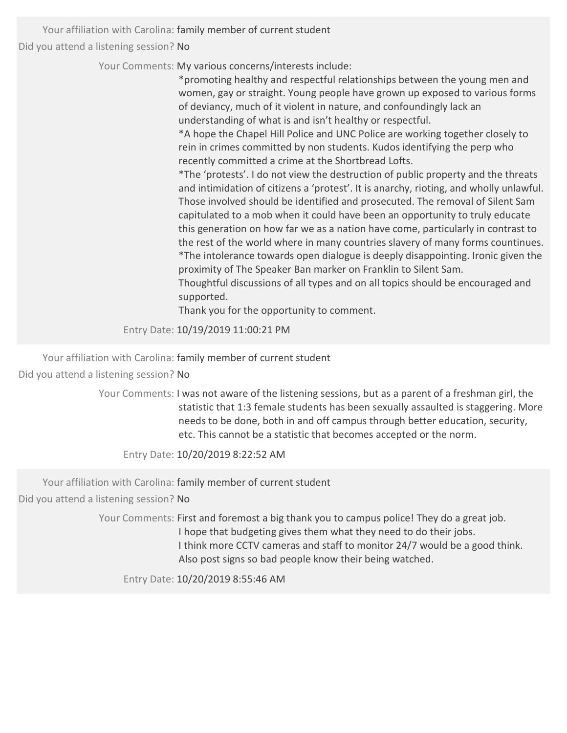Your affiliation with Carolina: family member of current student

Did you attend a listening session? No

Your Comments: My various concerns/interests include:

*promoting healthy and respectful relationships between the young men and women, gay or straight. Young people have grown up exposed to various forms of deviancy, much of it violent in nature, and confoundingly lack an understanding of what is and isn't healthy or respectful.

*A hope the Chapel Hill Police and UNC Police are working together closely to rein in crimes committed by non students. Kudos identifying the perp who recently committed a crime at the Shortbread Lofts.

*The 'protests'. I do not view the destruction of public property and the threats and intimidation of citizens a 'protest'. It is anarchy, rioting, and wholly unlawful. Those involved should be identified and prosecuted. The removal of Silent Sam capitulated to a mob when it could have been an opportunity to truly educate this generation on how far we as a nation have come, particularly in contrast to the rest of the world where in many countries slavery of many forms countinues.

*The intolerance towards open dialogue is deeply disappointing. Ironic given the proximity of The Speaker Ban marker on Franklin to Silent Sam.

Thoughtful discussions of all types and on all topics should be encouraged and supported.

Thank you for the opportunity to comment.

Entry Date: 10/19/2019 11:00:21 PM

---

Your affiliation with Carolina: family member of current student

Did you attend a listening session? No

Your Comments: I was not aware of the listening sessions, but as a parent of a freshman girl, the statistic that 1:3 female students has been sexually assaulted is staggering. More needs to be done, both in and off campus through better education, security, etc. This cannot be a statistic that becomes accepted or the norm.

Entry Date: 10/20/2019 8:22:52 AM

---

Your affiliation with Carolina: family member of current student

Did you attend a listening session? No

Your Comments: First and foremost a big thank you to campus police! They do a great job. I hope that budgeting gives them what they need to do their jobs. I think more CCTV cameras and staff to monitor 24/7 would be a good think. Also post signs so bad people know their being watched.

Entry Date: 10/20/2019 8:55:46 AM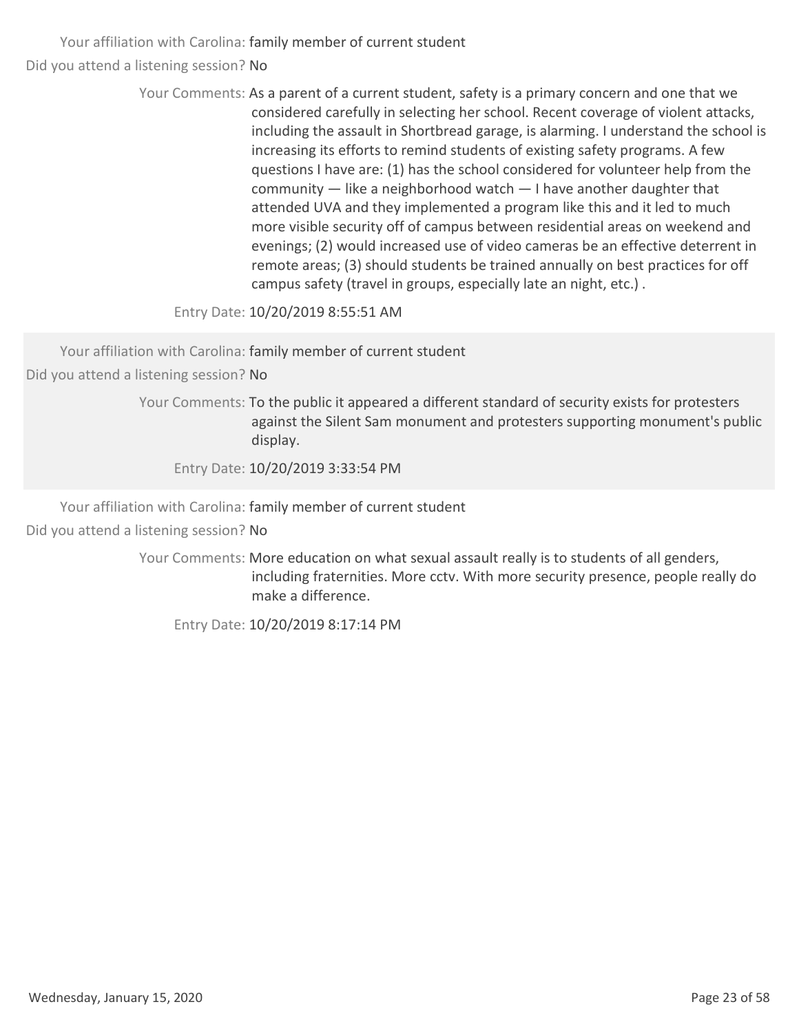Your affiliation with Carolina: family member of current student

Did you attend a listening session? No

Your Comments: As a parent of a current student, safety is a primary concern and one that we considered carefully in selecting her school. Recent coverage of violent attacks, including the assault in Shortbread garage, is alarming. I understand the school is increasing its efforts to remind students of existing safety programs. A few questions I have are: (1) has the school considered for volunteer help from the community — like a neighborhood watch — I have another daughter that attended UVA and they implemented a program like this and it led to much more visible security off of campus between residential areas on weekend and evenings; (2) would increased use of video cameras be an effective deterrent in remote areas; (3) should students be trained annually on best practices for off campus safety (travel in groups, especially late an night, etc.) .

Entry Date: 10/20/2019 8:55:51 AM

---

Your affiliation with Carolina: family member of current student

Did you attend a listening session? No

Your Comments: To the public it appeared a different standard of security exists for protesters against the Silent Sam monument and protesters supporting monument's public display.

Entry Date: 10/20/2019 3:33:54 PM

---

Your affiliation with Carolina: family member of current student

Did you attend a listening session? No

Your Comments: More education on what sexual assault really is to students of all genders, including fraternities. More cctv. With more security presence, people really do make a difference.

Entry Date: 10/20/2019 8:17:14 PM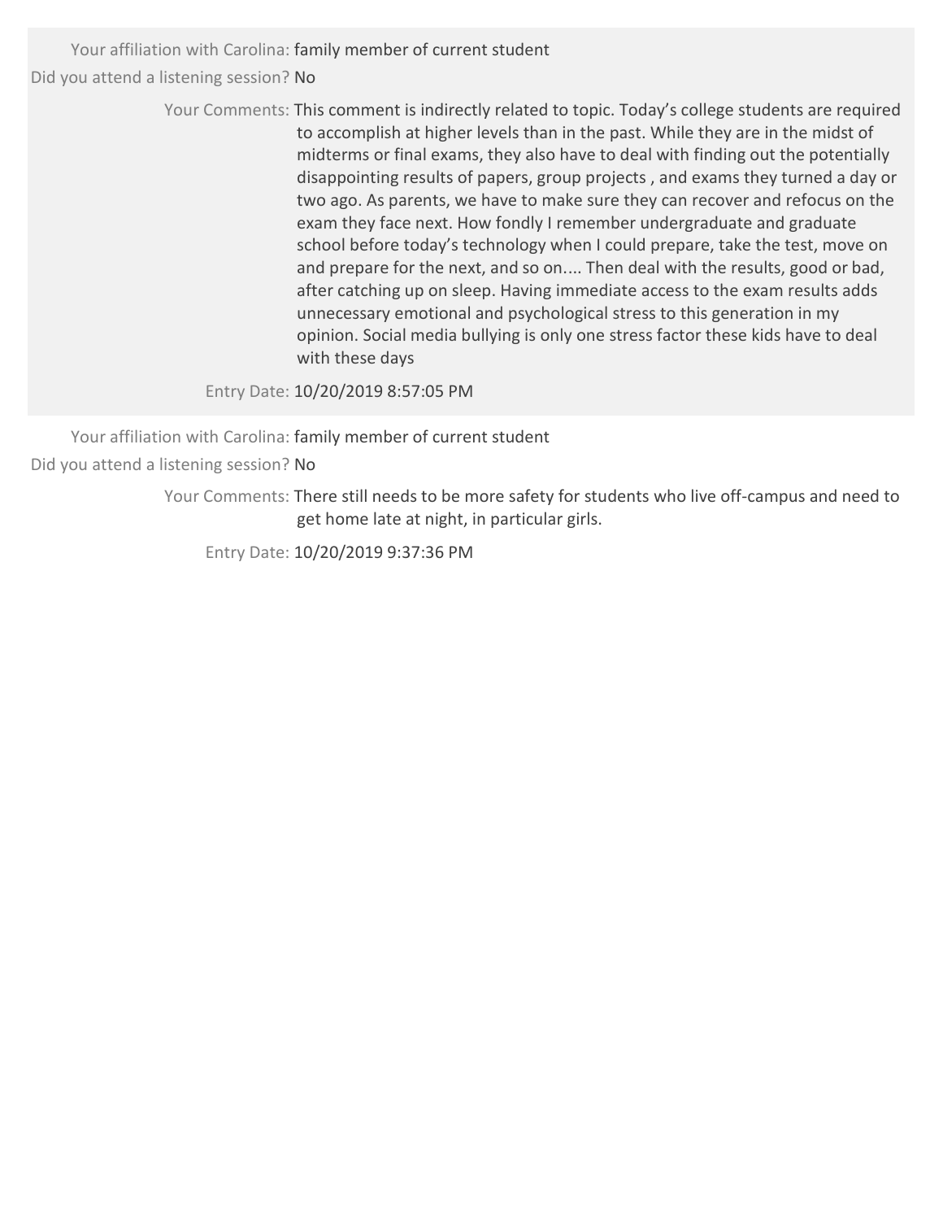Your affiliation with Carolina: family member of current student

Did you attend a listening session? No

Your Comments: This comment is indirectly related to topic. Today's college students are required to accomplish at higher levels than in the past. While they are in the midst of midterms or final exams, they also have to deal with finding out the potentially disappointing results of papers, group projects , and exams they turned a day or two ago. As parents, we have to make sure they can recover and refocus on the exam they face next. How fondly I remember undergraduate and graduate school before today's technology when I could prepare, take the test, move on and prepare for the next, and so on.... Then deal with the results, good or bad, after catching up on sleep. Having immediate access to the exam results adds unnecessary emotional and psychological stress to this generation in my opinion. Social media bullying is only one stress factor these kids have to deal with these days

Entry Date: 10/20/2019 8:57:05 PM

---

Your affiliation with Carolina: family member of current student

Did you attend a listening session? No

Your Comments: There still needs to be more safety for students who live off-campus and need to get home late at night, in particular girls.

Entry Date: 10/20/2019 9:37:36 PM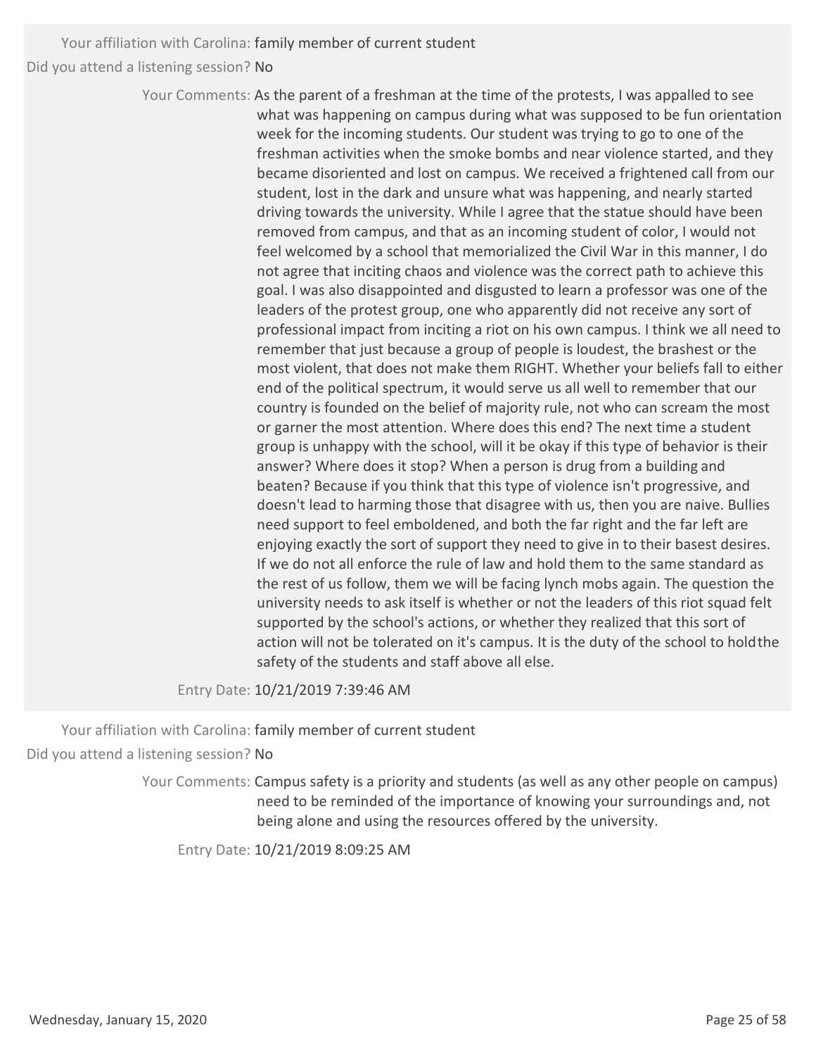Your affiliation with Carolina: family member of current student

Did you attend a listening session? No

Your Comments: As the parent of a freshman at the time of the protests, I was appalled to see what was happening on campus during what was supposed to be fun orientation week for the incoming students. Our student was trying to go to one of the freshman activities when the smoke bombs and near violence started, and they became disoriented and lost on campus. We received a frightened call from our student, lost in the dark and unsure what was happening, and nearly started driving towards the university. While I agree that the statue should have been removed from campus, and that as an incoming student of color, I would not feel welcomed by a school that memorialized the Civil War in this manner, I do not agree that inciting chaos and violence was the correct path to achieve this goal. I was also disappointed and disgusted to learn a professor was one of the leaders of the protest group, one who apparently did not receive any sort of professional impact from inciting a riot on his own campus. I think we all need to remember that just because a group of people is loudest, the brashest or the most violent, that does not make them RIGHT. Whether your beliefs fall to either end of the political spectrum, it would serve us all well to remember that our country is founded on the belief of majority rule, not who can scream the most or garner the most attention. Where does this end? The next time a student group is unhappy with the school, will it be okay if this type of behavior is their answer? Where does it stop? When a person is drug from a building and beaten? Because if you think that this type of violence isn't progressive, and doesn't lead to harming those that disagree with us, then you are naive. Bullies need support to feel emboldened, and both the far right and the far left are enjoying exactly the sort of support they need to give in to their basest desires. If we do not all enforce the rule of law and hold them to the same standard as the rest of us follow, them we will be facing lynch mobs again. The question the university needs to ask itself is whether or not the leaders of this riot squad felt supported by the school's actions, or whether they realized that this sort of action will not be tolerated on it's campus. It is the duty of the school to holdthe safety of the students and staff above all else.

Entry Date: 10/21/2019 7:39:46 AM

---

Your affiliation with Carolina: family member of current student

Did you attend a listening session? No

Your Comments: Campus safety is a priority and students (as well as any other people on campus) need to be reminded of the importance of knowing your surroundings and, not being alone and using the resources offered by the university.

Entry Date: 10/21/2019 8:09:25 AM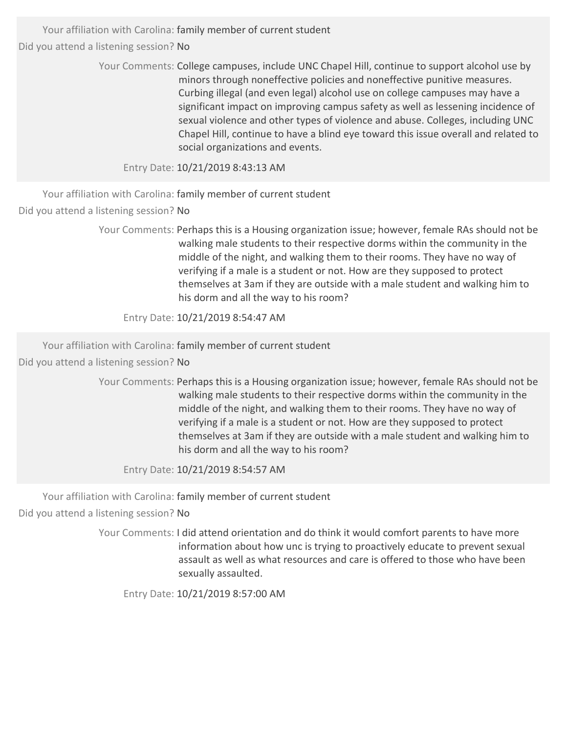Your affiliation with Carolina: family member of current student

Did you attend a listening session? No

Your Comments: College campuses, include UNC Chapel Hill, continue to support alcohol use by minors through noneffective policies and noneffective punitive measures. Curbing illegal (and even legal) alcohol use on college campuses may have a significant impact on improving campus safety as well as lessening incidence of sexual violence and other types of violence and abuse. Colleges, including UNC Chapel Hill, continue to have a blind eye toward this issue overall and related to social organizations and events.

Entry Date: 10/21/2019 8:43:13 AM

---

Your affiliation with Carolina: family member of current student

Did you attend a listening session? No

Your Comments: Perhaps this is a Housing organization issue; however, female RAs should not be walking male students to their respective dorms within the community in the middle of the night, and walking them to their rooms. They have no way of verifying if a male is a student or not. How are they supposed to protect themselves at 3am if they are outside with a male student and walking him to his dorm and all the way to his room?

Entry Date: 10/21/2019 8:54:47 AM

---

Your affiliation with Carolina: family member of current student

Did you attend a listening session? No

Your Comments: Perhaps this is a Housing organization issue; however, female RAs should not be walking male students to their respective dorms within the community in the middle of the night, and walking them to their rooms. They have no way of verifying if a male is a student or not. How are they supposed to protect themselves at 3am if they are outside with a male student and walking him to his dorm and all the way to his room?

Entry Date: 10/21/2019 8:54:57 AM

---

Your affiliation with Carolina: family member of current student

Did you attend a listening session? No

Your Comments: I did attend orientation and do think it would comfort parents to have more information about how unc is trying to proactively educate to prevent sexual assault as well as what resources and care is offered to those who have been sexually assaulted.

Entry Date: 10/21/2019 8:57:00 AM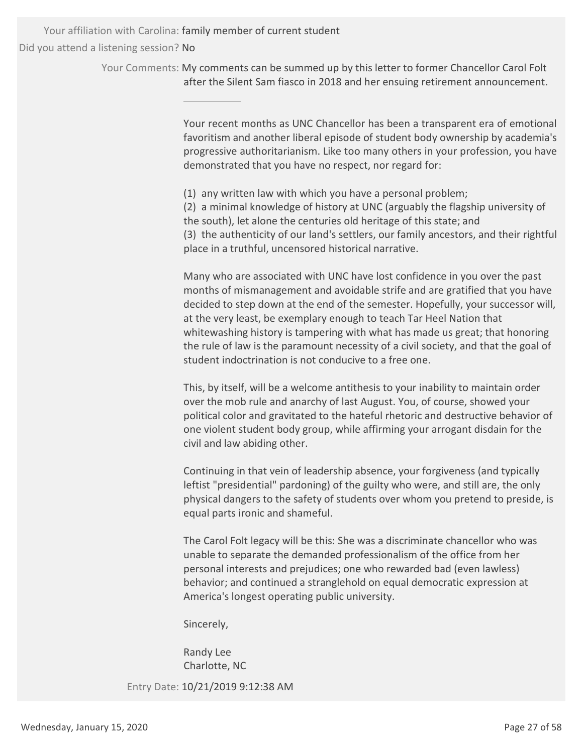Your affiliation with Carolina: family member of current student

Did you attend a listening session? No

Your Comments: My comments can be summed up by this letter to former Chancellor Carol Folt after the Silent Sam fiasco in 2018 and her ensuing retirement announcement.

---

Your recent months as UNC Chancellor has been a transparent era of emotional favoritism and another liberal episode of student body ownership by academia's progressive authoritarianism. Like too many others in your profession, you have demonstrated that you have no respect, nor regard for:

(1) any written law with which you have a personal problem;
(2) a minimal knowledge of history at UNC (arguably the flagship university of the south), let alone the centuries old heritage of this state; and
(3) the authenticity of our land's settlers, our family ancestors, and their rightful place in a truthful, uncensored historical narrative.

Many who are associated with UNC have lost confidence in you over the past months of mismanagement and avoidable strife and are gratified that you have decided to step down at the end of the semester. Hopefully, your successor will, at the very least, be exemplary enough to teach Tar Heel Nation that whitewashing history is tampering with what has made us great; that honoring the rule of law is the paramount necessity of a civil society, and that the goal of student indoctrination is not conducive to a free one.

This, by itself, will be a welcome antithesis to your inability to maintain order over the mob rule and anarchy of last August. You, of course, showed your political color and gravitated to the hateful rhetoric and destructive behavior of one violent student body group, while affirming your arrogant disdain for the civil and law abiding other.

Continuing in that vein of leadership absence, your forgiveness (and typically leftist "presidential" pardoning) of the guilty who were, and still are, the only physical dangers to the safety of students over whom you pretend to preside, is equal parts ironic and shameful.

The Carol Folt legacy will be this: She was a discriminate chancellor who was unable to separate the demanded professionalism of the office from her personal interests and prejudices; one who rewarded bad (even lawless) behavior; and continued a stranglehold on equal democratic expression at America's longest operating public university.

Sincerely,

Randy Lee
Charlotte, NC

Entry Date: 10/21/2019 9:12:38 AM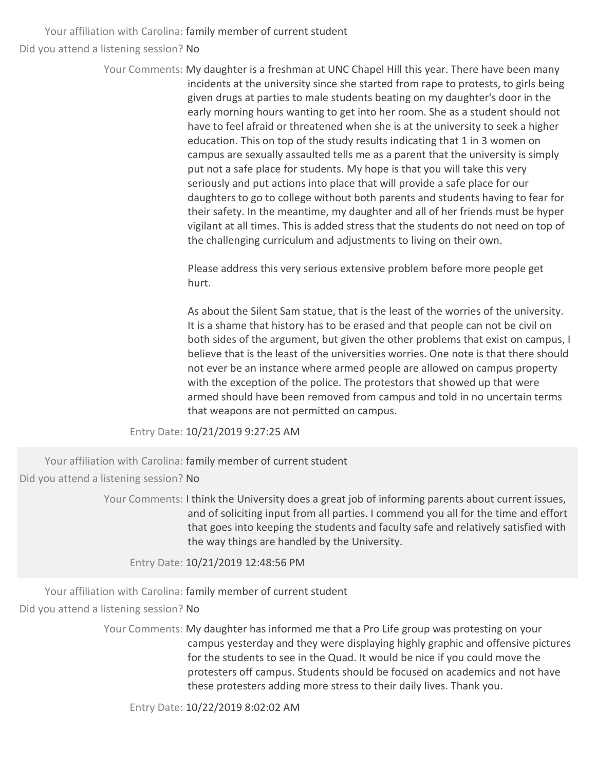Your affiliation with Carolina: family member of current student

Did you attend a listening session? No

Your Comments: My daughter is a freshman at UNC Chapel Hill this year. There have been many incidents at the university since she started from rape to protests, to girls being given drugs at parties to male students beating on my daughter's door in the early morning hours wanting to get into her room. She as a student should not have to feel afraid or threatened when she is at the university to seek a higher education. This on top of the study results indicating that 1 in 3 women on campus are sexually assaulted tells me as a parent that the university is simply put not a safe place for students. My hope is that you will take this very seriously and put actions into place that will provide a safe place for our daughters to go to college without both parents and students having to fear for their safety. In the meantime, my daughter and all of her friends must be hyper vigilant at all times. This is added stress that the students do not need on top of the challenging curriculum and adjustments to living on their own.

Please address this very serious extensive problem before more people get hurt.

As about the Silent Sam statue, that is the least of the worries of the university. It is a shame that history has to be erased and that people can not be civil on both sides of the argument, but given the other problems that exist on campus, I believe that is the least of the universities worries. One note is that there should not ever be an instance where armed people are allowed on campus property with the exception of the police. The protestors that showed up that were armed should have been removed from campus and told in no uncertain terms that weapons are not permitted on campus.

Entry Date: 10/21/2019 9:27:25 AM

Your affiliation with Carolina: family member of current student

Did you attend a listening session? No

Your Comments: I think the University does a great job of informing parents about current issues, and of soliciting input from all parties. I commend you all for the time and effort that goes into keeping the students and faculty safe and relatively satisfied with the way things are handled by the University.

Entry Date: 10/21/2019 12:48:56 PM

Your affiliation with Carolina: family member of current student

Did you attend a listening session? No

Your Comments: My daughter has informed me that a Pro Life group was protesting on your campus yesterday and they were displaying highly graphic and offensive pictures for the students to see in the Quad. It would be nice if you could move the protesters off campus. Students should be focused on academics and not have these protesters adding more stress to their daily lives. Thank you.

Entry Date: 10/22/2019 8:02:02 AM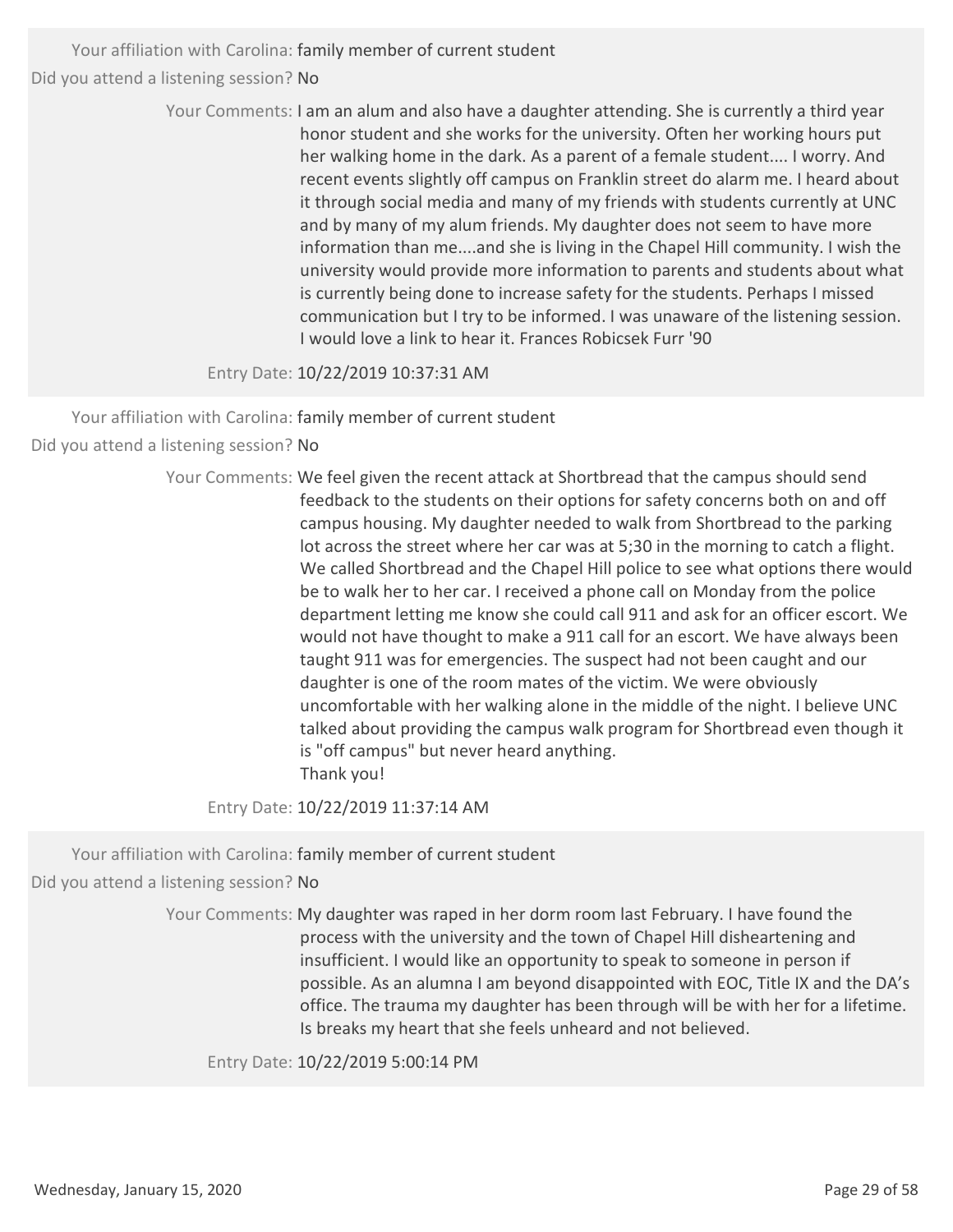Your affiliation with Carolina: family member of current student

Did you attend a listening session? No

Your Comments: I am an alum and also have a daughter attending. She is currently a third year honor student and she works for the university. Often her working hours put her walking home in the dark. As a parent of a female student.... I worry. And recent events slightly off campus on Franklin street do alarm me. I heard about it through social media and many of my friends with students currently at UNC and by many of my alum friends. My daughter does not seem to have more information than me....and she is living in the Chapel Hill community. I wish the university would provide more information to parents and students about what is currently being done to increase safety for the students. Perhaps I missed communication but I try to be informed. I was unaware of the listening session. I would love a link to hear it. Frances Robicsek Furr '90

Entry Date: 10/22/2019 10:37:31 AM

---

Your affiliation with Carolina: family member of current student

Did you attend a listening session? No

Your Comments: We feel given the recent attack at Shortbread that the campus should send feedback to the students on their options for safety concerns both on and off campus housing. My daughter needed to walk from Shortbread to the parking lot across the street where her car was at 5;30 in the morning to catch a flight. We called Shortbread and the Chapel Hill police to see what options there would be to walk her to her car. I received a phone call on Monday from the police department letting me know she could call 911 and ask for an officer escort. We would not have thought to make a 911 call for an escort. We have always been taught 911 was for emergencies. The suspect had not been caught and our daughter is one of the room mates of the victim. We were obviously uncomfortable with her walking alone in the middle of the night. I believe UNC talked about providing the campus walk program for Shortbread even though it is "off campus" but never heard anything.
Thank you!

Entry Date: 10/22/2019 11:37:14 AM

---

Your affiliation with Carolina: family member of current student

Did you attend a listening session? No

Your Comments: My daughter was raped in her dorm room last February. I have found the process with the university and the town of Chapel Hill disheartening and insufficient. I would like an opportunity to speak to someone in person if possible. As an alumna I am beyond disappointed with EOC, Title IX and the DA's office. The trauma my daughter has been through will be with her for a lifetime. Is breaks my heart that she feels unheard and not believed.

Entry Date: 10/22/2019 5:00:14 PM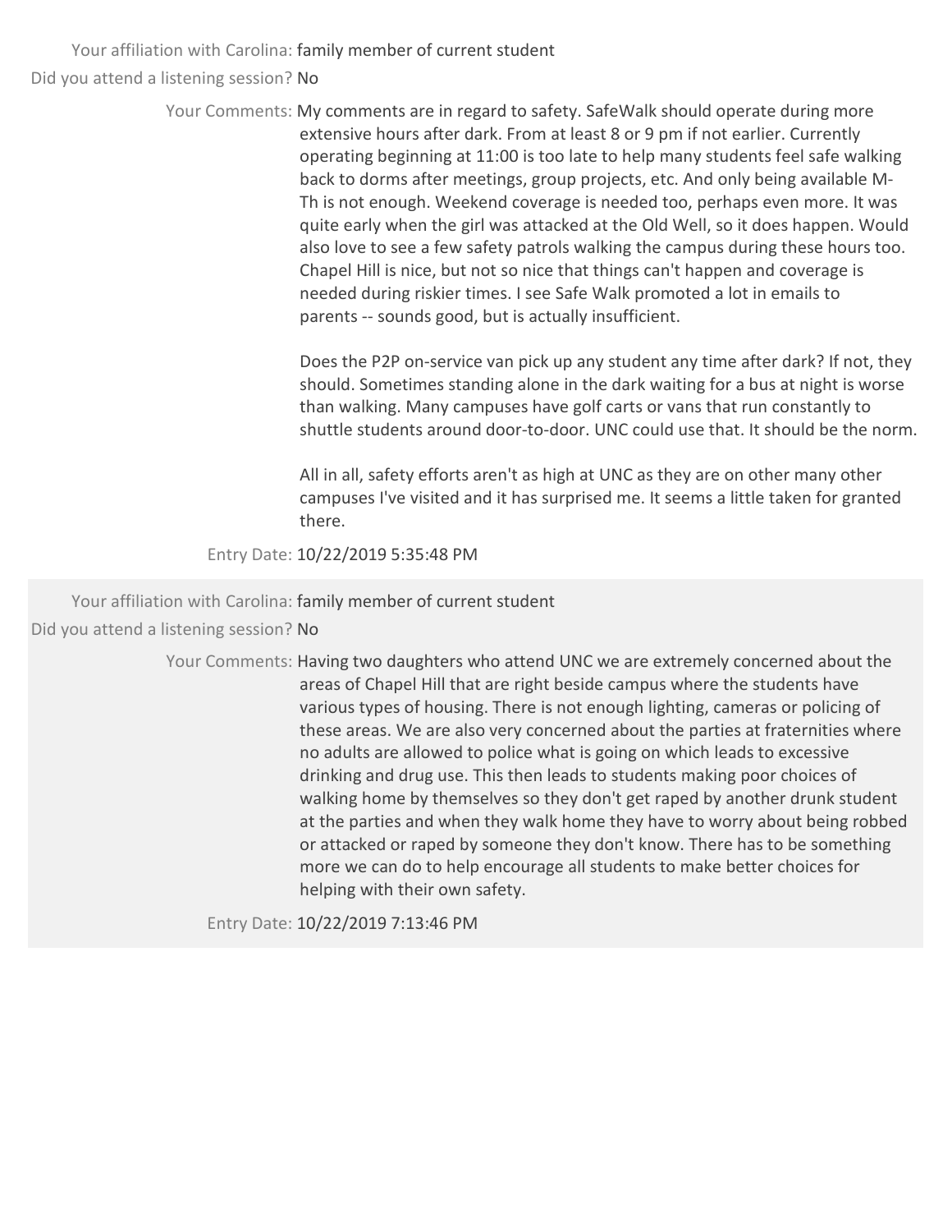Your affiliation with Carolina: family member of current student

Did you attend a listening session? No

Your Comments: My comments are in regard to safety. SafeWalk should operate during more extensive hours after dark. From at least 8 or 9 pm if not earlier. Currently operating beginning at 11:00 is too late to help many students feel safe walking back to dorms after meetings, group projects, etc. And only being available M-Th is not enough. Weekend coverage is needed too, perhaps even more. It was quite early when the girl was attacked at the Old Well, so it does happen. Would also love to see a few safety patrols walking the campus during these hours too. Chapel Hill is nice, but not so nice that things can't happen and coverage is needed during riskier times. I see Safe Walk promoted a lot in emails to parents -- sounds good, but is actually insufficient.

Does the P2P on-service van pick up any student any time after dark? If not, they should. Sometimes standing alone in the dark waiting for a bus at night is worse than walking. Many campuses have golf carts or vans that run constantly to shuttle students around door-to-door. UNC could use that. It should be the norm.

All in all, safety efforts aren't as high at UNC as they are on other many other campuses I've visited and it has surprised me. It seems a little taken for granted there.

Entry Date: 10/22/2019 5:35:48 PM

---

Your affiliation with Carolina: family member of current student

Did you attend a listening session? No

Your Comments: Having two daughters who attend UNC we are extremely concerned about the areas of Chapel Hill that are right beside campus where the students have various types of housing. There is not enough lighting, cameras or policing of these areas. We are also very concerned about the parties at fraternities where no adults are allowed to police what is going on which leads to excessive drinking and drug use. This then leads to students making poor choices of walking home by themselves so they don't get raped by another drunk student at the parties and when they walk home they have to worry about being robbed or attacked or raped by someone they don't know. There has to be something more we can do to help encourage all students to make better choices for helping with their own safety.

Entry Date: 10/22/2019 7:13:46 PM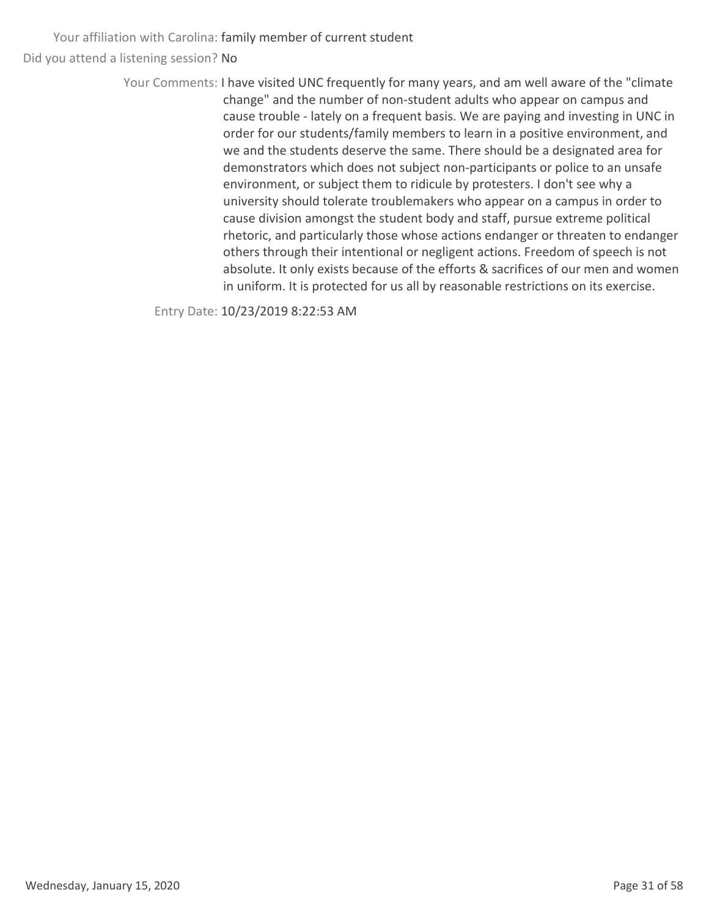Your affiliation with Carolina: family member of current student

Did you attend a listening session? No

Your Comments: I have visited UNC frequently for many years, and am well aware of the "climate change" and the number of non-student adults who appear on campus and cause trouble - lately on a frequent basis. We are paying and investing in UNC in order for our students/family members to learn in a positive environment, and we and the students deserve the same. There should be a designated area for demonstrators which does not subject non-participants or police to an unsafe environment, or subject them to ridicule by protesters. I don't see why a university should tolerate troublemakers who appear on a campus in order to cause division amongst the student body and staff, pursue extreme political rhetoric, and particularly those whose actions endanger or threaten to endanger others through their intentional or negligent actions. Freedom of speech is not absolute. It only exists because of the efforts & sacrifices of our men and women in uniform. It is protected for us all by reasonable restrictions on its exercise.

Entry Date: 10/23/2019 8:22:53 AM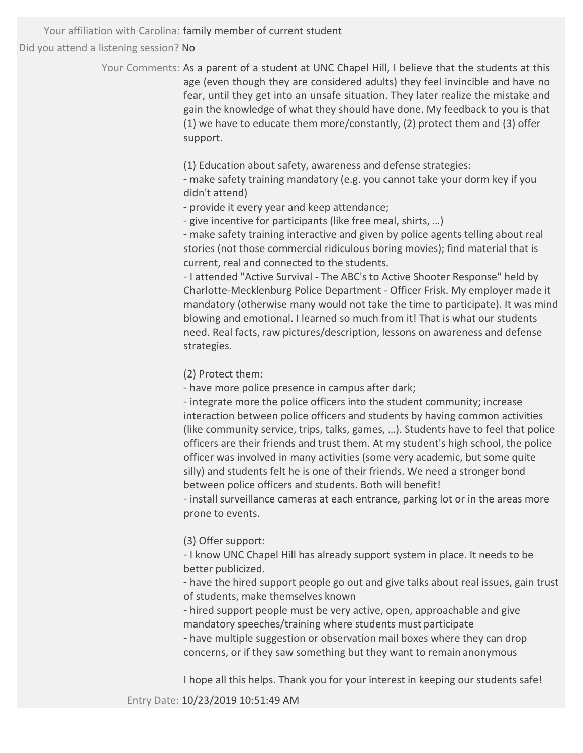Your affiliation with Carolina: family member of current student

Did you attend a listening session? No

Your Comments: As a parent of a student at UNC Chapel Hill, I believe that the students at this age (even though they are considered adults) they feel invincible and have no fear, until they get into an unsafe situation. They later realize the mistake and gain the knowledge of what they should have done. My feedback to you is that (1) we have to educate them more/constantly, (2) protect them and (3) offer support.

(1) Education about safety, awareness and defense strategies:
- make safety training mandatory (e.g. you cannot take your dorm key if you didn't attend)
- provide it every year and keep attendance;
- give incentive for participants (like free meal, shirts, …)
- make safety training interactive and given by police agents telling about real stories (not those commercial ridiculous boring movies); find material that is current, real and connected to the students.
- I attended "Active Survival - The ABC's to Active Shooter Response" held by Charlotte-Mecklenburg Police Department - Officer Frisk. My employer made it mandatory (otherwise many would not take the time to participate). It was mind blowing and emotional. I learned so much from it! That is what our students need. Real facts, raw pictures/description, lessons on awareness and defense strategies.

(2) Protect them:
- have more police presence in campus after dark;
- integrate more the police officers into the student community; increase interaction between police officers and students by having common activities (like community service, trips, talks, games, …). Students have to feel that police officers are their friends and trust them. At my student's high school, the police officer was involved in many activities (some very academic, but some quite silly) and students felt he is one of their friends. We need a stronger bond between police officers and students. Both will benefit!
- install surveillance cameras at each entrance, parking lot or in the areas more prone to events.

(3) Offer support:
- I know UNC Chapel Hill has already support system in place. It needs to be better publicized.
- have the hired support people go out and give talks about real issues, gain trust of students, make themselves known
- hired support people must be very active, open, approachable and give mandatory speeches/training where students must participate
- have multiple suggestion or observation mail boxes where they can drop concerns, or if they saw something but they want to remain anonymous

I hope all this helps. Thank you for your interest in keeping our students safe!

Entry Date: 10/23/2019 10:51:49 AM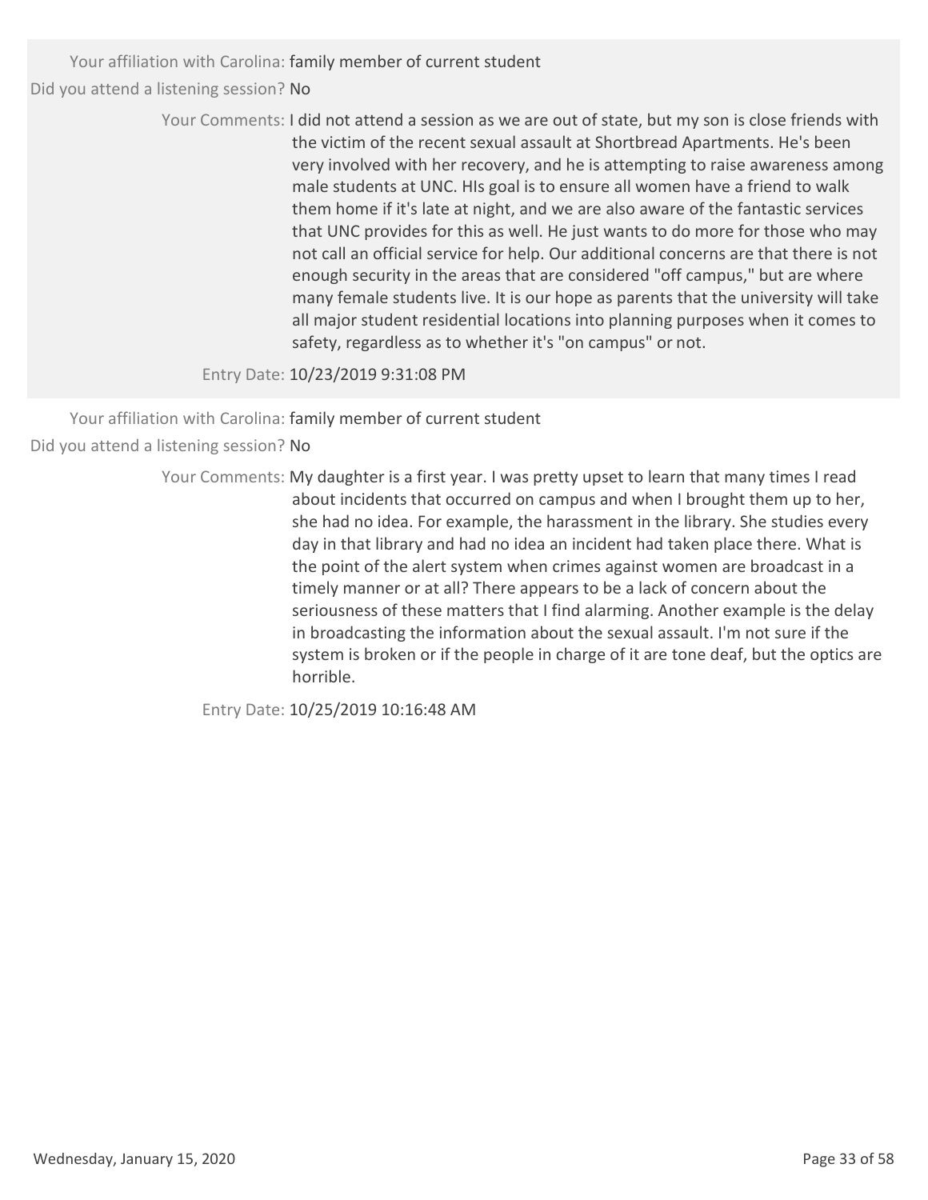Your affiliation with Carolina: family member of current student

Did you attend a listening session? No

Your Comments: I did not attend a session as we are out of state, but my son is close friends with the victim of the recent sexual assault at Shortbread Apartments. He's been very involved with her recovery, and he is attempting to raise awareness among male students at UNC. HIs goal is to ensure all women have a friend to walk them home if it's late at night, and we are also aware of the fantastic services that UNC provides for this as well. He just wants to do more for those who may not call an official service for help. Our additional concerns are that there is not enough security in the areas that are considered "off campus," but are where many female students live. It is our hope as parents that the university will take all major student residential locations into planning purposes when it comes to safety, regardless as to whether it's "on campus" or not.

Entry Date: 10/23/2019 9:31:08 PM

---

Your affiliation with Carolina: family member of current student

Did you attend a listening session? No

Your Comments: My daughter is a first year. I was pretty upset to learn that many times I read about incidents that occurred on campus and when I brought them up to her, she had no idea. For example, the harassment in the library. She studies every day in that library and had no idea an incident had taken place there. What is the point of the alert system when crimes against women are broadcast in a timely manner or at all? There appears to be a lack of concern about the seriousness of these matters that I find alarming. Another example is the delay in broadcasting the information about the sexual assault. I'm not sure if the system is broken or if the people in charge of it are tone deaf, but the optics are horrible.

Entry Date: 10/25/2019 10:16:48 AM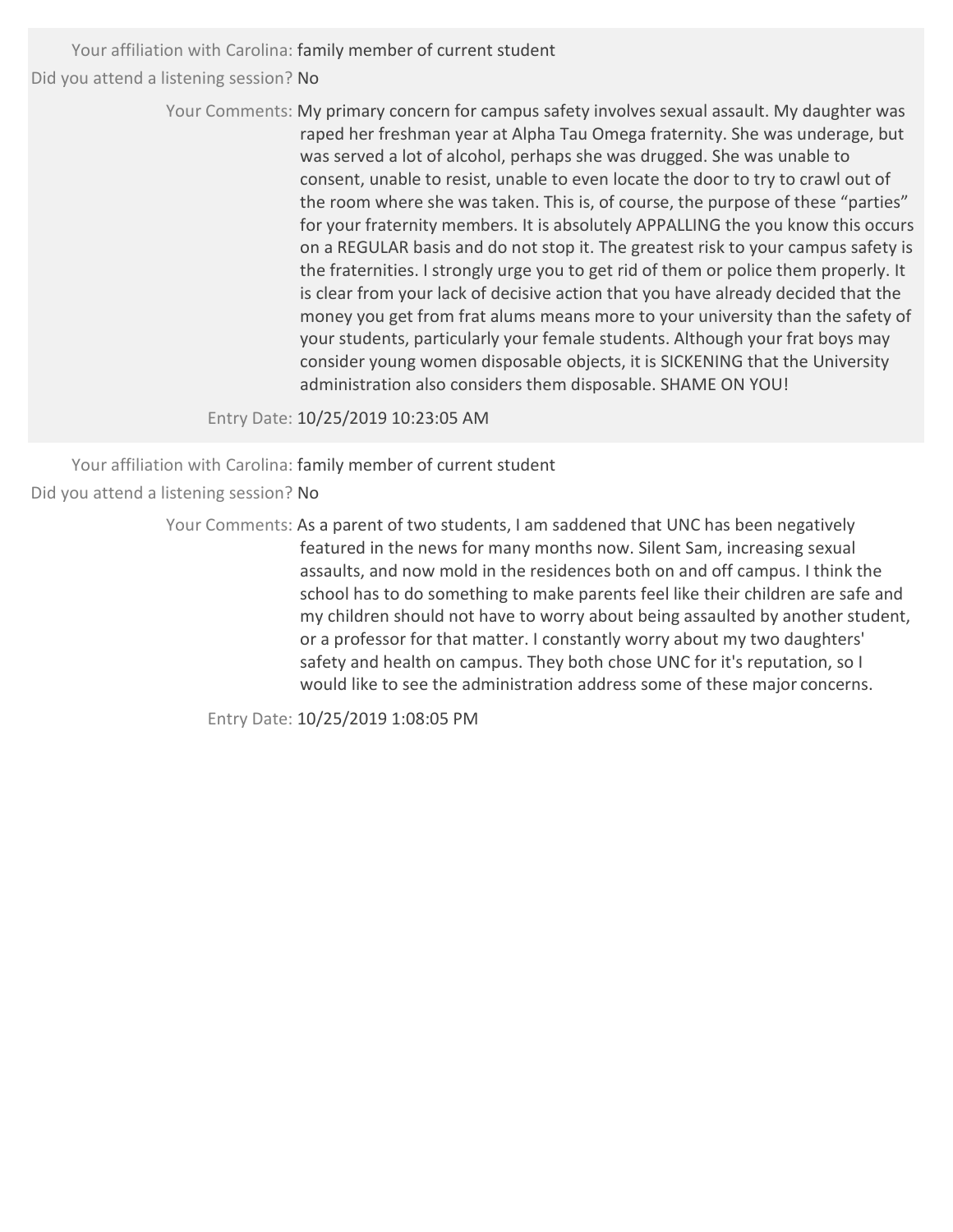Your affiliation with Carolina: family member of current student

Did you attend a listening session? No

Your Comments: My primary concern for campus safety involves sexual assault. My daughter was raped her freshman year at Alpha Tau Omega fraternity. She was underage, but was served a lot of alcohol, perhaps she was drugged. She was unable to consent, unable to resist, unable to even locate the door to try to crawl out of the room where she was taken. This is, of course, the purpose of these "parties" for your fraternity members. It is absolutely APPALLING the you know this occurs on a REGULAR basis and do not stop it. The greatest risk to your campus safety is the fraternities. I strongly urge you to get rid of them or police them properly. It is clear from your lack of decisive action that you have already decided that the money you get from frat alums means more to your university than the safety of your students, particularly your female students. Although your frat boys may consider young women disposable objects, it is SICKENING that the University administration also considers them disposable. SHAME ON YOU!

Entry Date: 10/25/2019 10:23:05 AM

---

Your affiliation with Carolina: family member of current student

Did you attend a listening session? No

Your Comments: As a parent of two students, I am saddened that UNC has been negatively featured in the news for many months now. Silent Sam, increasing sexual assaults, and now mold in the residences both on and off campus. I think the school has to do something to make parents feel like their children are safe and my children should not have to worry about being assaulted by another student, or a professor for that matter. I constantly worry about my two daughters' safety and health on campus. They both chose UNC for it's reputation, so I would like to see the administration address some of these major concerns.

Entry Date: 10/25/2019 1:08:05 PM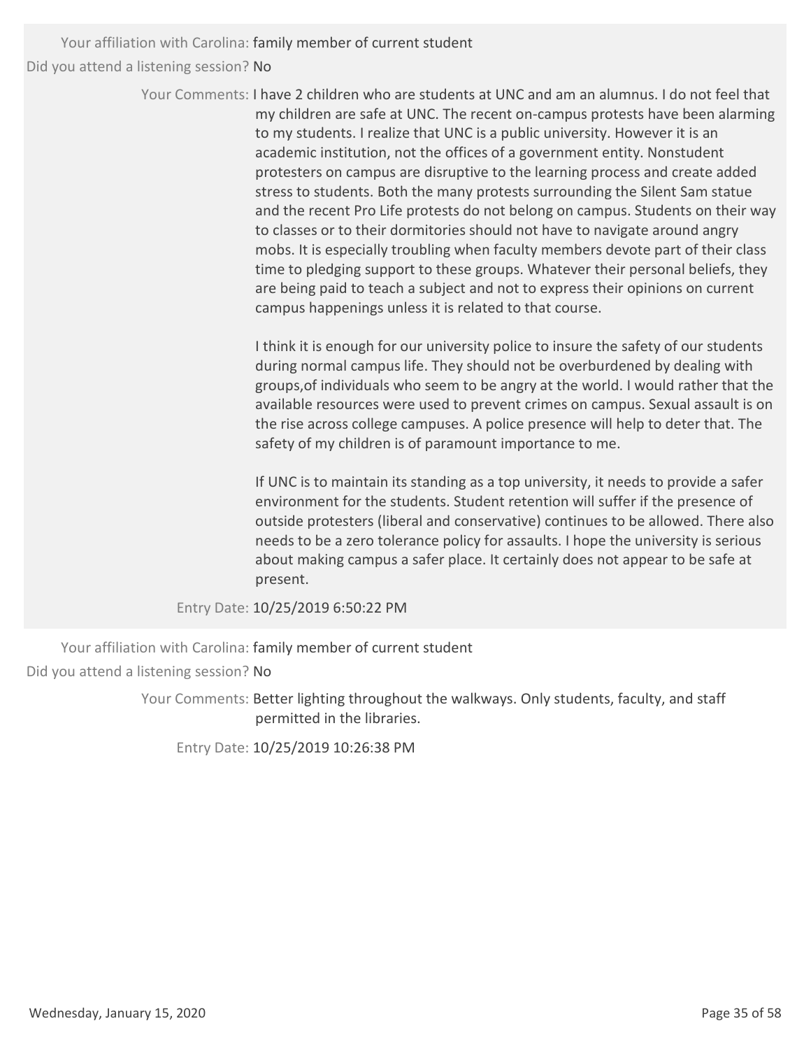Your affiliation with Carolina: family member of current student

Did you attend a listening session? No

Your Comments: I have 2 children who are students at UNC and am an alumnus. I do not feel that my children are safe at UNC. The recent on-campus protests have been alarming to my students. I realize that UNC is a public university. However it is an academic institution, not the offices of a government entity. Nonstudent protesters on campus are disruptive to the learning process and create added stress to students. Both the many protests surrounding the Silent Sam statue and the recent Pro Life protests do not belong on campus. Students on their way to classes or to their dormitories should not have to navigate around angry mobs. It is especially troubling when faculty members devote part of their class time to pledging support to these groups. Whatever their personal beliefs, they are being paid to teach a subject and not to express their opinions on current campus happenings unless it is related to that course.

I think it is enough for our university police to insure the safety of our students during normal campus life. They should not be overburdened by dealing with groups,of individuals who seem to be angry at the world. I would rather that the available resources were used to prevent crimes on campus. Sexual assault is on the rise across college campuses. A police presence will help to deter that. The safety of my children is of paramount importance to me.

If UNC is to maintain its standing as a top university, it needs to provide a safer environment for the students. Student retention will suffer if the presence of outside protesters (liberal and conservative) continues to be allowed. There also needs to be a zero tolerance policy for assaults. I hope the university is serious about making campus a safer place. It certainly does not appear to be safe at present.

Entry Date: 10/25/2019 6:50:22 PM

Your affiliation with Carolina: family member of current student

Did you attend a listening session? No

Your Comments: Better lighting throughout the walkways. Only students, faculty, and staff permitted in the libraries.

Entry Date: 10/25/2019 10:26:38 PM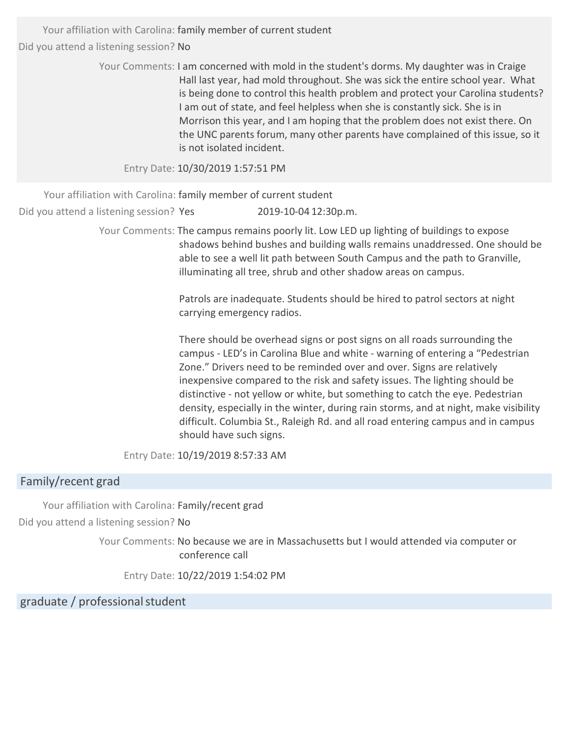Your affiliation with Carolina: family member of current student

Did you attend a listening session? No

Your Comments: I am concerned with mold in the student's dorms. My daughter was in Craige Hall last year, had mold throughout. She was sick the entire school year. What is being done to control this health problem and protect your Carolina students? I am out of state, and feel helpless when she is constantly sick. She is in Morrison this year, and I am hoping that the problem does not exist there. On the UNC parents forum, many other parents have complained of this issue, so it is not isolated incident.

Entry Date: 10/30/2019 1:57:51 PM

Your affiliation with Carolina: family member of current student

Did you attend a listening session? Yes 2019-10-04 12:30p.m.

Your Comments: The campus remains poorly lit. Low LED up lighting of buildings to expose shadows behind bushes and building walls remains unaddressed. One should be able to see a well lit path between South Campus and the path to Granville, illuminating all tree, shrub and other shadow areas on campus.

Patrols are inadequate. Students should be hired to patrol sectors at night carrying emergency radios.

There should be overhead signs or post signs on all roads surrounding the campus - LED's in Carolina Blue and white - warning of entering a "Pedestrian Zone." Drivers need to be reminded over and over. Signs are relatively inexpensive compared to the risk and safety issues. The lighting should be distinctive - not yellow or white, but something to catch the eye. Pedestrian density, especially in the winter, during rain storms, and at night, make visibility difficult. Columbia St., Raleigh Rd. and all road entering campus and in campus should have such signs.

Entry Date: 10/19/2019 8:57:33 AM

## Family/recent grad

Your affiliation with Carolina: Family/recent grad

Did you attend a listening session? No

Your Comments: No because we are in Massachusetts but I would attended via computer or conference call

Entry Date: 10/22/2019 1:54:02 PM

## graduate / professional student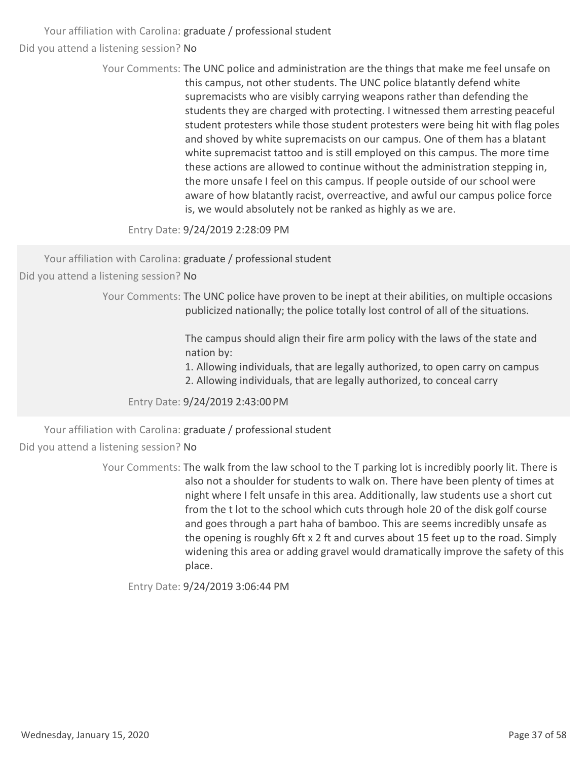Your affiliation with Carolina: graduate / professional student

Did you attend a listening session? No

Your Comments: The UNC police and administration are the things that make me feel unsafe on this campus, not other students. The UNC police blatantly defend white supremacists who are visibly carrying weapons rather than defending the students they are charged with protecting. I witnessed them arresting peaceful student protesters while those student protesters were being hit with flag poles and shoved by white supremacists on our campus. One of them has a blatant white supremacist tattoo and is still employed on this campus. The more time these actions are allowed to continue without the administration stepping in, the more unsafe I feel on this campus. If people outside of our school were aware of how blatantly racist, overreactive, and awful our campus police force is, we would absolutely not be ranked as highly as we are.

Entry Date: 9/24/2019 2:28:09 PM

Your affiliation with Carolina: graduate / professional student

Did you attend a listening session? No

Your Comments: The UNC police have proven to be inept at their abilities, on multiple occasions publicized nationally; the police totally lost control of all of the situations.

The campus should align their fire arm policy with the laws of the state and nation by:

1. Allowing individuals, that are legally authorized, to open carry on campus
2. Allowing individuals, that are legally authorized, to conceal carry

Entry Date: 9/24/2019 2:43:00 PM

Your affiliation with Carolina: graduate / professional student

Did you attend a listening session? No

Your Comments: The walk from the law school to the T parking lot is incredibly poorly lit. There is also not a shoulder for students to walk on. There have been plenty of times at night where I felt unsafe in this area. Additionally, law students use a short cut from the t lot to the school which cuts through hole 20 of the disk golf course and goes through a part haha of bamboo. This are seems incredibly unsafe as the opening is roughly 6ft x 2 ft and curves about 15 feet up to the road. Simply widening this area or adding gravel would dramatically improve the safety of this place.

Entry Date: 9/24/2019 3:06:44 PM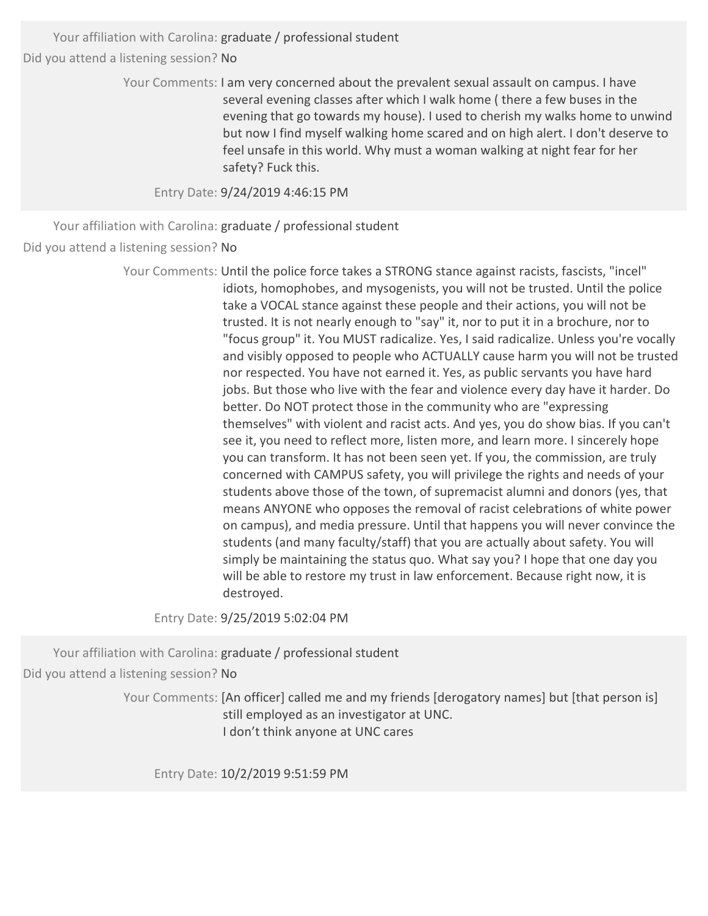Your affiliation with Carolina: graduate / professional student

Did you attend a listening session? No

Your Comments: I am very concerned about the prevalent sexual assault on campus. I have several evening classes after which I walk home ( there a few buses in the evening that go towards my house). I used to cherish my walks home to unwind but now I find myself walking home scared and on high alert. I don't deserve to feel unsafe in this world. Why must a woman walking at night fear for her safety? Fuck this.

Entry Date: 9/24/2019 4:46:15 PM

---

Your affiliation with Carolina: graduate / professional student

Did you attend a listening session? No

Your Comments: Until the police force takes a STRONG stance against racists, fascists, "incel" idiots, homophobes, and mysogenists, you will not be trusted. Until the police take a VOCAL stance against these people and their actions, you will not be trusted. It is not nearly enough to "say" it, nor to put it in a brochure, nor to "focus group" it. You MUST radicalize. Yes, I said radicalize. Unless you're vocally and visibly opposed to people who ACTUALLY cause harm you will not be trusted nor respected. You have not earned it. Yes, as public servants you have hard jobs. But those who live with the fear and violence every day have it harder. Do better. Do NOT protect those in the community who are "expressing themselves" with violent and racist acts. And yes, you do show bias. If you can't see it, you need to reflect more, listen more, and learn more. I sincerely hope you can transform. It has not been seen yet. If you, the commission, are truly concerned with CAMPUS safety, you will privilege the rights and needs of your students above those of the town, of supremacist alumni and donors (yes, that means ANYONE who opposes the removal of racist celebrations of white power on campus), and media pressure. Until that happens you will never convince the students (and many faculty/staff) that you are actually about safety. You will simply be maintaining the status quo. What say you? I hope that one day you will be able to restore my trust in law enforcement. Because right now, it is destroyed.

Entry Date: 9/25/2019 5:02:04 PM

---

Your affiliation with Carolina: graduate / professional student

Did you attend a listening session? No

Your Comments: [An officer] called me and my friends [derogatory names] but [that person is] still employed as an investigator at UNC.
I don't think anyone at UNC cares

Entry Date: 10/2/2019 9:51:59 PM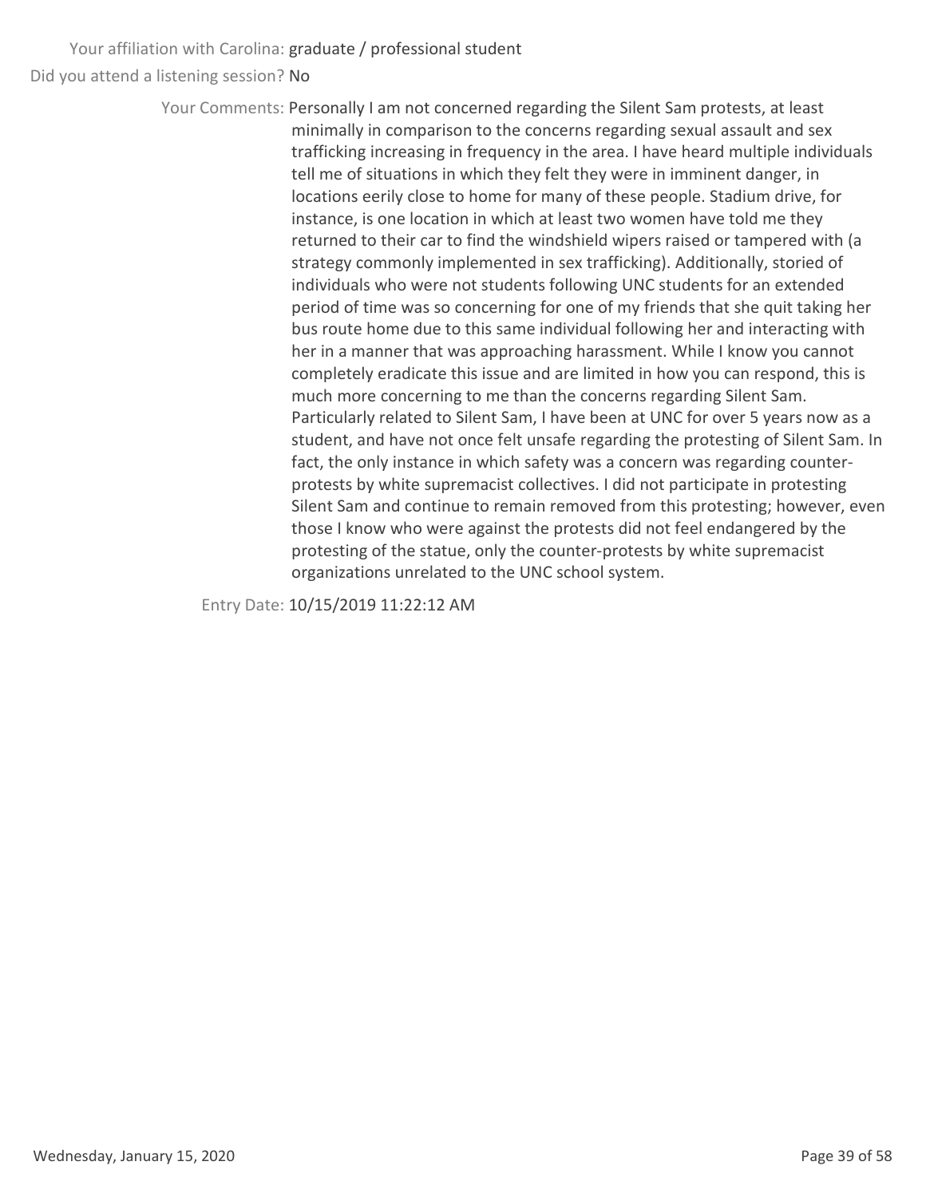Your affiliation with Carolina: graduate / professional student

Did you attend a listening session? No

Your Comments: Personally I am not concerned regarding the Silent Sam protests, at least minimally in comparison to the concerns regarding sexual assault and sex trafficking increasing in frequency in the area. I have heard multiple individuals tell me of situations in which they felt they were in imminent danger, in locations eerily close to home for many of these people. Stadium drive, for instance, is one location in which at least two women have told me they returned to their car to find the windshield wipers raised or tampered with (a strategy commonly implemented in sex trafficking). Additionally, storied of individuals who were not students following UNC students for an extended period of time was so concerning for one of my friends that she quit taking her bus route home due to this same individual following her and interacting with her in a manner that was approaching harassment. While I know you cannot completely eradicate this issue and are limited in how you can respond, this is much more concerning to me than the concerns regarding Silent Sam. Particularly related to Silent Sam, I have been at UNC for over 5 years now as a student, and have not once felt unsafe regarding the protesting of Silent Sam. In fact, the only instance in which safety was a concern was regarding counter-protests by white supremacist collectives. I did not participate in protesting Silent Sam and continue to remain removed from this protesting; however, even those I know who were against the protests did not feel endangered by the protesting of the statue, only the counter-protests by white supremacist organizations unrelated to the UNC school system.

Entry Date: 10/15/2019 11:22:12 AM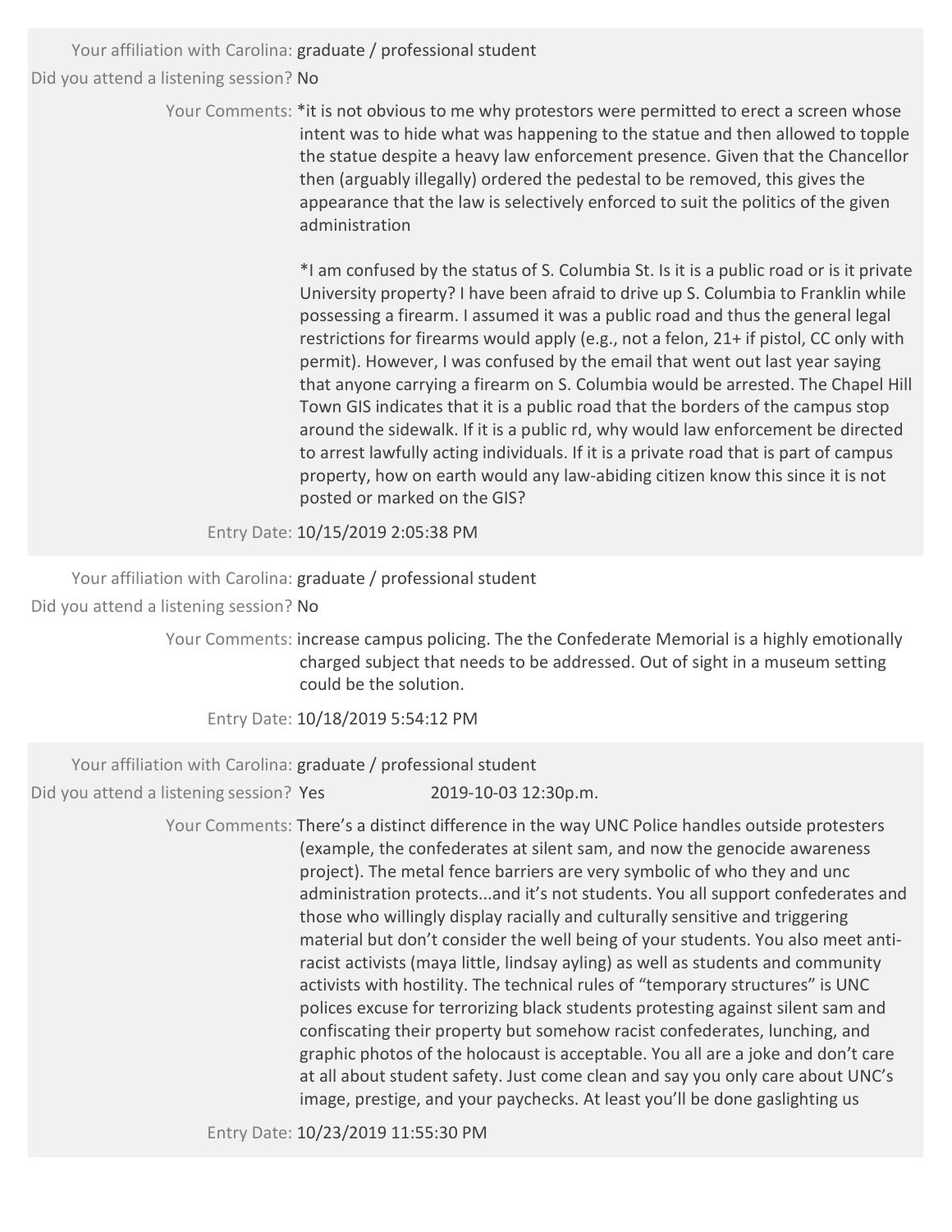Your affiliation with Carolina: graduate / professional student

Did you attend a listening session? No

Your Comments: *it is not obvious to me why protestors were permitted to erect a screen whose intent was to hide what was happening to the statue and then allowed to topple the statue despite a heavy law enforcement presence. Given that the Chancellor then (arguably illegally) ordered the pedestal to be removed, this gives the appearance that the law is selectively enforced to suit the politics of the given administration

*I am confused by the status of S. Columbia St. Is it is a public road or is it private University property? I have been afraid to drive up S. Columbia to Franklin while possessing a firearm. I assumed it was a public road and thus the general legal restrictions for firearms would apply (e.g., not a felon, 21+ if pistol, CC only with permit). However, I was confused by the email that went out last year saying that anyone carrying a firearm on S. Columbia would be arrested. The Chapel Hill Town GIS indicates that it is a public road that the borders of the campus stop around the sidewalk. If it is a public rd, why would law enforcement be directed to arrest lawfully acting individuals. If it is a private road that is part of campus property, how on earth would any law-abiding citizen know this since it is not posted or marked on the GIS?

Entry Date: 10/15/2019 2:05:38 PM

---

Your affiliation with Carolina: graduate / professional student

Did you attend a listening session? No

Your Comments: increase campus policing. The the Confederate Memorial is a highly emotionally charged subject that needs to be addressed. Out of sight in a museum setting could be the solution.

Entry Date: 10/18/2019 5:54:12 PM

---

Your affiliation with Carolina: graduate / professional student

Did you attend a listening session? Yes 2019-10-03 12:30p.m.

Your Comments: There's a distinct difference in the way UNC Police handles outside protesters (example, the confederates at silent sam, and now the genocide awareness project). The metal fence barriers are very symbolic of who they and unc administration protects...and it's not students. You all support confederates and those who willingly display racially and culturally sensitive and triggering material but don't consider the well being of your students. You also meet anti-racist activists (maya little, lindsay ayling) as well as students and community activists with hostility. The technical rules of "temporary structures" is UNC polices excuse for terrorizing black students protesting against silent sam and confiscating their property but somehow racist confederates, lunching, and graphic photos of the holocaust is acceptable. You all are a joke and don't care at all about student safety. Just come clean and say you only care about UNC's image, prestige, and your paychecks. At least you'll be done gaslighting us

Entry Date: 10/23/2019 11:55:30 PM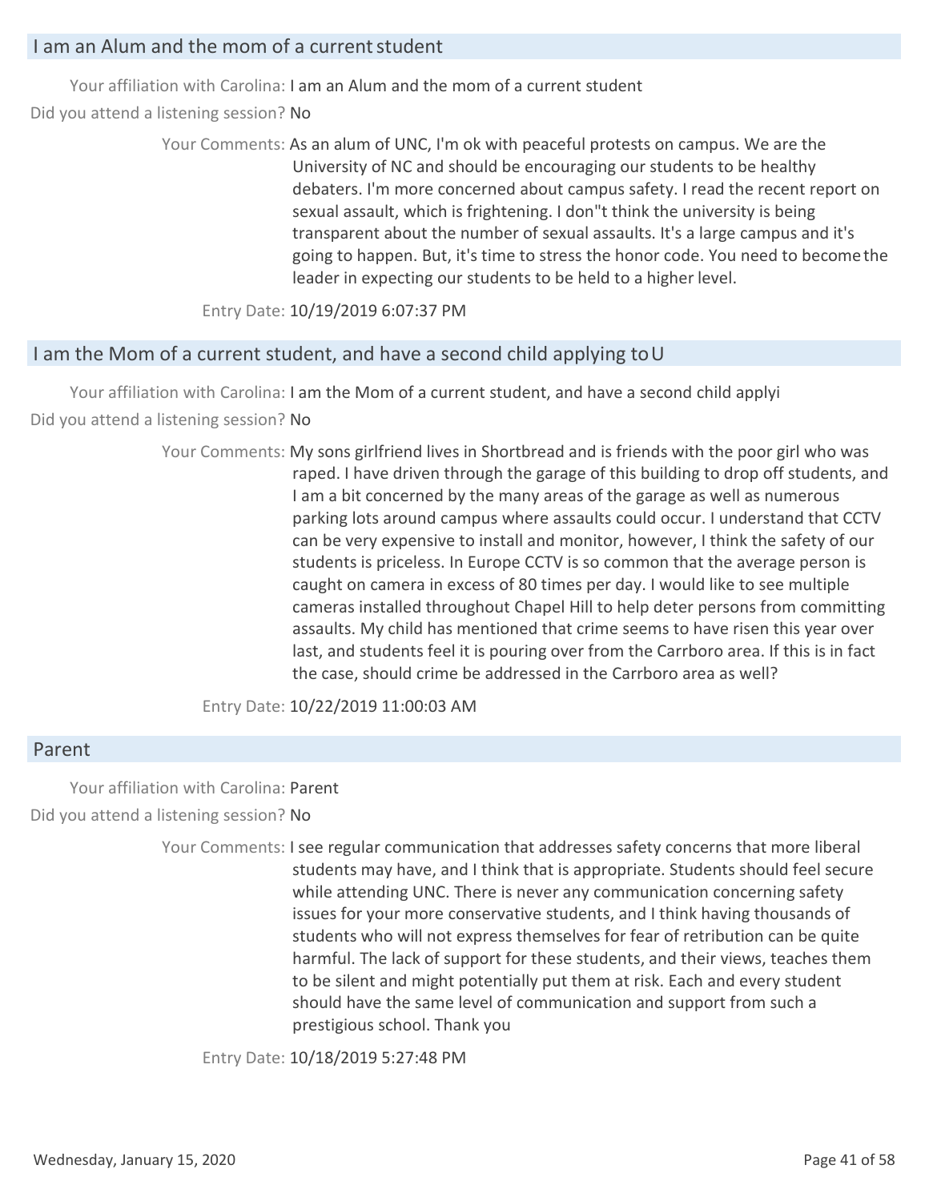## I am an Alum and the mom of a current student

Your affiliation with Carolina: I am an Alum and the mom of a current student

Did you attend a listening session? No

Your Comments: As an alum of UNC, I'm ok with peaceful protests on campus. We are the University of NC and should be encouraging our students to be healthy debaters. I'm more concerned about campus safety. I read the recent report on sexual assault, which is frightening. I don"t think the university is being transparent about the number of sexual assaults. It's a large campus and it's going to happen. But, it's time to stress the honor code. You need to become the leader in expecting our students to be held to a higher level.

Entry Date: 10/19/2019 6:07:37 PM

## I am the Mom of a current student, and have a second child applying to U

Your affiliation with Carolina: I am the Mom of a current student, and have a second child applyi

Did you attend a listening session? No

Your Comments: My sons girlfriend lives in Shortbread and is friends with the poor girl who was raped. I have driven through the garage of this building to drop off students, and I am a bit concerned by the many areas of the garage as well as numerous parking lots around campus where assaults could occur. I understand that CCTV can be very expensive to install and monitor, however, I think the safety of our students is priceless. In Europe CCTV is so common that the average person is caught on camera in excess of 80 times per day. I would like to see multiple cameras installed throughout Chapel Hill to help deter persons from committing assaults. My child has mentioned that crime seems to have risen this year over last, and students feel it is pouring over from the Carrboro area. If this is in fact the case, should crime be addressed in the Carrboro area as well?

Entry Date: 10/22/2019 11:00:03 AM

## Parent

Your affiliation with Carolina: Parent

Did you attend a listening session? No

Your Comments: I see regular communication that addresses safety concerns that more liberal students may have, and I think that is appropriate. Students should feel secure while attending UNC. There is never any communication concerning safety issues for your more conservative students, and I think having thousands of students who will not express themselves for fear of retribution can be quite harmful. The lack of support for these students, and their views, teaches them to be silent and might potentially put them at risk. Each and every student should have the same level of communication and support from such a prestigious school. Thank you

Entry Date: 10/18/2019 5:27:48 PM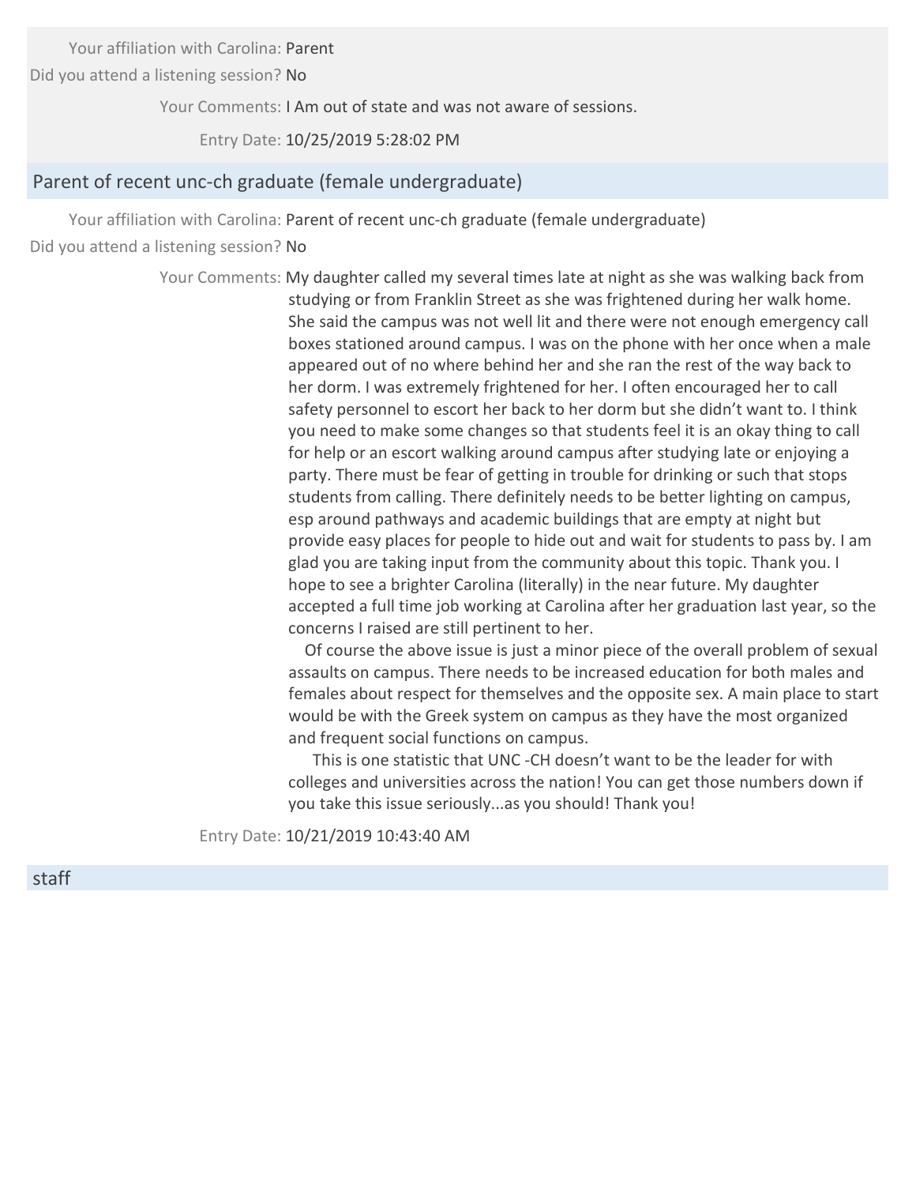Your affiliation with Carolina: Parent

Did you attend a listening session? No

Your Comments: I Am out of state and was not aware of sessions.

Entry Date: 10/25/2019 5:28:02 PM

## Parent of recent unc-ch graduate (female undergraduate)

Your affiliation with Carolina: Parent of recent unc-ch graduate (female undergraduate)

Did you attend a listening session? No

Your Comments: My daughter called my several times late at night as she was walking back from studying or from Franklin Street as she was frightened during her walk home. She said the campus was not well lit and there were not enough emergency call boxes stationed around campus. I was on the phone with her once when a male appeared out of no where behind her and she ran the rest of the way back to her dorm. I was extremely frightened for her. I often encouraged her to call safety personnel to escort her back to her dorm but she didn't want to. I think you need to make some changes so that students feel it is an okay thing to call for help or an escort walking around campus after studying late or enjoying a party. There must be fear of getting in trouble for drinking or such that stops students from calling. There definitely needs to be better lighting on campus, esp around pathways and academic buildings that are empty at night but provide easy places for people to hide out and wait for students to pass by. I am glad you are taking input from the community about this topic. Thank you. I hope to see a brighter Carolina (literally) in the near future. My daughter accepted a full time job working at Carolina after her graduation last year, so the concerns I raised are still pertinent to her.

Of course the above issue is just a minor piece of the overall problem of sexual assaults on campus. There needs to be increased education for both males and females about respect for themselves and the opposite sex. A main place to start would be with the Greek system on campus as they have the most organized and frequent social functions on campus.

This is one statistic that UNC -CH doesn't want to be the leader for with colleges and universities across the nation! You can get those numbers down if you take this issue seriously...as you should! Thank you!

Entry Date: 10/21/2019 10:43:40 AM

## staff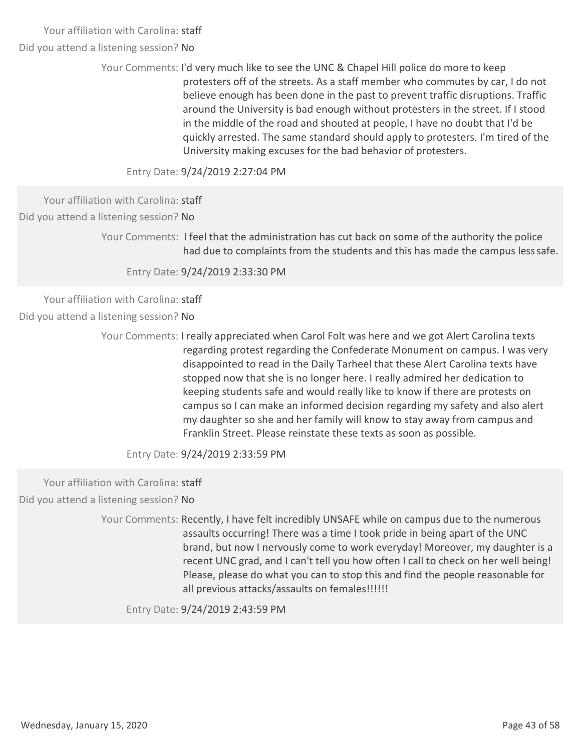Your affiliation with Carolina: staff

Did you attend a listening session? No

Your Comments: I'd very much like to see the UNC & Chapel Hill police do more to keep protesters off of the streets. As a staff member who commutes by car, I do not believe enough has been done in the past to prevent traffic disruptions. Traffic around the University is bad enough without protesters in the street. If I stood in the middle of the road and shouted at people, I have no doubt that I'd be quickly arrested. The same standard should apply to protesters. I'm tired of the University making excuses for the bad behavior of protesters.

Entry Date: 9/24/2019 2:27:04 PM

---

Your affiliation with Carolina: staff

Did you attend a listening session? No

Your Comments: I feel that the administration has cut back on some of the authority the police had due to complaints from the students and this has made the campus less safe.

Entry Date: 9/24/2019 2:33:30 PM

---

Your affiliation with Carolina: staff

Did you attend a listening session? No

Your Comments: I really appreciated when Carol Folt was here and we got Alert Carolina texts regarding protest regarding the Confederate Monument on campus. I was very disappointed to read in the Daily Tarheel that these Alert Carolina texts have stopped now that she is no longer here. I really admired her dedication to keeping students safe and would really like to know if there are protests on campus so I can make an informed decision regarding my safety and also alert my daughter so she and her family will know to stay away from campus and Franklin Street. Please reinstate these texts as soon as possible.

Entry Date: 9/24/2019 2:33:59 PM

---

Your affiliation with Carolina: staff

Did you attend a listening session? No

Your Comments: Recently, I have felt incredibly UNSAFE while on campus due to the numerous assaults occurring! There was a time I took pride in being apart of the UNC brand, but now I nervously come to work everyday! Moreover, my daughter is a recent UNC grad, and I can't tell you how often I call to check on her well being! Please, please do what you can to stop this and find the people reasonable for all previous attacks/assaults on females!!!!!!

Entry Date: 9/24/2019 2:43:59 PM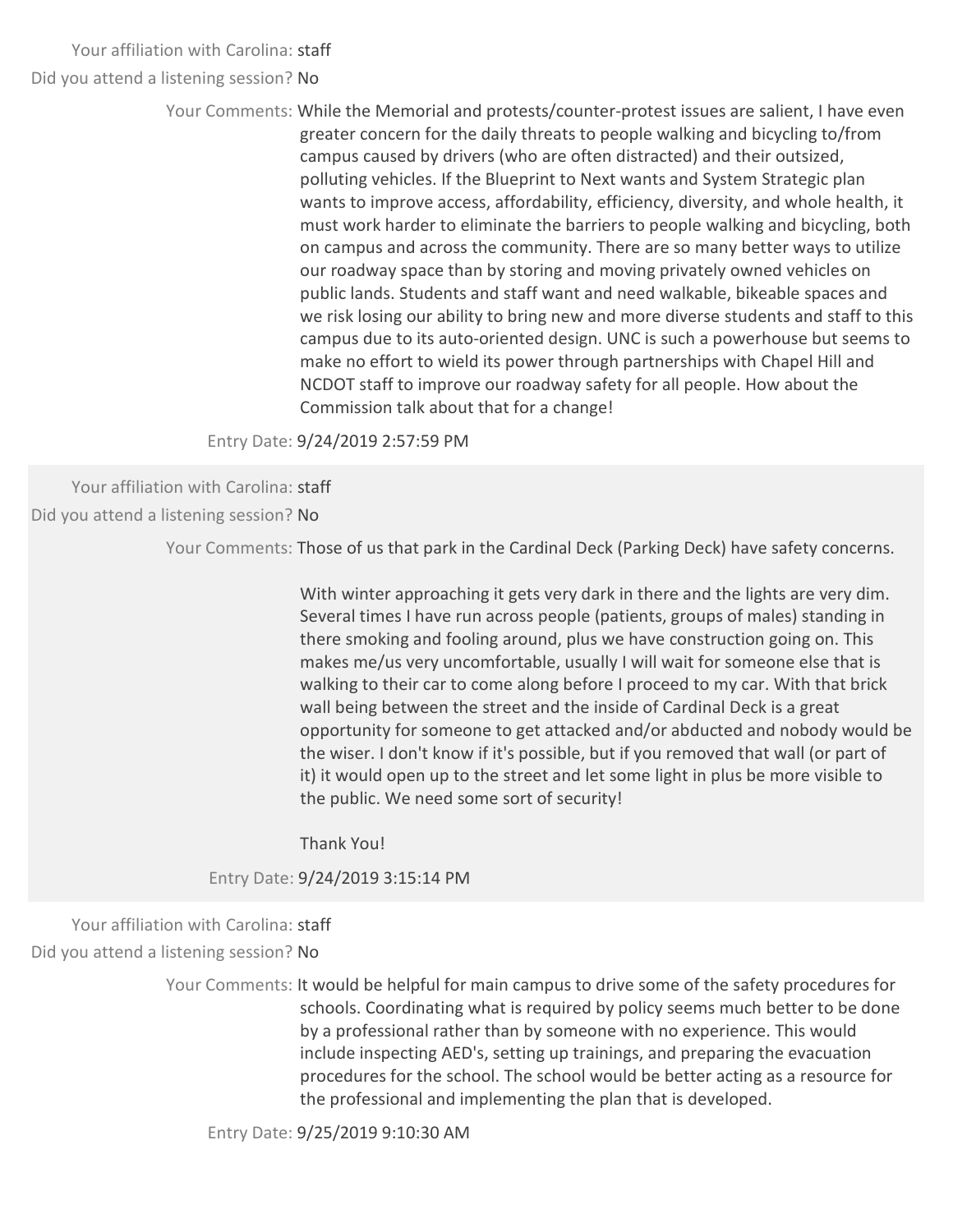Your affiliation with Carolina: staff

Did you attend a listening session? No

Your Comments: While the Memorial and protests/counter-protest issues are salient, I have even greater concern for the daily threats to people walking and bicycling to/from campus caused by drivers (who are often distracted) and their outsized, polluting vehicles. If the Blueprint to Next wants and System Strategic plan wants to improve access, affordability, efficiency, diversity, and whole health, it must work harder to eliminate the barriers to people walking and bicycling, both on campus and across the community. There are so many better ways to utilize our roadway space than by storing and moving privately owned vehicles on public lands. Students and staff want and need walkable, bikeable spaces and we risk losing our ability to bring new and more diverse students and staff to this campus due to its auto-oriented design. UNC is such a powerhouse but seems to make no effort to wield its power through partnerships with Chapel Hill and NCDOT staff to improve our roadway safety for all people. How about the Commission talk about that for a change!

Entry Date: 9/24/2019 2:57:59 PM

---

Your affiliation with Carolina: staff

Did you attend a listening session? No

Your Comments: Those of us that park in the Cardinal Deck (Parking Deck) have safety concerns.

With winter approaching it gets very dark in there and the lights are very dim. Several times I have run across people (patients, groups of males) standing in there smoking and fooling around, plus we have construction going on. This makes me/us very uncomfortable, usually I will wait for someone else that is walking to their car to come along before I proceed to my car. With that brick wall being between the street and the inside of Cardinal Deck is a great opportunity for someone to get attacked and/or abducted and nobody would be the wiser. I don't know if it's possible, but if you removed that wall (or part of it) it would open up to the street and let some light in plus be more visible to the public. We need some sort of security!

Thank You!

Entry Date: 9/24/2019 3:15:14 PM

---

Your affiliation with Carolina: staff

Did you attend a listening session? No

Your Comments: It would be helpful for main campus to drive some of the safety procedures for schools. Coordinating what is required by policy seems much better to be done by a professional rather than by someone with no experience. This would include inspecting AED's, setting up trainings, and preparing the evacuation procedures for the school. The school would be better acting as a resource for the professional and implementing the plan that is developed.

Entry Date: 9/25/2019 9:10:30 AM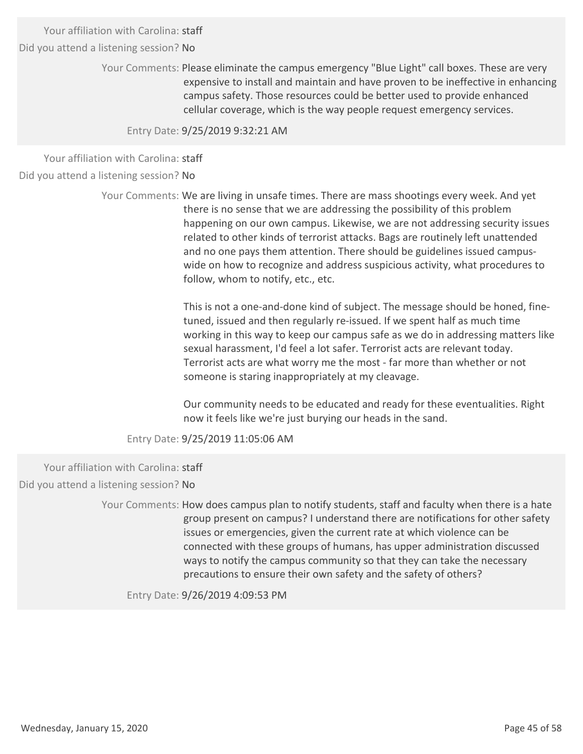Your affiliation with Carolina: staff

Did you attend a listening session? No

Your Comments: Please eliminate the campus emergency "Blue Light" call boxes. These are very expensive to install and maintain and have proven to be ineffective in enhancing campus safety. Those resources could be better used to provide enhanced cellular coverage, which is the way people request emergency services.

Entry Date: 9/25/2019 9:32:21 AM

---

Your affiliation with Carolina: staff

Did you attend a listening session? No

Your Comments: We are living in unsafe times. There are mass shootings every week. And yet there is no sense that we are addressing the possibility of this problem happening on our own campus. Likewise, we are not addressing security issues related to other kinds of terrorist attacks. Bags are routinely left unattended and no one pays them attention. There should be guidelines issued campus-wide on how to recognize and address suspicious activity, what procedures to follow, whom to notify, etc., etc.

This is not a one-and-done kind of subject. The message should be honed, fine-tuned, issued and then regularly re-issued. If we spent half as much time working in this way to keep our campus safe as we do in addressing matters like sexual harassment, I'd feel a lot safer. Terrorist acts are relevant today. Terrorist acts are what worry me the most - far more than whether or not someone is staring inappropriately at my cleavage.

Our community needs to be educated and ready for these eventualities. Right now it feels like we're just burying our heads in the sand.

Entry Date: 9/25/2019 11:05:06 AM

---

Your affiliation with Carolina: staff

Did you attend a listening session? No

Your Comments: How does campus plan to notify students, staff and faculty when there is a hate group present on campus? I understand there are notifications for other safety issues or emergencies, given the current rate at which violence can be connected with these groups of humans, has upper administration discussed ways to notify the campus community so that they can take the necessary precautions to ensure their own safety and the safety of others?

Entry Date: 9/26/2019 4:09:53 PM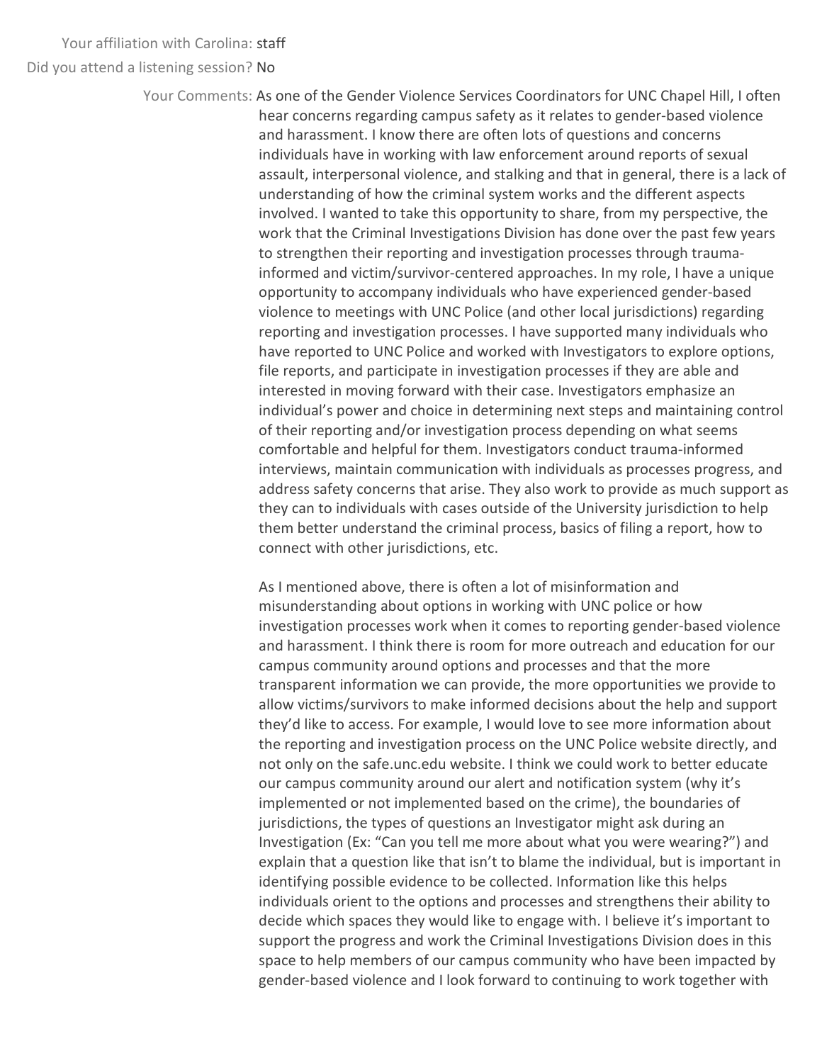Your affiliation with Carolina: staff

Did you attend a listening session? No

Your Comments: As one of the Gender Violence Services Coordinators for UNC Chapel Hill, I often hear concerns regarding campus safety as it relates to gender-based violence and harassment. I know there are often lots of questions and concerns individuals have in working with law enforcement around reports of sexual assault, interpersonal violence, and stalking and that in general, there is a lack of understanding of how the criminal system works and the different aspects involved. I wanted to take this opportunity to share, from my perspective, the work that the Criminal Investigations Division has done over the past few years to strengthen their reporting and investigation processes through trauma-informed and victim/survivor-centered approaches. In my role, I have a unique opportunity to accompany individuals who have experienced gender-based violence to meetings with UNC Police (and other local jurisdictions) regarding reporting and investigation processes. I have supported many individuals who have reported to UNC Police and worked with Investigators to explore options, file reports, and participate in investigation processes if they are able and interested in moving forward with their case. Investigators emphasize an individual's power and choice in determining next steps and maintaining control of their reporting and/or investigation process depending on what seems comfortable and helpful for them. Investigators conduct trauma-informed interviews, maintain communication with individuals as processes progress, and address safety concerns that arise. They also work to provide as much support as they can to individuals with cases outside of the University jurisdiction to help them better understand the criminal process, basics of filing a report, how to connect with other jurisdictions, etc.

As I mentioned above, there is often a lot of misinformation and misunderstanding about options in working with UNC police or how investigation processes work when it comes to reporting gender-based violence and harassment. I think there is room for more outreach and education for our campus community around options and processes and that the more transparent information we can provide, the more opportunities we provide to allow victims/survivors to make informed decisions about the help and support they'd like to access. For example, I would love to see more information about the reporting and investigation process on the UNC Police website directly, and not only on the safe.unc.edu website. I think we could work to better educate our campus community around our alert and notification system (why it's implemented or not implemented based on the crime), the boundaries of jurisdictions, the types of questions an Investigator might ask during an Investigation (Ex: "Can you tell me more about what you were wearing?") and explain that a question like that isn't to blame the individual, but is important in identifying possible evidence to be collected. Information like this helps individuals orient to the options and processes and strengthens their ability to decide which spaces they would like to engage with. I believe it's important to support the progress and work the Criminal Investigations Division does in this space to help members of our campus community who have been impacted by gender-based violence and I look forward to continuing to work together with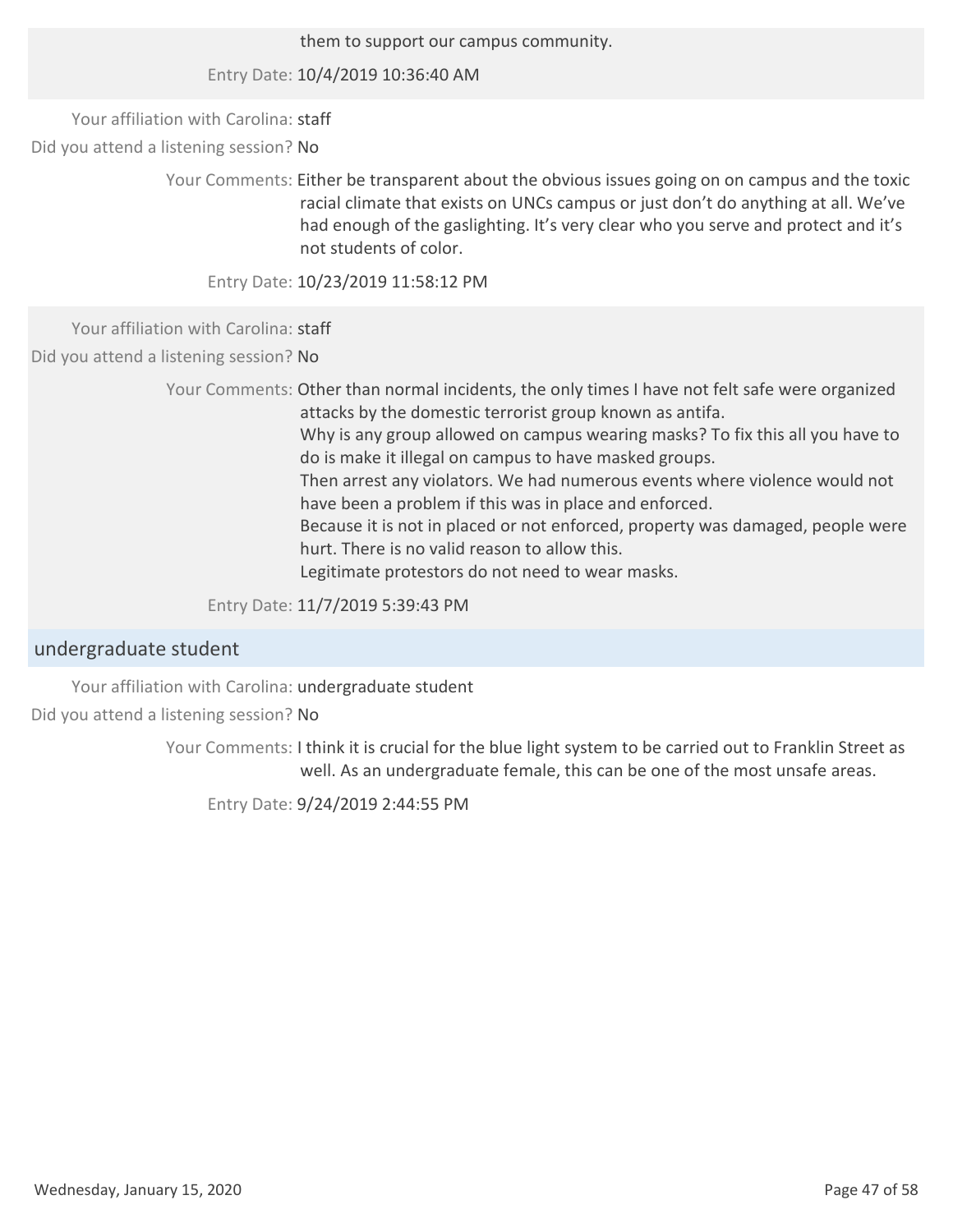them to support our campus community.

Entry Date: 10/4/2019 10:36:40 AM

Your affiliation with Carolina: staff

Did you attend a listening session? No

Your Comments: Either be transparent about the obvious issues going on on campus and the toxic racial climate that exists on UNCs campus or just don't do anything at all. We've had enough of the gaslighting. It's very clear who you serve and protect and it's not students of color.

Entry Date: 10/23/2019 11:58:12 PM

Your affiliation with Carolina: staff

Did you attend a listening session? No

Your Comments: Other than normal incidents, the only times I have not felt safe were organized attacks by the domestic terrorist group known as antifa.
Why is any group allowed on campus wearing masks? To fix this all you have to do is make it illegal on campus to have masked groups.
Then arrest any violators. We had numerous events where violence would not have been a problem if this was in place and enforced.
Because it is not in placed or not enforced, property was damaged, people were hurt. There is no valid reason to allow this.
Legitimate protestors do not need to wear masks.

Entry Date: 11/7/2019 5:39:43 PM

## undergraduate student

Your affiliation with Carolina: undergraduate student

Did you attend a listening session? No

Your Comments: I think it is crucial for the blue light system to be carried out to Franklin Street as well. As an undergraduate female, this can be one of the most unsafe areas.

Entry Date: 9/24/2019 2:44:55 PM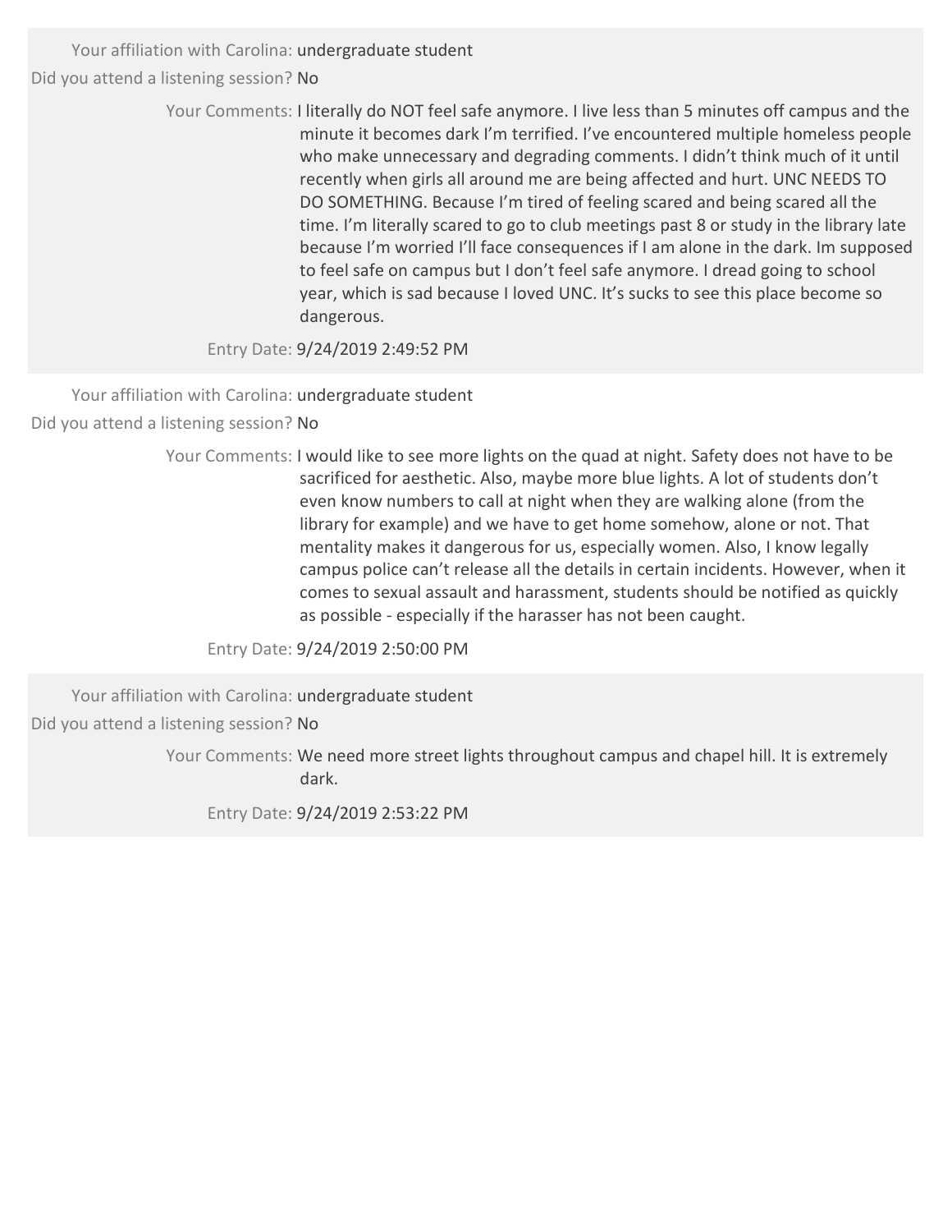Your affiliation with Carolina: undergraduate student

Did you attend a listening session? No

Your Comments: I literally do NOT feel safe anymore. I live less than 5 minutes off campus and the minute it becomes dark I'm terrified. I've encountered multiple homeless people who make unnecessary and degrading comments. I didn't think much of it until recently when girls all around me are being affected and hurt. UNC NEEDS TO DO SOMETHING. Because I'm tired of feeling scared and being scared all the time. I'm literally scared to go to club meetings past 8 or study in the library late because I'm worried I'll face consequences if I am alone in the dark. Im supposed to feel safe on campus but I don't feel safe anymore. I dread going to school year, which is sad because I loved UNC. It's sucks to see this place become so dangerous.

Entry Date: 9/24/2019 2:49:52 PM

---

Your affiliation with Carolina: undergraduate student

Did you attend a listening session? No

Your Comments: I would like to see more lights on the quad at night. Safety does not have to be sacrificed for aesthetic. Also, maybe more blue lights. A lot of students don't even know numbers to call at night when they are walking alone (from the library for example) and we have to get home somehow, alone or not. That mentality makes it dangerous for us, especially women. Also, I know legally campus police can't release all the details in certain incidents. However, when it comes to sexual assault and harassment, students should be notified as quickly as possible - especially if the harasser has not been caught.

Entry Date: 9/24/2019 2:50:00 PM

---

Your affiliation with Carolina: undergraduate student

Did you attend a listening session? No

Your Comments: We need more street lights throughout campus and chapel hill. It is extremely dark.

Entry Date: 9/24/2019 2:53:22 PM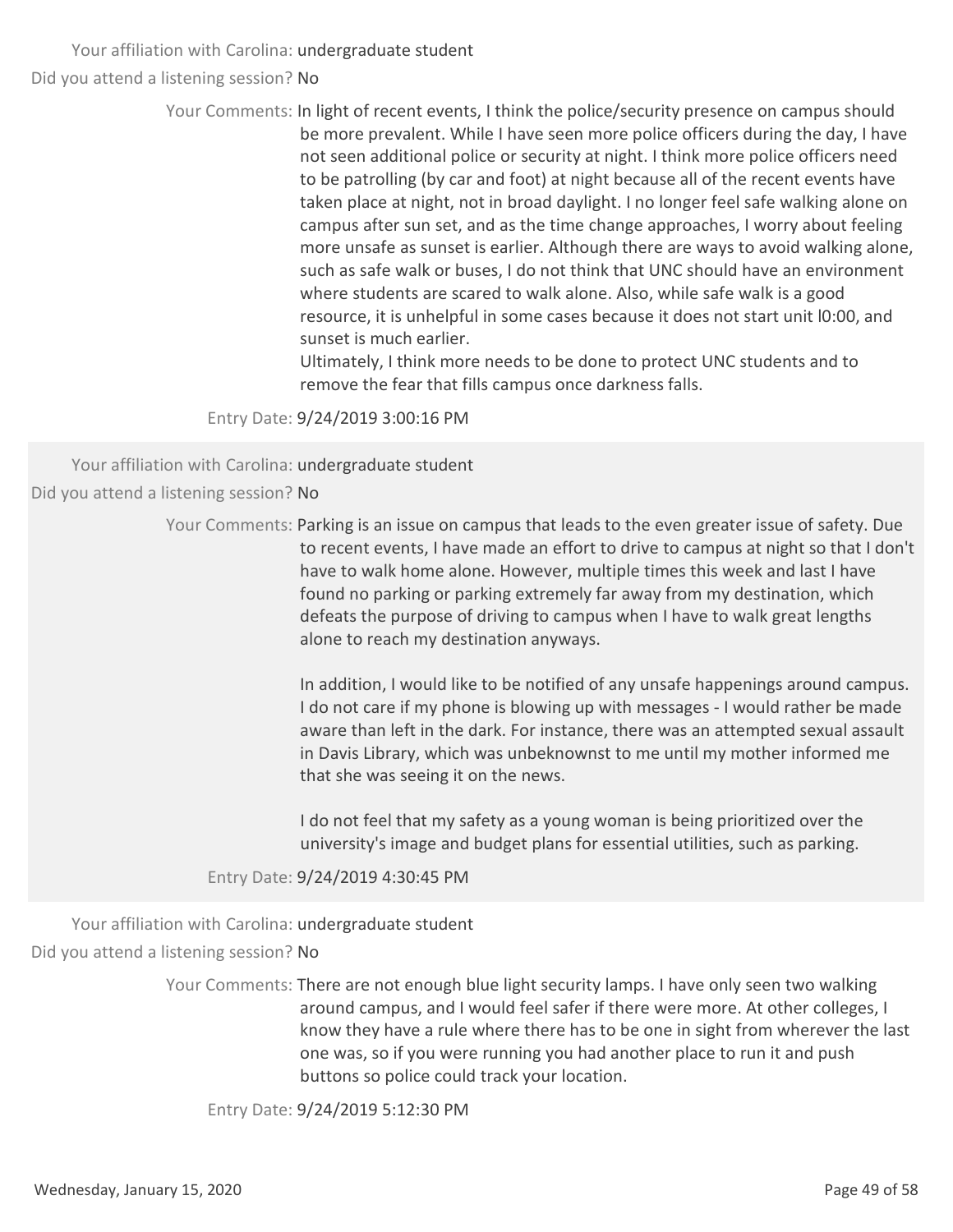Your affiliation with Carolina: undergraduate student

Did you attend a listening session? No

Your Comments: In light of recent events, I think the police/security presence on campus should be more prevalent. While I have seen more police officers during the day, I have not seen additional police or security at night. I think more police officers need to be patrolling (by car and foot) at night because all of the recent events have taken place at night, not in broad daylight. I no longer feel safe walking alone on campus after sun set, and as the time change approaches, I worry about feeling more unsafe as sunset is earlier. Although there are ways to avoid walking alone, such as safe walk or buses, I do not think that UNC should have an environment where students are scared to walk alone. Also, while safe walk is a good resource, it is unhelpful in some cases because it does not start unit l0:00, and sunset is much earlier.

Ultimately, I think more needs to be done to protect UNC students and to remove the fear that fills campus once darkness falls.

Entry Date: 9/24/2019 3:00:16 PM

---

Your affiliation with Carolina: undergraduate student

Did you attend a listening session? No

Your Comments: Parking is an issue on campus that leads to the even greater issue of safety. Due to recent events, I have made an effort to drive to campus at night so that I don't have to walk home alone. However, multiple times this week and last I have found no parking or parking extremely far away from my destination, which defeats the purpose of driving to campus when I have to walk great lengths alone to reach my destination anyways.

In addition, I would like to be notified of any unsafe happenings around campus. I do not care if my phone is blowing up with messages - I would rather be made aware than left in the dark. For instance, there was an attempted sexual assault in Davis Library, which was unbeknownst to me until my mother informed me that she was seeing it on the news.

I do not feel that my safety as a young woman is being prioritized over the university's image and budget plans for essential utilities, such as parking.

Entry Date: 9/24/2019 4:30:45 PM

---

Your affiliation with Carolina: undergraduate student

Did you attend a listening session? No

Your Comments: There are not enough blue light security lamps. I have only seen two walking around campus, and I would feel safer if there were more. At other colleges, I know they have a rule where there has to be one in sight from wherever the last one was, so if you were running you had another place to run it and push buttons so police could track your location.

Entry Date: 9/24/2019 5:12:30 PM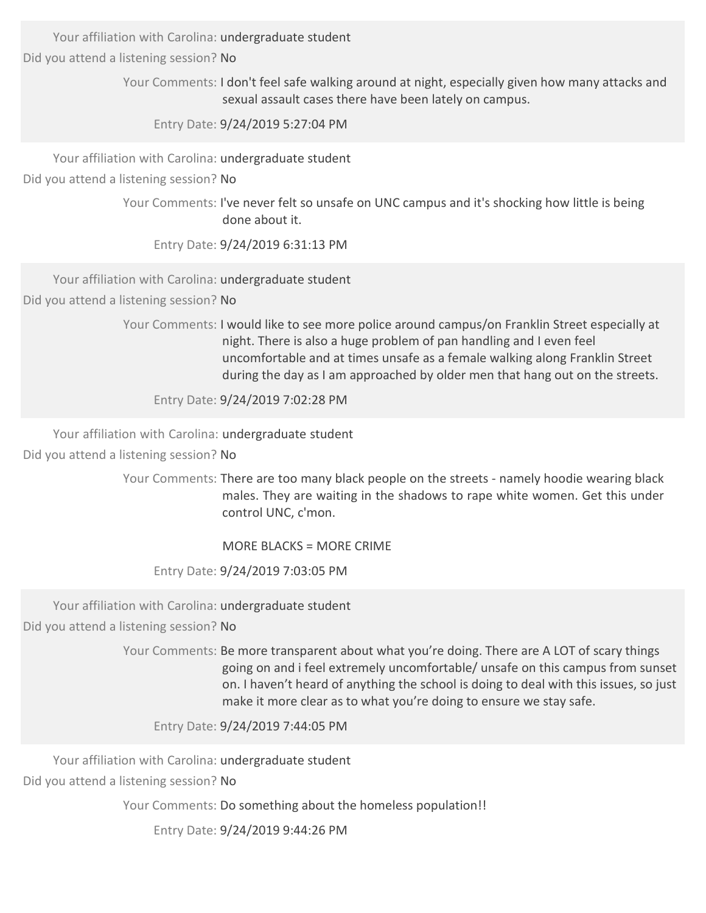Your affiliation with Carolina: undergraduate student

Did you attend a listening session? No

Your Comments: I don't feel safe walking around at night, especially given how many attacks and sexual assault cases there have been lately on campus.

Entry Date: 9/24/2019 5:27:04 PM

---

Your affiliation with Carolina: undergraduate student

Did you attend a listening session? No

Your Comments: I've never felt so unsafe on UNC campus and it's shocking how little is being done about it.

Entry Date: 9/24/2019 6:31:13 PM

---

Your affiliation with Carolina: undergraduate student

Did you attend a listening session? No

Your Comments: I would like to see more police around campus/on Franklin Street especially at night. There is also a huge problem of pan handling and I even feel uncomfortable and at times unsafe as a female walking along Franklin Street during the day as I am approached by older men that hang out on the streets.

Entry Date: 9/24/2019 7:02:28 PM

---

Your affiliation with Carolina: undergraduate student

Did you attend a listening session? No

Your Comments: There are too many black people on the streets - namely hoodie wearing black males. They are waiting in the shadows to rape white women. Get this under control UNC, c'mon.

MORE BLACKS = MORE CRIME

Entry Date: 9/24/2019 7:03:05 PM

---

Your affiliation with Carolina: undergraduate student

Did you attend a listening session? No

Your Comments: Be more transparent about what you're doing. There are A LOT of scary things going on and i feel extremely uncomfortable/ unsafe on this campus from sunset on. I haven't heard of anything the school is doing to deal with this issues, so just make it more clear as to what you're doing to ensure we stay safe.

Entry Date: 9/24/2019 7:44:05 PM

---

Your affiliation with Carolina: undergraduate student

Did you attend a listening session? No

Your Comments: Do something about the homeless population!!

Entry Date: 9/24/2019 9:44:26 PM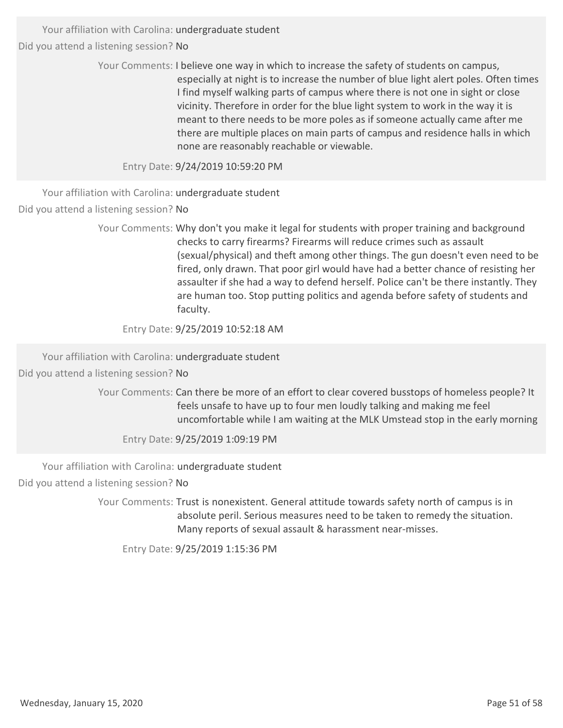Your affiliation with Carolina: undergraduate student

Did you attend a listening session? No

Your Comments: I believe one way in which to increase the safety of students on campus, especially at night is to increase the number of blue light alert poles. Often times I find myself walking parts of campus where there is not one in sight or close vicinity. Therefore in order for the blue light system to work in the way it is meant to there needs to be more poles as if someone actually came after me there are multiple places on main parts of campus and residence halls in which none are reasonably reachable or viewable.

Entry Date: 9/24/2019 10:59:20 PM

---

Your affiliation with Carolina: undergraduate student

Did you attend a listening session? No

Your Comments: Why don't you make it legal for students with proper training and background checks to carry firearms? Firearms will reduce crimes such as assault (sexual/physical) and theft among other things. The gun doesn't even need to be fired, only drawn. That poor girl would have had a better chance of resisting her assaulter if she had a way to defend herself. Police can't be there instantly. They are human too. Stop putting politics and agenda before safety of students and faculty.

Entry Date: 9/25/2019 10:52:18 AM

---

Your affiliation with Carolina: undergraduate student

Did you attend a listening session? No

Your Comments: Can there be more of an effort to clear covered busstops of homeless people? It feels unsafe to have up to four men loudly talking and making me feel uncomfortable while I am waiting at the MLK Umstead stop in the early morning

Entry Date: 9/25/2019 1:09:19 PM

---

Your affiliation with Carolina: undergraduate student

Did you attend a listening session? No

Your Comments: Trust is nonexistent. General attitude towards safety north of campus is in absolute peril. Serious measures need to be taken to remedy the situation. Many reports of sexual assault & harassment near-misses.

Entry Date: 9/25/2019 1:15:36 PM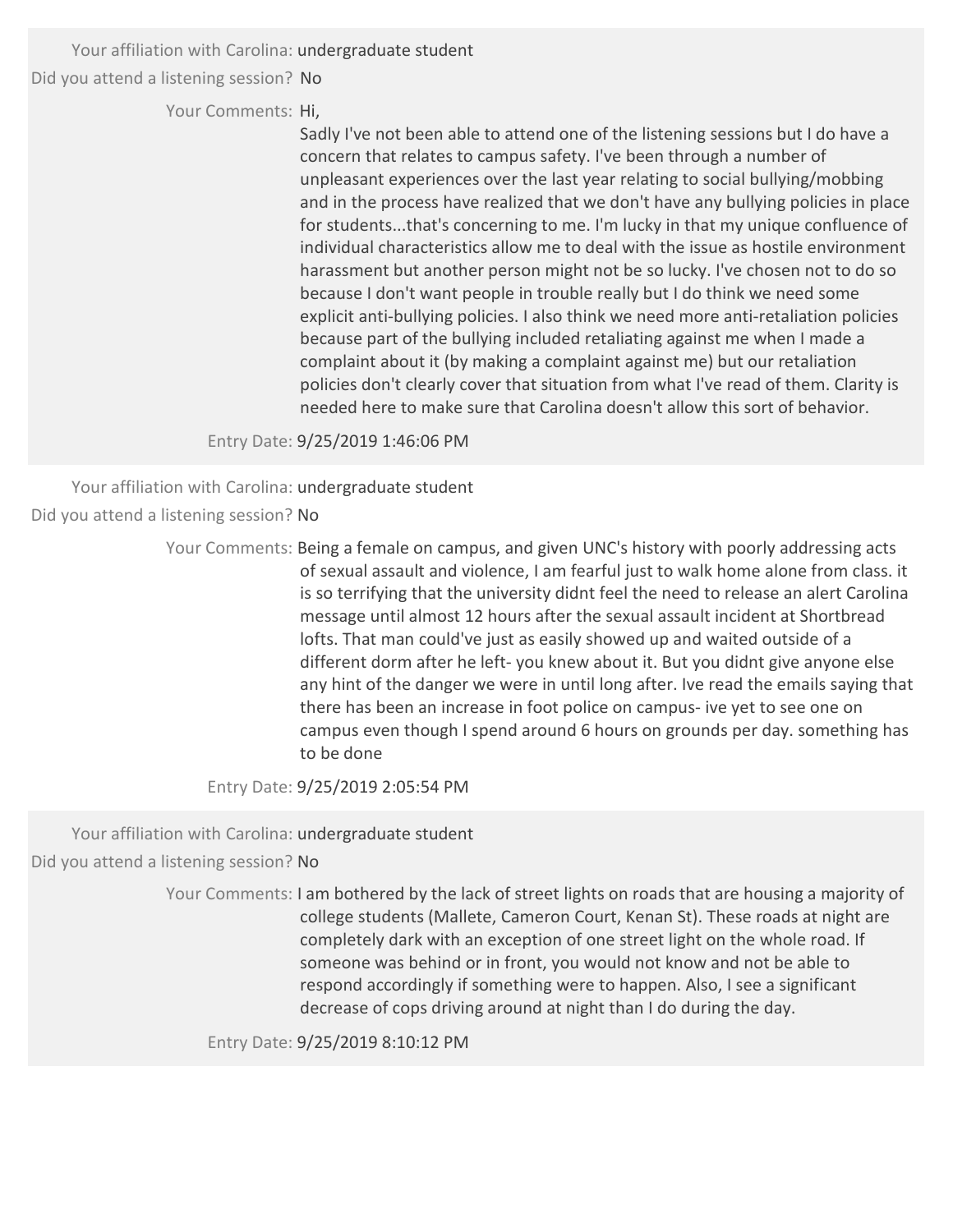Your affiliation with Carolina: undergraduate student

Did you attend a listening session? No

Your Comments: Hi,

Sadly I've not been able to attend one of the listening sessions but I do have a concern that relates to campus safety. I've been through a number of unpleasant experiences over the last year relating to social bullying/mobbing and in the process have realized that we don't have any bullying policies in place for students...that's concerning to me. I'm lucky in that my unique confluence of individual characteristics allow me to deal with the issue as hostile environment harassment but another person might not be so lucky. I've chosen not to do so because I don't want people in trouble really but I do think we need some explicit anti-bullying policies. I also think we need more anti-retaliation policies because part of the bullying included retaliating against me when I made a complaint about it (by making a complaint against me) but our retaliation policies don't clearly cover that situation from what I've read of them. Clarity is needed here to make sure that Carolina doesn't allow this sort of behavior.

Entry Date: 9/25/2019 1:46:06 PM

---

Your affiliation with Carolina: undergraduate student

Did you attend a listening session? No

Your Comments: Being a female on campus, and given UNC's history with poorly addressing acts of sexual assault and violence, I am fearful just to walk home alone from class. it is so terrifying that the university didnt feel the need to release an alert Carolina message until almost 12 hours after the sexual assault incident at Shortbread lofts. That man could've just as easily showed up and waited outside of a different dorm after he left- you knew about it. But you didnt give anyone else any hint of the danger we were in until long after. Ive read the emails saying that there has been an increase in foot police on campus- ive yet to see one on campus even though I spend around 6 hours on grounds per day. something has to be done

Entry Date: 9/25/2019 2:05:54 PM

---

Your affiliation with Carolina: undergraduate student

Did you attend a listening session? No

Your Comments: I am bothered by the lack of street lights on roads that are housing a majority of college students (Mallete, Cameron Court, Kenan St). These roads at night are completely dark with an exception of one street light on the whole road. If someone was behind or in front, you would not know and not be able to respond accordingly if something were to happen. Also, I see a significant decrease of cops driving around at night than I do during the day.

Entry Date: 9/25/2019 8:10:12 PM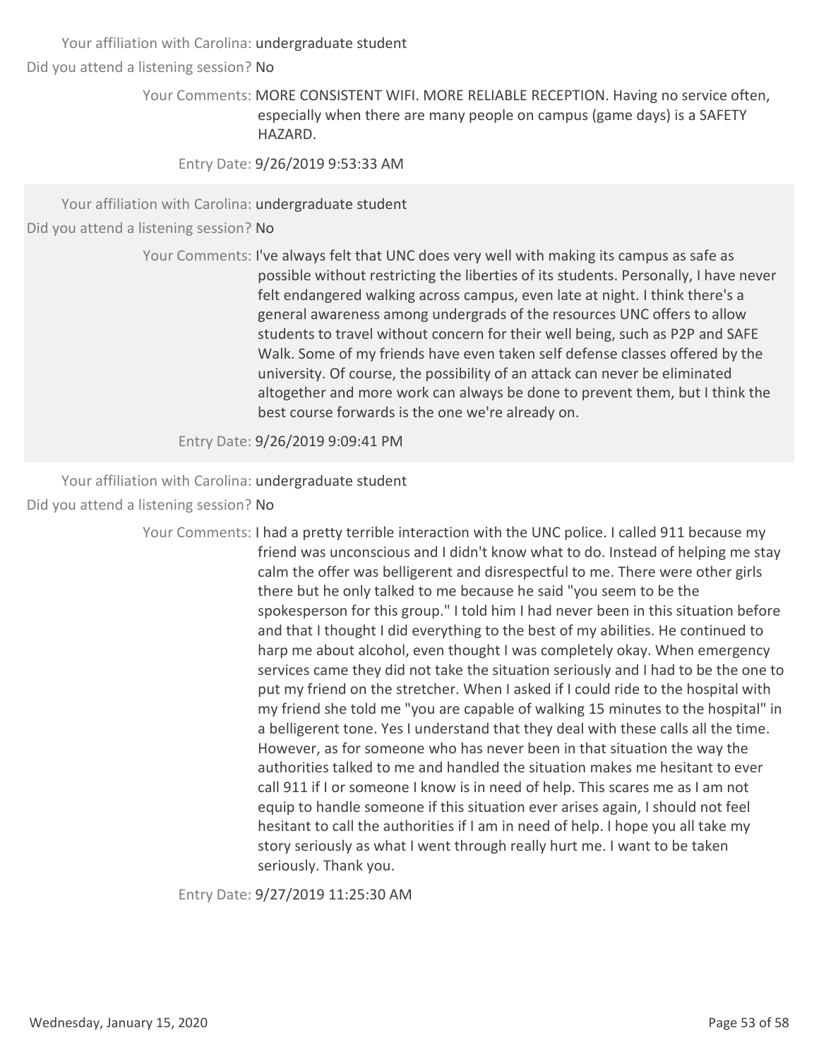Your affiliation with Carolina: undergraduate student

Did you attend a listening session? No

Your Comments: MORE CONSISTENT WIFI. MORE RELIABLE RECEPTION. Having no service often, especially when there are many people on campus (game days) is a SAFETY HAZARD.

Entry Date: 9/26/2019 9:53:33 AM

---

Your affiliation with Carolina: undergraduate student

Did you attend a listening session? No

Your Comments: I've always felt that UNC does very well with making its campus as safe as possible without restricting the liberties of its students. Personally, I have never felt endangered walking across campus, even late at night. I think there's a general awareness among undergrads of the resources UNC offers to allow students to travel without concern for their well being, such as P2P and SAFE Walk. Some of my friends have even taken self defense classes offered by the university. Of course, the possibility of an attack can never be eliminated altogether and more work can always be done to prevent them, but I think the best course forwards is the one we're already on.

Entry Date: 9/26/2019 9:09:41 PM

---

Your affiliation with Carolina: undergraduate student

Did you attend a listening session? No

Your Comments: I had a pretty terrible interaction with the UNC police. I called 911 because my friend was unconscious and I didn't know what to do. Instead of helping me stay calm the offer was belligerent and disrespectful to me. There were other girls there but he only talked to me because he said "you seem to be the spokesperson for this group." I told him I had never been in this situation before and that I thought I did everything to the best of my abilities. He continued to harp me about alcohol, even thought I was completely okay. When emergency services came they did not take the situation seriously and I had to be the one to put my friend on the stretcher. When I asked if I could ride to the hospital with my friend she told me "you are capable of walking 15 minutes to the hospital" in a belligerent tone. Yes I understand that they deal with these calls all the time. However, as for someone who has never been in that situation the way the authorities talked to me and handled the situation makes me hesitant to ever call 911 if I or someone I know is in need of help. This scares me as I am not equip to handle someone if this situation ever arises again, I should not feel hesitant to call the authorities if I am in need of help. I hope you all take my story seriously as what I went through really hurt me. I want to be taken seriously. Thank you.

Entry Date: 9/27/2019 11:25:30 AM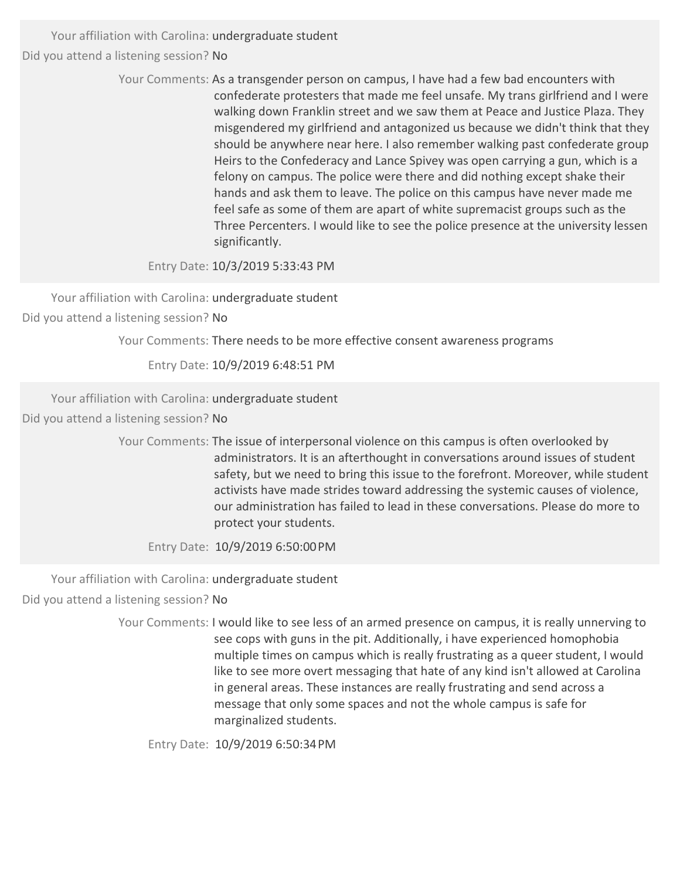Your affiliation with Carolina: undergraduate student

Did you attend a listening session? No

Your Comments: As a transgender person on campus, I have had a few bad encounters with confederate protesters that made me feel unsafe. My trans girlfriend and I were walking down Franklin street and we saw them at Peace and Justice Plaza. They misgendered my girlfriend and antagonized us because we didn't think that they should be anywhere near here. I also remember walking past confederate group Heirs to the Confederacy and Lance Spivey was open carrying a gun, which is a felony on campus. The police were there and did nothing except shake their hands and ask them to leave. The police on this campus have never made me feel safe as some of them are apart of white supremacist groups such as the Three Percenters. I would like to see the police presence at the university lessen significantly.

Entry Date: 10/3/2019 5:33:43 PM

---

Your affiliation with Carolina: undergraduate student

Did you attend a listening session? No

Your Comments: There needs to be more effective consent awareness programs

Entry Date: 10/9/2019 6:48:51 PM

---

Your affiliation with Carolina: undergraduate student

Did you attend a listening session? No

Your Comments: The issue of interpersonal violence on this campus is often overlooked by administrators. It is an afterthought in conversations around issues of student safety, but we need to bring this issue to the forefront. Moreover, while student activists have made strides toward addressing the systemic causes of violence, our administration has failed to lead in these conversations. Please do more to protect your students.

Entry Date: 10/9/2019 6:50:00 PM

---

Your affiliation with Carolina: undergraduate student

Did you attend a listening session? No

Your Comments: I would like to see less of an armed presence on campus, it is really unnerving to see cops with guns in the pit. Additionally, i have experienced homophobia multiple times on campus which is really frustrating as a queer student, I would like to see more overt messaging that hate of any kind isn't allowed at Carolina in general areas. These instances are really frustrating and send across a message that only some spaces and not the whole campus is safe for marginalized students.

Entry Date: 10/9/2019 6:50:34 PM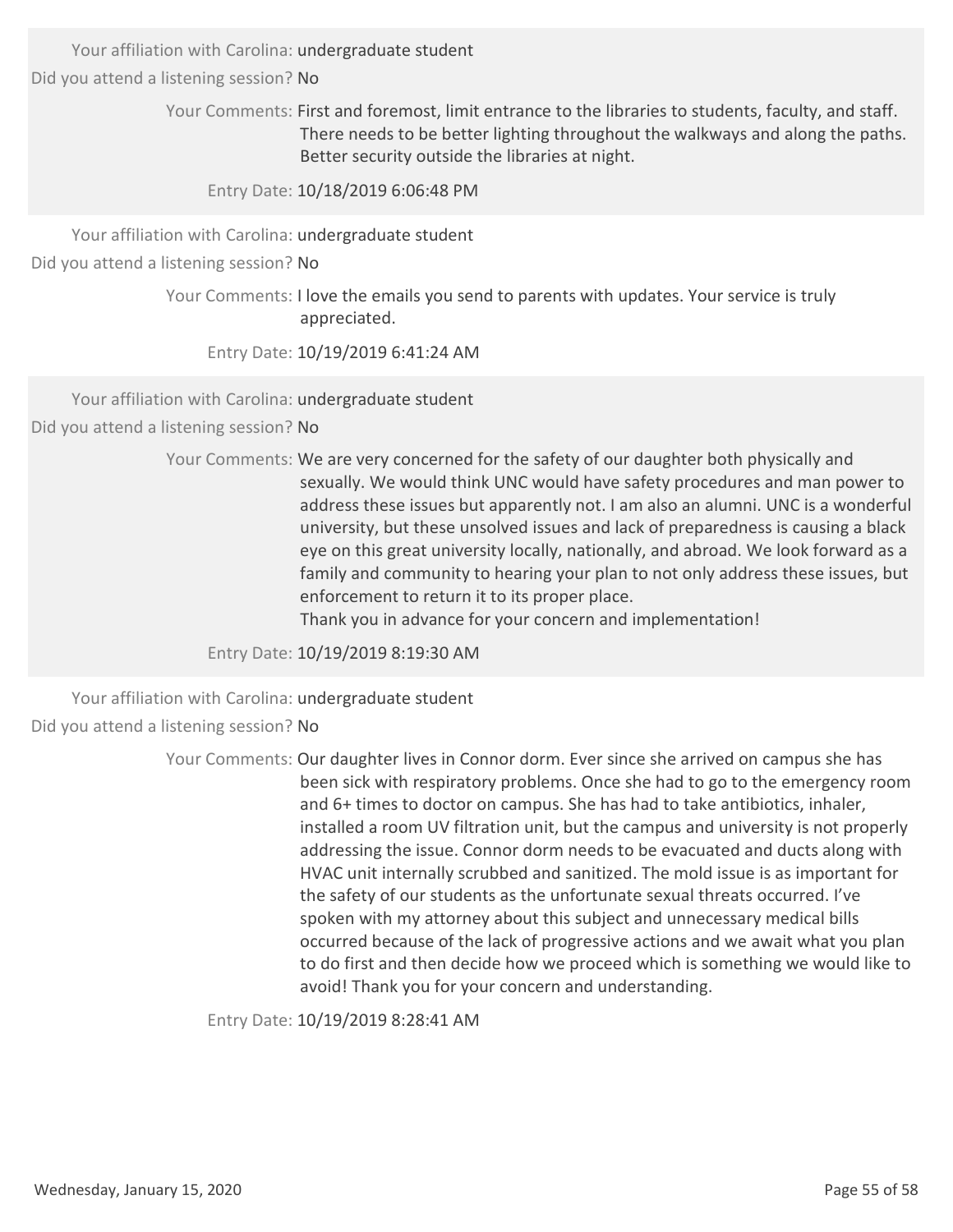Your affiliation with Carolina: undergraduate student

Did you attend a listening session? No

Your Comments: First and foremost, limit entrance to the libraries to students, faculty, and staff. There needs to be better lighting throughout the walkways and along the paths. Better security outside the libraries at night.

Entry Date: 10/18/2019 6:06:48 PM

---

Your affiliation with Carolina: undergraduate student

Did you attend a listening session? No

Your Comments: I love the emails you send to parents with updates. Your service is truly appreciated.

Entry Date: 10/19/2019 6:41:24 AM

---

Your affiliation with Carolina: undergraduate student

Did you attend a listening session? No

Your Comments: We are very concerned for the safety of our daughter both physically and sexually. We would think UNC would have safety procedures and man power to address these issues but apparently not. I am also an alumni. UNC is a wonderful university, but these unsolved issues and lack of preparedness is causing a black eye on this great university locally, nationally, and abroad. We look forward as a family and community to hearing your plan to not only address these issues, but enforcement to return it to its proper place.
Thank you in advance for your concern and implementation!

Entry Date: 10/19/2019 8:19:30 AM

---

Your affiliation with Carolina: undergraduate student

Did you attend a listening session? No

Your Comments: Our daughter lives in Connor dorm. Ever since she arrived on campus she has been sick with respiratory problems. Once she had to go to the emergency room and 6+ times to doctor on campus. She has had to take antibiotics, inhaler, installed a room UV filtration unit, but the campus and university is not properly addressing the issue. Connor dorm needs to be evacuated and ducts along with HVAC unit internally scrubbed and sanitized. The mold issue is as important for the safety of our students as the unfortunate sexual threats occurred. I've spoken with my attorney about this subject and unnecessary medical bills occurred because of the lack of progressive actions and we await what you plan to do first and then decide how we proceed which is something we would like to avoid! Thank you for your concern and understanding.

Entry Date: 10/19/2019 8:28:41 AM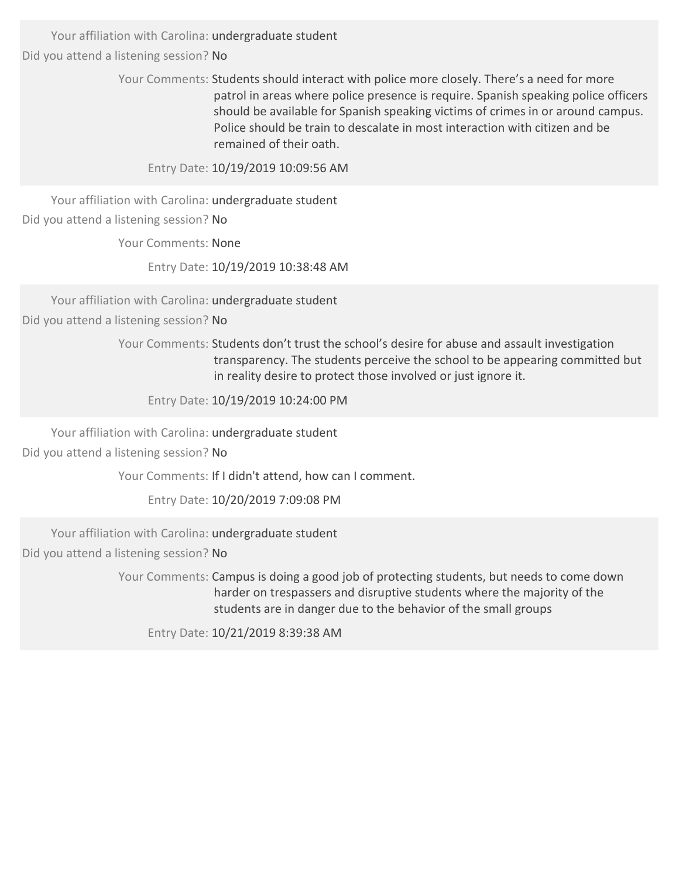Your affiliation with Carolina: undergraduate student

Did you attend a listening session? No

Your Comments: Students should interact with police more closely. There's a need for more patrol in areas where police presence is require. Spanish speaking police officers should be available for Spanish speaking victims of crimes in or around campus. Police should be train to descalate in most interaction with citizen and be remained of their oath.

Entry Date: 10/19/2019 10:09:56 AM

---

Your affiliation with Carolina: undergraduate student

Did you attend a listening session? No

Your Comments: None

Entry Date: 10/19/2019 10:38:48 AM

---

Your affiliation with Carolina: undergraduate student

Did you attend a listening session? No

Your Comments: Students don't trust the school's desire for abuse and assault investigation transparency. The students perceive the school to be appearing committed but in reality desire to protect those involved or just ignore it.

Entry Date: 10/19/2019 10:24:00 PM

---

Your affiliation with Carolina: undergraduate student

Did you attend a listening session? No

Your Comments: If I didn't attend, how can I comment.

Entry Date: 10/20/2019 7:09:08 PM

---

Your affiliation with Carolina: undergraduate student

Did you attend a listening session? No

Your Comments: Campus is doing a good job of protecting students, but needs to come down harder on trespassers and disruptive students where the majority of the students are in danger due to the behavior of the small groups

Entry Date: 10/21/2019 8:39:38 AM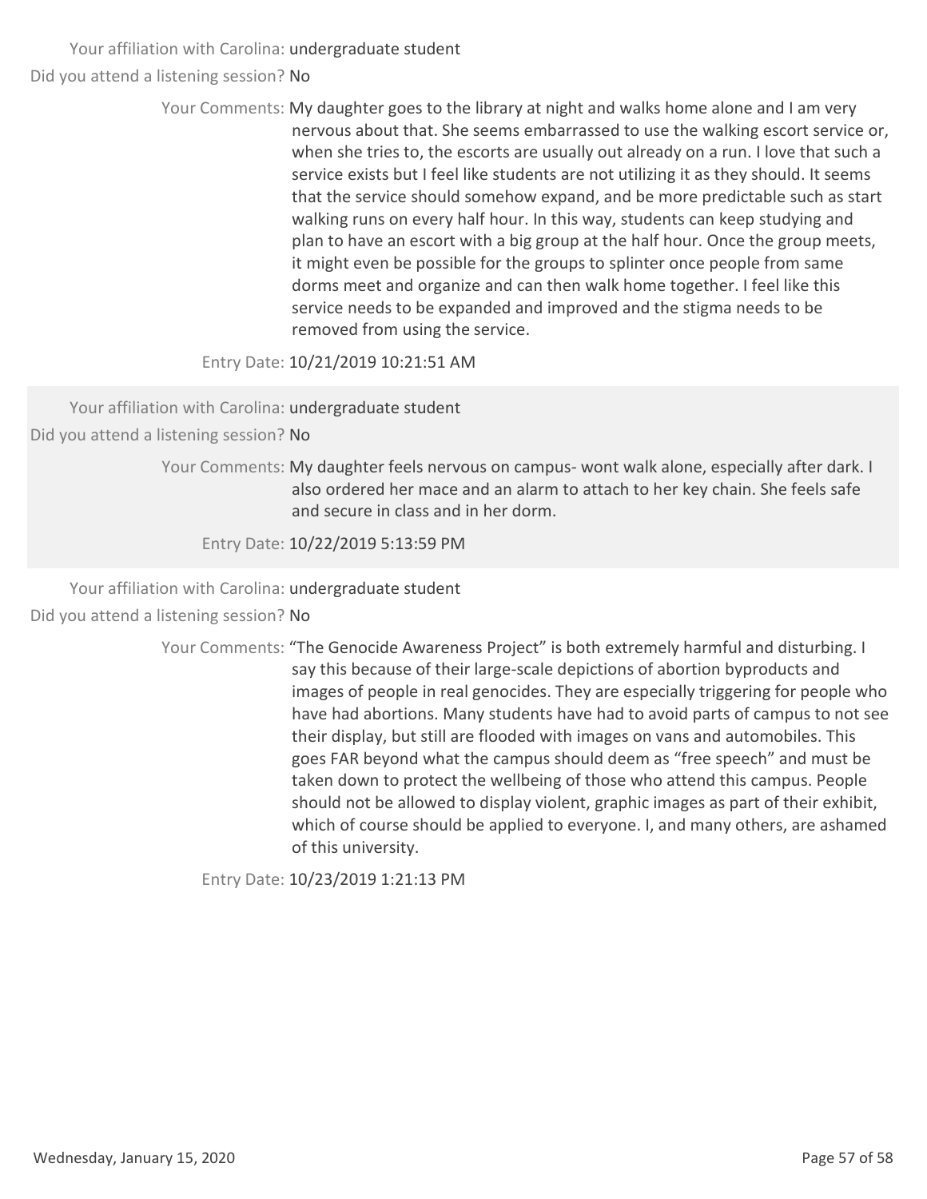Your affiliation with Carolina: undergraduate student

Did you attend a listening session? No

Your Comments: My daughter goes to the library at night and walks home alone and I am very nervous about that. She seems embarrassed to use the walking escort service or, when she tries to, the escorts are usually out already on a run. I love that such a service exists but I feel like students are not utilizing it as they should. It seems that the service should somehow expand, and be more predictable such as start walking runs on every half hour. In this way, students can keep studying and plan to have an escort with a big group at the half hour. Once the group meets, it might even be possible for the groups to splinter once people from same dorms meet and organize and can then walk home together. I feel like this service needs to be expanded and improved and the stigma needs to be removed from using the service.

Entry Date: 10/21/2019 10:21:51 AM

Your affiliation with Carolina: undergraduate student

Did you attend a listening session? No

Your Comments: My daughter feels nervous on campus- wont walk alone, especially after dark. I also ordered her mace and an alarm to attach to her key chain. She feels safe and secure in class and in her dorm.

Entry Date: 10/22/2019 5:13:59 PM

Your affiliation with Carolina: undergraduate student

Did you attend a listening session? No

Your Comments: "The Genocide Awareness Project" is both extremely harmful and disturbing. I say this because of their large-scale depictions of abortion byproducts and images of people in real genocides. They are especially triggering for people who have had abortions. Many students have had to avoid parts of campus to not see their display, but still are flooded with images on vans and automobiles. This goes FAR beyond what the campus should deem as "free speech" and must be taken down to protect the wellbeing of those who attend this campus. People should not be allowed to display violent, graphic images as part of their exhibit, which of course should be applied to everyone. I, and many others, are ashamed of this university.

Entry Date: 10/23/2019 1:21:13 PM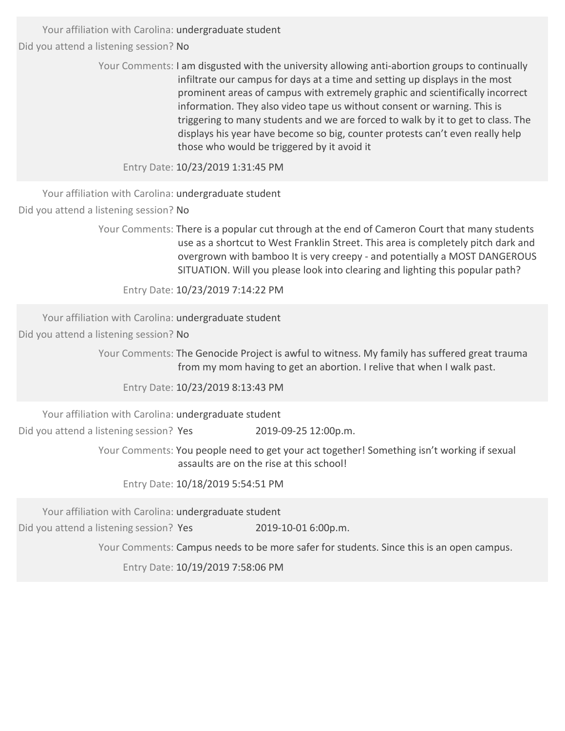Your affiliation with Carolina: undergraduate student

Did you attend a listening session? No

Your Comments: I am disgusted with the university allowing anti-abortion groups to continually infiltrate our campus for days at a time and setting up displays in the most prominent areas of campus with extremely graphic and scientifically incorrect information. They also video tape us without consent or warning. This is triggering to many students and we are forced to walk by it to get to class. The displays his year have become so big, counter protests can't even really help those who would be triggered by it avoid it

Entry Date: 10/23/2019 1:31:45 PM

---

Your affiliation with Carolina: undergraduate student

Did you attend a listening session? No

Your Comments: There is a popular cut through at the end of Cameron Court that many students use as a shortcut to West Franklin Street. This area is completely pitch dark and overgrown with bamboo It is very creepy - and potentially a MOST DANGEROUS SITUATION. Will you please look into clearing and lighting this popular path?

Entry Date: 10/23/2019 7:14:22 PM

---

Your affiliation with Carolina: undergraduate student

Did you attend a listening session? No

Your Comments: The Genocide Project is awful to witness. My family has suffered great trauma from my mom having to get an abortion. I relive that when I walk past.

Entry Date: 10/23/2019 8:13:43 PM

---

Your affiliation with Carolina: undergraduate student

Did you attend a listening session? Yes 2019-09-25 12:00p.m.

Your Comments: You people need to get your act together! Something isn't working if sexual assaults are on the rise at this school!

Entry Date: 10/18/2019 5:54:51 PM

---

Your affiliation with Carolina: undergraduate student

Did you attend a listening session? Yes 2019-10-01 6:00p.m.

Your Comments: Campus needs to be more safer for students. Since this is an open campus.

Entry Date: 10/19/2019 7:58:06 PM